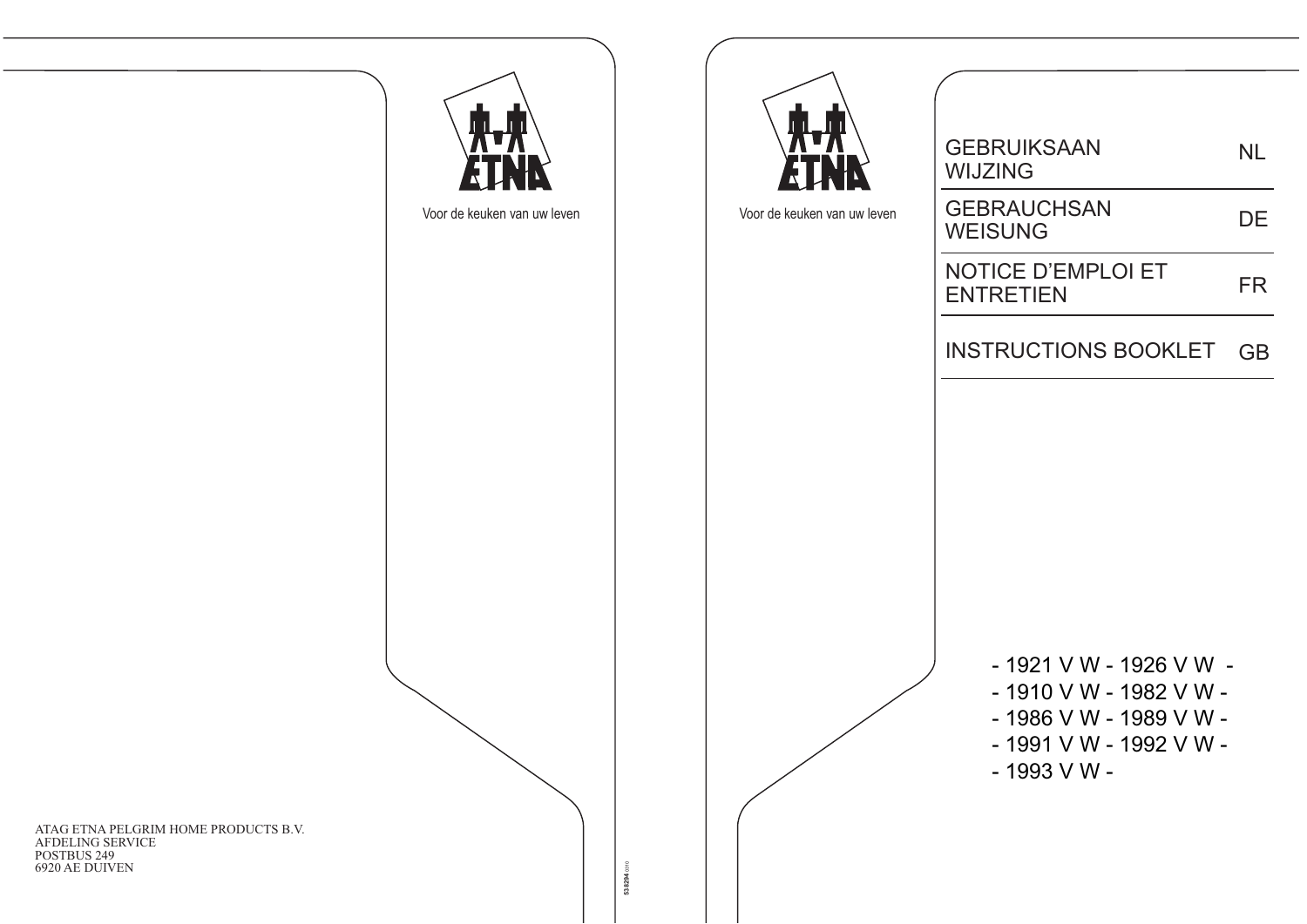ETNA

Voor de keuken van uw leven

ATAG ETNA PELGRIM HOME PRODUCTS B.V.
AFDELING SERVICE
POSTBUS 249
6920 AE DUIVEN

538294

ETNA

Voor de keuken van uw leven

| | |
|---|---|
| GEBRUIKSAAN WIJZING | NL |
| GEBRAUCHSAN WEISUNG | DE |
| NOTICE D'EMPLOI ET ENTRETIEN | FR |
| INSTRUCTIONS BOOKLET | GB |

- 1921 V W - 1926 V W -
- 1910 V W - 1982 V W -
- 1986 V W - 1989 V W -
- 1991 V W - 1992 V W -
- 1993 V W -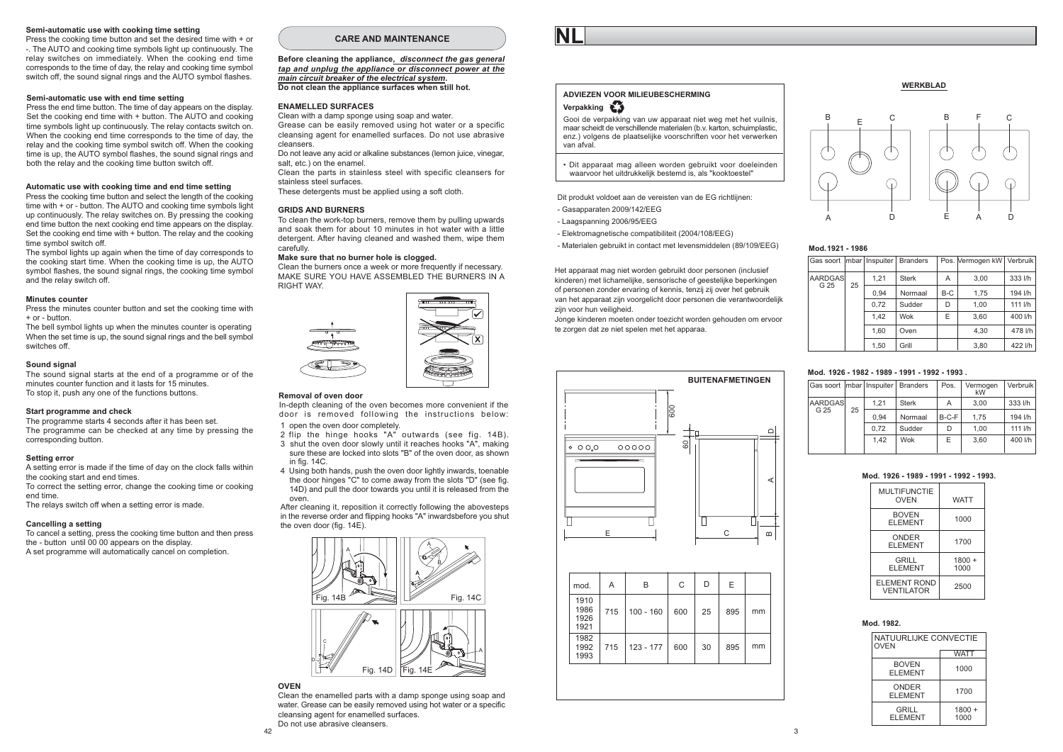### Semi-automatic use with cooking time setting

Press the cooking time button and set the desired time with + or -. The AUTO and cooking time symbols light up continuously. The relay switches on immediately. When the cooking end time corresponds to the time of day, the relay and cooking time symbol switch off, the sound signal rings and the AUTO symbol flashes.

### Semi-automatic use with end time setting

Press the end time button. The time of day appears on the display. Set the cooking end time with + button. The AUTO and cooking time symbols light up continuously. The relay contacts switch on. When the cooking end time corresponds to the time of day, the relay and the cooking time symbol switch off. When the cooking time is up, the AUTO symbol flashes, the sound signal rings and both the relay and the cooking time button switch off.

### Automatic use with cooking time and end time setting

Press the cooking time button and select the length of the cooking time with + or - button. The AUTO and cooking time symbols light up continuously. The relay switches on. By pressing the cooking end time button the next cooking end time appears on the display. Set the cooking end time with + button. The relay and the cooking time symbol switch off.

The symbol lights up again when the time of day corresponds to the cooking start time. When the cooking time is up, the AUTO symbol flashes, the sound signal rings, the cooking time symbol and the relay switch off.

### Minutes counter

Press the minutes counter button and set the cooking time with + or - button.

The bell symbol lights up when the minutes counter is operating. When the set time is up, the sound signal rings and the bell symbol switches off.

### Sound signal

The sound signal starts at the end of a programme or of the minutes counter function and it lasts for 15 minutes.

To stop it, push any one of the functions buttons.

### Start programme and check

The programme starts 4 seconds after it has been set.

The programme can be checked at any time by pressing the corresponding button.

### Setting error

A setting error is made if the time of day on the clock falls within the cooking start and end times.

To correct the setting error, change the cooking time or cooking end time.

The relays switch off when a setting error is made.

### Cancelling a setting

To cancel a setting, press the cooking time button and then press the - button until 00 00 appears on the display.

A set programme will automatically cancel on completion.

## CARE AND MAINTENANCE

**Before cleaning the appliance, *disconnect the gas general tap and unplug the appliance or disconnect power at the main circuit breaker of the electrical system*.**
**Do not clean the appliance surfaces when still hot.**

### ENAMELLED SURFACES

Clean with a damp sponge using soap and water.

Grease can be easily removed using hot water or a specific cleansing agent for enamelled surfaces. Do not use abrasive cleansers.

Do not leave any acid or alkaline substances (lemon juice, vinegar, salt, etc.) on the enamel.

Clean the parts in stainless steel with specific cleansers for stainless steel surfaces.

These detergents must be applied using a soft cloth.

### GRIDS AND BURNERS

To clean the work-top burners, remove them by pulling upwards and soak them for about 10 minutes in hot water with a little detergent. After having cleaned and washed them, wipe them carefully.

**Make sure that no burner hole is clogged.**

Clean the burners once a week or more frequently if necessary.
MAKE SURE YOU HAVE ASSEMBLED THE BURNERS IN A RIGHT WAY.

### Removal of oven door

In-depth cleaning of the oven becomes more convenient if the door is removed following the instructions below:

1. open the oven door completely.
2. flip the hinge hooks "A" outwards (see fig. 14B).
3. shut the oven door slowly until it reaches hooks "A", making sure these are locked into slots "B" of the oven door, as shown in fig. 14C.
4. Using both hands, push the oven door lightly inwards, toenable the door hinges "C" to come away from the slots "D" (see fig. 14D) and pull the door towards you until it is released from the oven.

After cleaning it, reposition it correctly following the abovesteps in the reverse order and flipping hooks "A" inwardsbefore you shut the oven door (fig. 14E).

Fig. 14B Fig. 14C Fig. 14D Fig. 14E

### OVEN

Clean the enamelled parts with a damp sponge using soap and water. Grease can be easily removed using hot water or a specific cleansing agent for enamelled surfaces.

Do not use abrasive cleansers.

# NL

### ADVIEZEN VOOR MILIEUBESCHERMING

**Verpakking**

Gooi de verpakking van uw apparaat niet weg met het vuilnis, maar scheidt de verschillende materialen (b.v. karton, schuimplastic, enz.) volgens de plaatselijke voorschriften voor het verwerken van afval.

- Dit apparaat mag alleen worden gebruikt voor doeleinden waarvoor het uitdrukkelijk bestemd is, als "kooktoestel"

Dit produkt voldoet aan de vereisten van de EG richtlijnen:

- Gasapparaten 2009/142/EEG
- Laagspanning 2006/95/EEG
- Elektromagnetische compatibiliteit (2004/108/EEG)
- Materialen gebruikt in contact met levensmiddelen (89/109/EEG)

Het apparaat mag niet worden gebruikt door personen (inclusief kinderen) met lichamelijke, sensorische of geestelijke beperkingen of personen zonder ervaring of kennis, tenzij zij over het gebruik van het apparaat zijn voorgelicht door personen die verantwoordelijk zijn voor hun veiligheid.

Jonge kinderen moeten onder toezicht worden gehouden om ervoor te zorgen dat ze niet spelen met het apparaa.

### BUITENAFMETINGEN

| mod. | A | B | C | D | E | |
|---|---|---|---|---|---|---|
| 1910 1986 1926 1921 | 715 | 100 - 160 | 600 | 25 | 895 | mm |
| 1982 1992 1993 | 715 | 123 - 177 | 600 | 30 | 895 | mm |

### WERKBLAD

**Mod.1921 - 1986**

| Gas soort | mbar | Inspuiter | Branders | Pos. | Vermogen kW | Verbruik |
|---|---|---|---|---|---|---|
| AARDGAS G 25 | 25 | 1,21 | Sterk | A | 3,00 | 333 l/h |
| | | 0,94 | Normaal | B-C | 1,75 | 194 l/h |
| | | 0,72 | Sudder | D | 1,00 | 111 l/h |
| | | 1,42 | Wok | E | 3,60 | 400 l/h |
| | | 1,60 | Oven | | 4,30 | 478 l/h |
| | | 1,50 | Grill | | 3,80 | 422 l/h |

**Mod. 1926 - 1982 - 1989 - 1991 - 1992 - 1993 .**

| Gas soort | mbar | Inspuiter | Branders | Pos. | Vermogen kW | Verbruik |
|---|---|---|---|---|---|---|
| AARDGAS G 25 | 25 | 1,21 | Sterk | A | 3,00 | 333 l/h |
| | | 0,94 | Normaal | B-C-F | 1,75 | 194 l/h |
| | | 0,72 | Sudder | D | 1,00 | 111 l/h |
| | | 1,42 | Wok | E | 3,60 | 400 l/h |

**Mod. 1926 - 1989 - 1991 - 1992 - 1993.**

| MULTIFUNCTIE OVEN | WATT |
|---|---|
| BOVEN ELEMENT | 1000 |
| ONDER ELEMENT | 1700 |
| GRILL ELEMENT | 1800 + 1000 |
| ELEMENT ROND VENTILATOR | 2500 |

**Mod. 1982.**

| NATUURLIJKE CONVECTIE OVEN | WATT |
|---|---|
| BOVEN ELEMENT | 1000 |
| ONDER ELEMENT | 1700 |
| GRILL ELEMENT | 1800 + 1000 |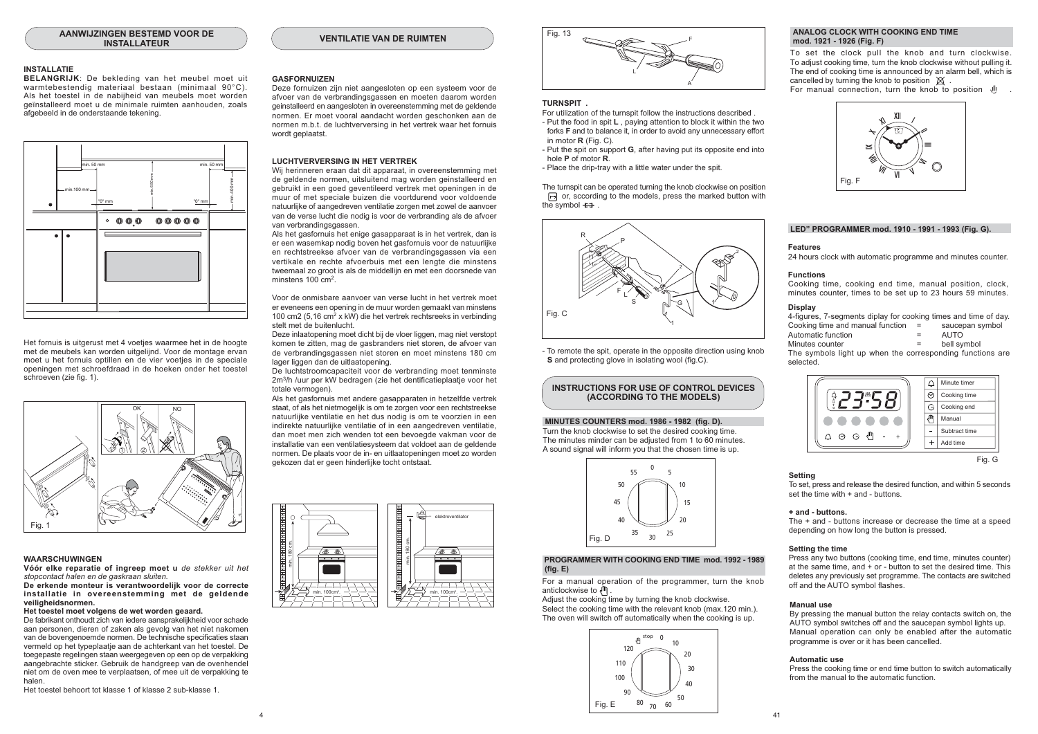## AANWIJZINGEN BESTEMD VOOR DE INSTALLATEUR

### INSTALLATIE

**BELANGRIJK**: De bekleding van het meubel moet uit warmtebestendig materiaal bestaan (minimaal 90°C). Als het toestel in de nabijheid van meubels moet worden geïnstalleerd moet u de minimale ruimten aanhouden, zoals afgebeeld in de onderstaande tekening.

Het fornuis is uitgerust met 4 voetjes waarmee het in de hoogte met de meubels kan worden uitgelijnd. Voor de montage ervan moet u het fornuis optillen en de vier voetjes in de speciale openingen met schroefdraad in de hoeken onder het toestel schroeven (zie fig. 1).

Fig. 1

### WAARSCHUWINGEN

**Vóór elke reparatie of ingreep moet u** *de stekker uit het stopcontact halen en de gaskraan sluiten.*

**De erkende monteur is verantwoordelijk voor de correcte installatie in overeenstemming met de geldende veiligheidsnormen.**

**Het toestel moet volgens de wet worden geaard.**

De fabrikant onthoudt zich van iedere aansprakelijkheid voor schade aan personen, dieren of zaken als gevolg van het niet nakomen van de bovengenoemde normen. De technische specificaties staan vermeld op het typeplaatje aan de achterkant van het toestel. De toegepaste regelingen staan weergegeven op een op de verpakking aangebrachte sticker. Gebruik de handgreep van de ovenhendel niet om de oven mee te verplaatsen, of mee uit de verpakking te halen.

Het toestel behoort tot klasse 1 of klasse 2 sub-klasse 1.

## VENTILATIE VAN DE RUIMTEN

### GASFORNUIZEN

Deze fornuizen zijn niet aangesloten op een systeem voor de afvoer van de verbrandingsgassen en moeten daarom worden geinstalleerd en aangesloten in overeenstemming met de geldende normen. Er moet vooral aandacht worden geschonken aan de normen m.b.t. de luchtverversing in het vertrek waar het fornuis wordt geplaatst.

### LUCHTVERVERSING IN HET VERTREK

Wij herinneren eraan dat dit apparaat, in overeenstemming met de geldende normen, uitsluitend mag worden geinstalleerd en gebruikt in een goed geventileerd vertrek met openingen in de muur of met speciale buizen die voortdurend voor voldoende natuurlijke of aangedreven ventilatie zorgen met zowel de aanvoer van de verse lucht die nodig is voor de verbranding als de afvoer van verbrandingsgassen.

Als het gasfornuis het enige gasapparaat is in het vertrek, dan is er een wasemkap nodig boven het gasfornuis voor de natuurlijke en rechtstreekse afvoer van de verbrandingsgassen via een vertikale en rechte afvoerbuis met een lengte die minstens tweemaal zo groot is als de middellijn en met een doorsnede van minstens 100 cm$^2$.

Voor de onmisbare aanvoer van verse lucht in het vertrek moet er eveneens een opening in de muur worden gemaakt van minstens 100 cm2 (5,16 cm$^2$ x kW) die het vertrek rechtsreeks in verbinding stelt met de buitenlucht.

Deze inlaatopening moet dicht bij de vloer liggen, mag niet verstopt komen te zitten, mag de gasbranders niet storen, de afvoer van de verbrandingsgassen niet storen en moet minstens 180 cm lager liggen dan de uitlaatopening.

De luchtstroomcapaciteit voor de verbranding moet tenminste 2m$^3$/h /uur per kW bedragen (zie het dentificatieplaatje voor het totale vermogen).

Als het gasfornuis met andere gasapparaten in hetzelfde vertrek staat, of als het nietmogelijk is om te zorgen voor een rechtstreekse natuurlijke ventilatie en het dus nodig is om te voorzien in een indirekte natuurlijke ventilatie of in een aangedreven ventilatie, dan moet men zich wenden tot een bevoegde vakman voor de installatie van een ventilatiesysteem dat voldoet aan de geldende normen. De plaats voor de in- en uitlaatopeningen moet zo worden gekozen dat er geen hinderlijke tocht ontstaat.

Fig. 13

### TURNSPIT .

For utilization of the turnspit follow the instructions described .

- Put the food in spit **L** , paying attention to block it within the two forks **F** and to balance it, in order to avoid any unnecessary effort in motor **R** (Fig. C).
- Put the spit on support **G**, after having put its opposite end into hole **P** of motor **R**.
- Place the drip-tray with a little water under the spit.

The turnspit can be operated turning the knob clockwise on position or, sccording to the models, press the marked button with the symbol .

Fig. C

- To remote the spit, operate in the opposite direction using knob **S** and protecting glove in isolating wool (fig.C).

## INSTRUCTIONS FOR USE OF CONTROL DEVICES (ACCORDING TO THE MODELS)

### MINUTES COUNTERS mod. 1986 - 1982 (fig. D).

Turn the knob clockwise to set the desired cooking time.
The minutes minder can be adjusted from 1 to 60 minutes.
A sound signal will inform you that the chosen time is up.

Fig. D

### PROGRAMMER WITH COOKING END TIME mod. 1992 - 1989 (fig. E)

For a manual operation of the programmer, turn the knob anticlockwise to .
Adjust the cooking time by turning the knob clockwise.
Select the cooking time with the relevant knob (max.120 min.).
The oven will switch off automatically when the cooking is up.

Fig. E

### ANALOG CLOCK WITH COOKING END TIME mod. 1921 - 1926 (Fig. F)

To set the clock pull the knob and turn clockwise. To adjust cooking time, turn the knob clockwise without pulling it. The end of cooking time is announced by an alarm bell, which is cancelled by turning the knob to position .
For manual connection, turn the knob to position .

Fig. F

### LED" PROGRAMMER mod. 1910 - 1991 - 1993 (Fig. G).

**Features**

24 hours clock with automatic programme and minutes counter.

**Functions**

Cooking time, cooking end time, manual position, clock, minutes counter, times to be set up to 23 hours 59 minutes.

**Display**

4-figures, 7-segments diplay for cooking times and time of day.

| | | |
|---|---|---|
| Cooking time and manual function | = | saucepan symbol |
| Automatic function | = | AUTO |
| Minutes counter | = | bell symbol |

The symbols light up when the corresponding functions are selected.

| | |
|---|---|
| | Minute timer |
| | Cooking time |
| | Cooking end |
| | Manual |
| - | Subtract time |
| + | Add time |

Fig. G

**Setting**

To set, press and release the desired function, and within 5 seconds set the time with + and - buttons.

**+ and - buttons.**

The + and - buttons increase or decrease the time at a speed depending on how long the button is pressed.

**Setting the time**

Press any two buttons (cooking time, end time, minutes counter) at the same time, and + or - button to set the desired time. This deletes any previously set programme. The contacts are switched off and the AUTO symbol flashes.

**Manual use**

By pressing the manual button the relay contacts switch on, the AUTO symbol switches off and the saucepan symbol lights up. Manual operation can only be enabled after the automatic programme is over or it has been cancelled.

**Automatic use**

Press the cooking time or end time button to switch automatically from the manual to the automatic function.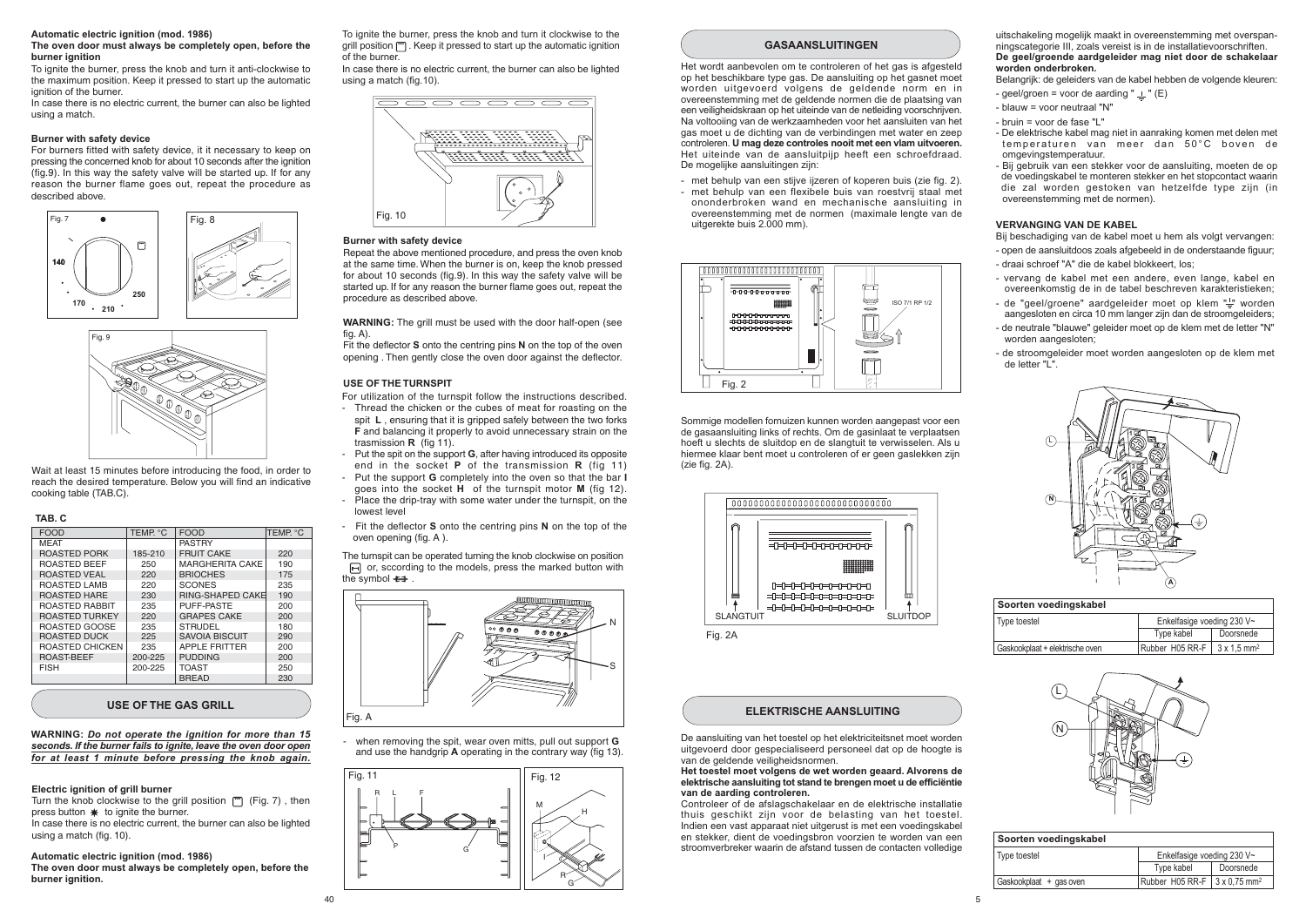**Automatic electric ignition (mod. 1986)**

**The oven door must always be completely open, before the burner ignition**

To ignite the burner, press the knob and turn it anti-clockwise to the maximum position. Keep it pressed to start up the automatic ignition of the burner.

In case there is no electric current, the burner can also be lighted using a match.

**Burner with safety device**

For burners fitted with safety device, it it necessary to keep on pressing the concerned knob for about 10 seconds after the ignition (fig.9). In this way the safety valve will be started up. If for any reason the burner flame goes out, repeat the procedure as described above.

Fig. 7

Fig. 8

Fig. 9

Wait at least 15 minutes before introducing the food, in order to reach the desired temperature. Below you will find an indicative cooking table (TAB.C).

**TAB. C**

| FOOD | TEMP. °C | FOOD | TEMP. °C |
|---|---|---|---|
| MEAT | | PASTRY | |
| ROASTED PORK | 185-210 | FRUIT CAKE | 220 |
| ROASTED BEEF | 250 | MARGHERITA CAKE | 190 |
| ROASTED VEAL | 220 | BRIOCHES | 175 |
| ROASTED LAMB | 220 | SCONES | 235 |
| ROASTED HARE | 230 | RING-SHAPED CAKE | 190 |
| ROASTED RABBIT | 235 | PUFF-PASTE | 200 |
| ROASTED TURKEY | 220 | GRAPES CAKE | 200 |
| ROASTED GOOSE | 235 | STRUDEL | 180 |
| ROASTED DUCK | 225 | SAVOIA BISCUIT | 290 |
| ROASTED CHICKEN | 235 | APPLE FRITTER | 200 |
| ROAST-BEEF | 200-225 | PUDDING | 200 |
| FISH | 200-225 | TOAST | 250 |
| | | BREAD | 230 |

## USE OF THE GAS GRILL

**WARNING:** ***Do not operate the ignition for more than 15 seconds. If the burner fails to ignite, leave the oven door open for at least 1 minute before pressing the knob again.***

**Electric ignition of grill burner**

Turn the knob clockwise to the grill position (Fig. 7) , then press button ✱ to ignite the burner.

In case there is no electric current, the burner can also be lighted using a match (fig. 10).

**Automatic electric ignition (mod. 1986)**

**The oven door must always be completely open, before the burner ignition.**

To ignite the burner, press the knob and turn it clockwise to the grill position . Keep it pressed to start up the automatic ignition of the burner.

In case there is no electric current, the burner can also be lighted using a match (fig.10).

Fig. 10

**Burner with safety device**

Repeat the above mentioned procedure, and press the oven knob at the same time. When the burner is on, keep the knob pressed for about 10 seconds (fig.9). In this way the safety valve will be started up. If for any reason the burner flame goes out, repeat the procedure as described above.

**WARNING:** The grill must be used with the door half-open (see fig. A).

Fit the deflector **S** onto the centring pins **N** on the top of the oven opening . Then gently close the oven door against the deflector.

**USE OF THE TURNSPIT**

For utilization of the turnspit follow the instructions described.

- Thread the chicken or the cubes of meat for roasting on the spit **L** , ensuring that it is gripped safely between the two forks **F** and balancing it properly to avoid unnecessary strain on the trasmission **R** (fig 11).
- Put the spit on the support **G**, after having introduced its opposite end in the socket **P** of the transmission **R** (fig 11)
- Put the support **G** completely into the oven so that the bar **I** goes into the socket **H** of the turnspit motor **M** (fig 12).
- Place the drip-tray with some water under the turnspit, on the lowest level
- Fit the deflector **S** onto the centring pins **N** on the top of the oven opening (fig. A ).

The turnspit can be operated turning the knob clockwise on position or, sccording to the models, press the marked button with the symbol .

Fig. A

- when removing the spit, wear oven mitts, pull out support **G** and use the handgrip **A** operating in the contrary way (fig 13).

Fig. 11

Fig. 12

## GASAANSLUITINGEN

Het wordt aanbevolen om te controleren of het gas is afgesteld op het beschikbare type gas. De aansluiting op het gasnet moet worden uitgevoerd volgens de geldende norm en in overeenstemming met de geldende normen die de plaatsing van een veiligheidskraan op het uiteinde van de netleiding voorschrijven. Na voltooiing van de werkzaamheden voor het aansluiten van het gas moet u de dichting van de verbindingen met water en zeep controleren. **U mag deze controles nooit met een vlam uitvoeren.** Het uiteinde van de aansluitpijp heeft een schroefdraad. De mogelijke aansluitingen zijn:

- met behulp van een stijve ijzeren of koperen buis (zie fig. 2).
- met behulp van een flexibele buis van roestvrij staal met ononderbroken wand en mechanische aansluiting in overeenstemming met de normen (maximale lengte van de uitgerekte buis 2.000 mm).

ISO 7/1 RP 1/2

Fig. 2

Sommige modellen fornuizen kunnen worden aangepast voor een de gasaansluiting links of rechts. Om de gasinlaat te verplaatsen hoeft u slechts de sluitdop en de slangtuit te verwisselen. Als u hiermee klaar bent moet u controleren of er geen gaslekken zijn (zie fig. 2A).

SLANGTUIT SLUITDOP

Fig. 2A

## ELEKTRISCHE AANSLUITING

De aansluiting van het toestel op het elektriciteitsnet moet worden uitgevoerd door gespecialiseerd personeel dat op de hoogte is van de geldende veiligheidsnormen.

**Het toestel moet volgens de wet worden geaard. Alvorens de elektrische aansluiting tot stand te brengen moet u de efficiëntie van de aarding controleren.**

Controleer of de afslagschakelaar en de elektrische installatie thuis geschikt zijn voor de belasting van het toestel. Indien een vast apparaat niet uitgerust is met een voedingskabel en stekker, dient de voedingsbron voorzien te worden van een stroomverbreker waarin de afstand tussen de contacten volledige uitschakeling mogelijk maakt in overeenstemming met overspanningscategorie III, zoals vereist is in de installatievoorschriften.

**De geel/groene aardgeleider mag niet door de schakelaar worden onderbroken.**

Belangrijk: de geleiders van de kabel hebben de volgende kleuren:

- geel/groen = voor de aarding " ⏚ " (E)
- blauw = voor neutraal "N"
- bruin = voor de fase "L"
- De elektrische kabel mag niet in aanraking komen met delen met temperaturen van meer dan 50°C boven de omgevingstemperatuur.
- Bij gebruik van een stekker voor de aansluiting, moeten de op de voedingskabel te monteren stekker en het stopcontact waarin die zal worden gestoken van hetzelfde type zijn (in overeenstemming met de normen).

**VERVANGING VAN DE KABEL**

Bij beschadiging van de kabel moet u hem als volgt vervangen:

- open de aansluitdoos zoals afgebeeld in de onderstaande figuur;
- draai schroef "A" die de kabel blokkeert, los;
- vervang de kabel met een andere, even lange, kabel en overeenkomstig de in de tabel beschreven karakteristieken;
- de "geel/groene" aardgeleider moet op klem "⏚" worden aangesloten en circa 10 mm langer zijn dan de stroomgeleiders;
- de neutrale "blauwe" geleider moet op de klem met de letter "N" worden aangesloten;
- de stroomgeleider moet worden aangesloten op de klem met de letter "L".

| Soorten voedingskabel | | |
|---|---|---|
| Type toestel | Enkelfasige voeding 230 V~ | |
| | Type kabel | Doorsnede |
| Gaskookplaat + elektrische oven | Rubber H05 RR-F | 3 x 1,5 mm² |

| Soorten voedingskabel | | |
|---|---|---|
| Type toestel | Enkelfasige voeding 230 V~ | |
| | Type kabel | Doorsnede |
| Gaskookplaat + gas oven | Rubber H05 RR-F | 3 x 0,75 mm² |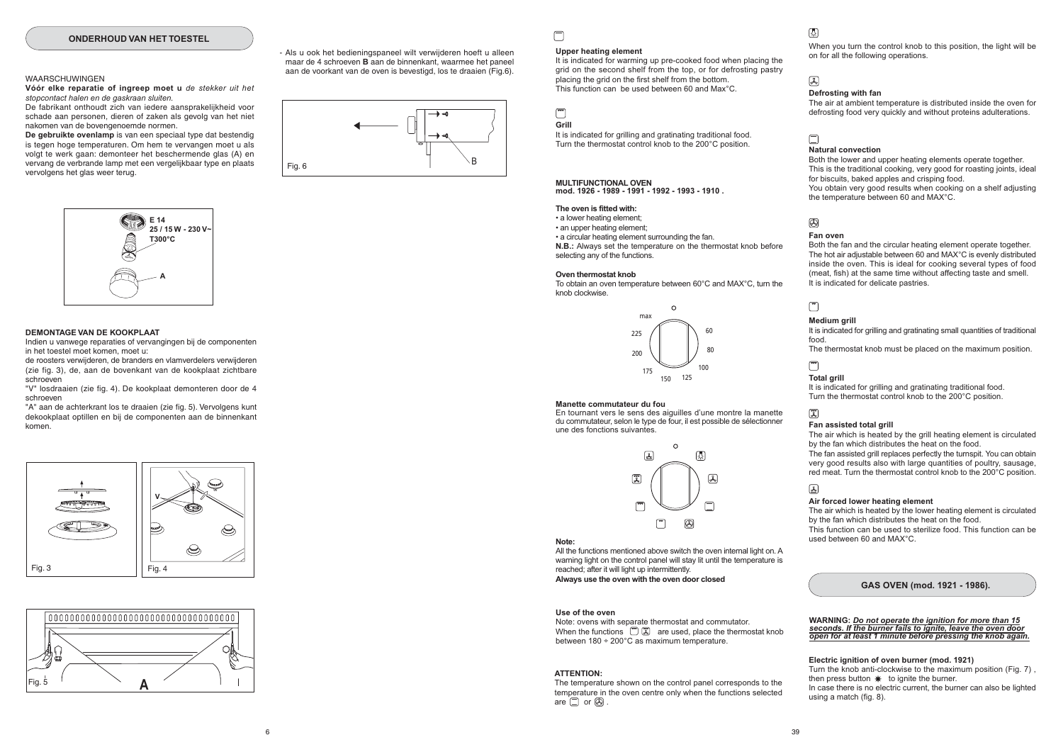## ONDERHOUD VAN HET TOESTEL

WAARSCHUWINGEN

**Vóór elke reparatie of ingreep moet u** *de stekker uit het stopcontact halen en de gaskraan sluiten.*

De fabrikant onthoudt zich van iedere aansprakelijkheid voor schade aan personen, dieren of zaken als gevolg van het niet nakomen van de bovengenoemde normen.

**De gebruikte ovenlamp** is van een speciaal type dat bestendig is tegen hoge temperaturen. Om hem te vervangen moet u als volgt te werk gaan: demonteer het beschermende glas (A) en vervang de verbrande lamp met een vergelijkbaar type en plaats vervolgens het glas weer terug.

E 14
25 / 15 W - 230 V~
T300°C

A

**DEMONTAGE VAN DE KOOKPLAAT**

Indien u vanwege reparaties of vervangingen bij de componenten in het toestel moet komen, moet u:

de roosters verwijderen, de branders en vlamverdelers verwijderen (zie fig. 3), de, aan de bovenkant van de kookplaat zichtbare schroeven

"V" losdraaien (zie fig. 4). De kookplaat demonteren door de 4 schroeven

"A" aan de achterkrant los te draaien (zie fig. 5). Vervolgens kunt dekookplaat optillen en bij de componenten aan de binnenkant komen.

Fig. 3

Fig. 4

Fig. 5

- Als u ook het bedieningspaneel wilt verwijderen hoeft u alleen maar de 4 schroeven **B** aan de binnenkant, waarmee het paneel aan de voorkant van de oven is bevestigd, los te draaien (Fig.6).

Fig. 6

**Upper heating element**

It is indicated for warming up pre-cooked food when placing the grid on the second shelf from the top, or for defrosting pastry placing the grid on the first shelf from the bottom.
This function can be used between 60 and Max°C.

**Grill**

It is indicated for grilling and gratinating traditional food.
Turn the thermostat control knob to the 200°C position.

**MULTIFUNCTIONAL OVEN**
**mod. 1926 - 1989 - 1991 - 1992 - 1993 - 1910 .**

**The oven is fitted with:**

- a lower heating element;
- an upper heating element;
- a circular heating element surrounding the fan.

**N.B.:** Always set the temperature on the thermostat knob before selecting any of the functions.

**Oven thermostat knob**

To obtain an oven temperature between 60°C and MAX°C, turn the knob clockwise.

max, 225, 200, 175, 150, 125, 100, 80, 60

**Manette commutateur du fou**

En tournant vers le sens des aiguilles d'une montre la manette du commutateur, selon le type de four, il est possible de sélectionner une des fonctions suivantes.

**Note:**

All the functions mentioned above switch the oven internal light on. A warning light on the control panel will stay lit until the temperature is reached; after it will light up intermittently.

**Always use the oven with the oven door closed**

**Use of the oven**

Note: ovens with separate thermostat and commutator.
When the functions are used, place the thermostat knob between 180 ÷ 200°C as maximum temperature.

**ATTENTION:**

The temperature shown on the control panel corresponds to the temperature in the oven centre only when the functions selected are or .

When you turn the control knob to this position, the light will be on for all the following operations.

**Defrosting with fan**

The air at ambient temperature is distributed inside the oven for defrosting food very quickly and without proteins adulterations.

**Natural convection**

Both the lower and upper heating elements operate together.
This is the traditional cooking, very good for roasting joints, ideal for biscuits, baked apples and crisping food.
You obtain very good results when cooking on a shelf adjusting the temperature between 60 and MAX°C.

**Fan oven**

Both the fan and the circular heating element operate together.
The hot air adjustable between 60 and MAX°C is evenly distributed inside the oven. This is ideal for cooking several types of food (meat, fish) at the same time without affecting taste and smell.
It is indicated for delicate pastries.

**Medium grill**

It is indicated for grilling and gratinating small quantities of traditional food.
The thermostat knob must be placed on the maximum position.

**Total grill**

It is indicated for grilling and gratinating traditional food.
Turn the thermostat control knob to the 200°C position.

**Fan assisted total grill**

The air which is heated by the grill heating element is circulated by the fan which distributes the heat on the food.
The fan assisted grill replaces perfectly the turnspit. You can obtain very good results also with large quantities of poultry, sausage, red meat. Turn the thermostat control knob to the 200°C position.

**Air forced lower heating element**

The air which is heated by the lower heating element is circulated by the fan which distributes the heat on the food.
This function can be used to sterilize food. This function can be used between 60 and MAX°C.

## GAS OVEN (mod. 1921 - 1986).

**WARNING:** ***Do not operate the ignition for more than 15 seconds. If the burner fails to ignite, leave the oven door open for at least 1 minute before pressing the knob again.***

**Electric ignition of oven burner (mod. 1921)**

Turn the knob anti-clockwise to the maximum position (Fig. 7) , then press button ✷ to ignite the burner.
In case there is no electric current, the burner can also be lighted using a match (fig. 8).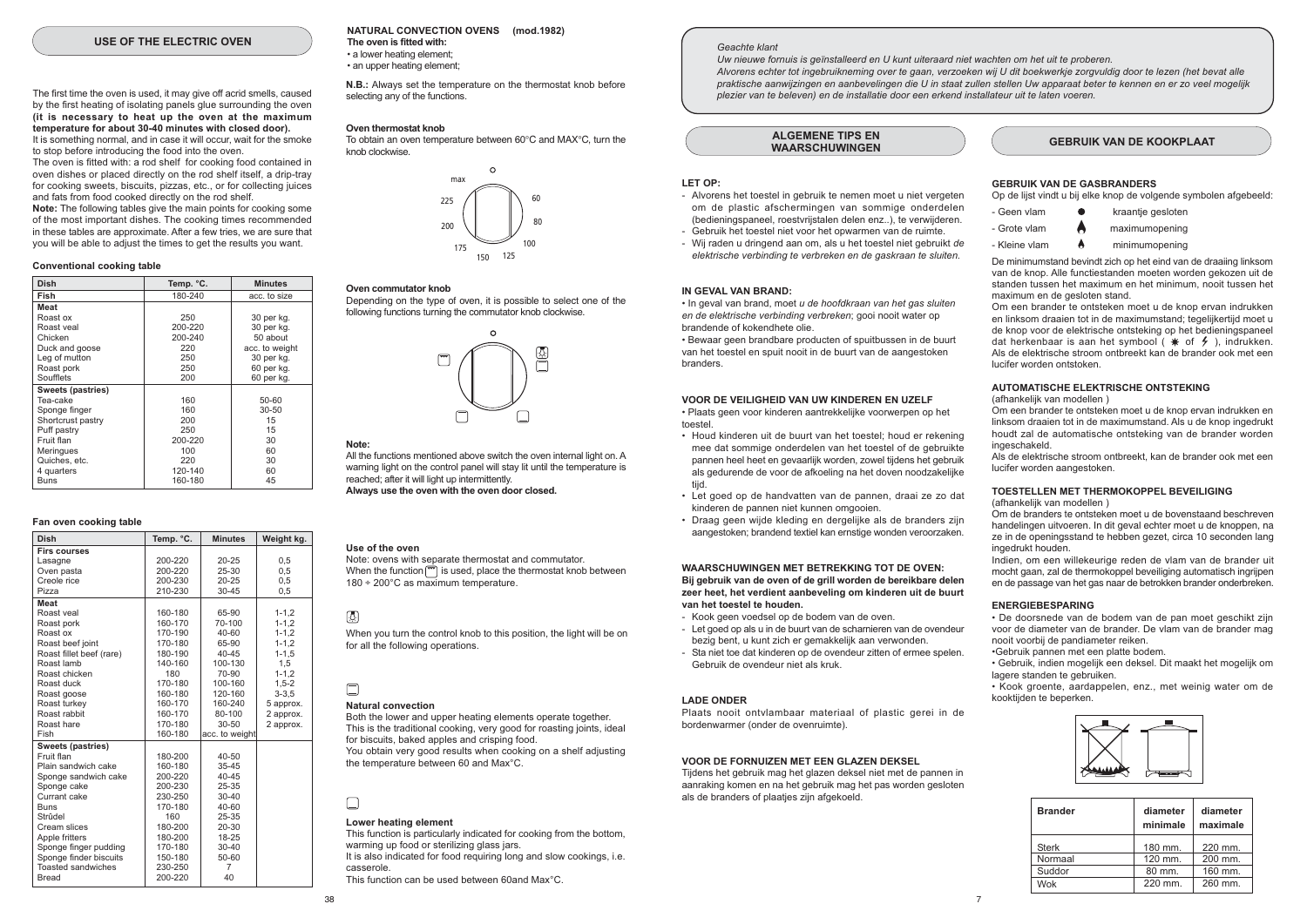## USE OF THE ELECTRIC OVEN

The first time the oven is used, it may give off acrid smells, caused by the first heating of isolating panels glue surrounding the oven **(it is necessary to heat up the oven at the maximum temperature for about 30-40 minutes with closed door).**
It is something normal, and in case it will occur, wait for the smoke to stop before introducing the food into the oven.
The oven is fitted with: a rod shelf for cooking food contained in oven dishes or placed directly on the rod shelf itself, a drip-tray for cooking sweets, biscuits, pizzas, etc., or for collecting juices and fats from food cooked directly on the rod shelf.
**Note:** The following tables give the main points for cooking some of the most important dishes. The cooking times recommended in these tables are approximate. After a few tries, we are sure that you will be able to adjust the times to get the results you want.

### Conventional cooking table

| Dish | Temp. °C. | Minutes |
|---|---|---|
| **Fish** | 180-240 | acc. to size |
| **Meat** | | |
| Roast ox | 250 | 30 per kg. |
| Roast veal | 200-220 | 30 per kg. |
| Chicken | 200-240 | 50 about |
| Duck and goose | 220 | acc. to weight |
| Leg of mutton | 250 | 30 per kg. |
| Roast pork | 250 | 60 per kg. |
| Soufflets | 200 | 60 per kg. |
| **Sweets (pastries)** | | |
| Tea-cake | 160 | 50-60 |
| Sponge finger | 160 | 30-50 |
| Shortcrust pastry | 200 | 15 |
| Puff pastry | 250 | 15 |
| Fruit flan | 200-220 | 30 |
| Meringues | 100 | 60 |
| Quiches, etc. | 220 | 30 |
| 4 quarters | 120-140 | 60 |
| Buns | 160-180 | 45 |

### Fan oven cooking table

| Dish | Temp. °C. | Minutes | Weight kg. |
|---|---|---|---|
| **Firs courses** | | | |
| Lasagne | 200-220 | 20-25 | 0,5 |
| Oven pasta | 200-220 | 25-30 | 0,5 |
| Creole rice | 200-230 | 20-25 | 0,5 |
| Pizza | 210-230 | 30-45 | 0,5 |
| **Meat** | | | |
| Roast veal | 160-180 | 65-90 | 1-1,2 |
| Roast pork | 160-170 | 70-100 | 1-1,2 |
| Roast ox | 170-190 | 40-60 | 1-1,2 |
| Roast beef joint | 170-180 | 65-90 | 1-1,2 |
| Roast fillet beef (rare) | 180-190 | 40-45 | 1-1,5 |
| Roast lamb | 140-160 | 100-130 | 1,5 |
| Roast chicken | 180 | 70-90 | 1-1,2 |
| Roast duck | 170-180 | 100-160 | 1,5-2 |
| Roast goose | 160-180 | 120-160 | 3-3,5 |
| Roast turkey | 160-170 | 160-240 | 5 approx. |
| Roast rabbit | 160-170 | 80-100 | 2 approx. |
| Roast hare | 170-180 | 30-50 | 2 approx. |
| Fish | 160-180 | acc. to weight | |
| **Sweets (pastries)** | | | |
| Fruit flan | 180-200 | 40-50 | |
| Plain sandwich cake | 160-180 | 35-45 | |
| Sponge sandwich cake | 200-220 | 40-45 | |
| Sponge cake | 200-230 | 25-35 | |
| Currant cake | 230-250 | 30-40 | |
| Buns | 170-180 | 40-60 | |
| Strüdel | 160 | 25-35 | |
| Cream slices | 180-200 | 20-30 | |
| Apple fritters | 180-200 | 18-25 | |
| Sponge finger pudding | 170-180 | 30-40 | |
| Sponge finder biscuits | 150-180 | 50-60 | |
| Toasted sandwiches | 230-250 | 7 | |
| Bread | 200-220 | 40 | |

**NATURAL CONVECTION OVENS (mod.1982)**
**The oven is fitted with:**
• a lower heating element;
• an upper heating element;

**N.B.:** Always set the temperature on the thermostat knob before selecting any of the functions.

**Oven thermostat knob**
To obtain an oven temperature between 60°C and MAX°C, turn the knob clockwise.

**Oven commutator knob**
Depending on the type of oven, it is possible to select one of the following functions turning the commutator knob clockwise.

**Note:**
All the functions mentioned above switch the oven internal light on. A warning light on the control panel will stay lit until the temperature is reached; after it will light up intermittently.
**Always use the oven with the oven door closed.**

**Use of the oven**
Note: ovens with separate thermostat and commutator.
When the function is used, place the thermostat knob between 180 ÷ 200°C as maximum temperature.

When you turn the control knob to this position, the light will be on for all the following operations.

**Natural convection**
Both the lower and upper heating elements operate together.
This is the traditional cooking, very good for roasting joints, ideal for biscuits, baked apples and crisping food.
You obtain very good results when cooking on a shelf adjusting the temperature between 60 and Max°C.

**Lower heating element**
This function is particularly indicated for cooking from the bottom, warming up food or sterilizing glass jars.
It is also indicated for food requiring long and slow cookings, i.e. casserole.
This function can be used between 60and Max°C.

*Geachte klant*
*Uw nieuwe fornuis is geïnstalleerd en U kunt uiteraard niet wachten om het uit te proberen.*
*Alvorens echter tot ingebruikneming over te gaan, verzoeken wij U dit boekwerkje zorgvuldig door te lezen (het bevat alle praktische aanwijzingen en aanbevelingen die U in staat zullen stellen Uw apparaat beter te kennen en er zo veel mogelijk plezier van te beleven) en de installatie door een erkend installateur uit te laten voeren.*

## ALGEMENE TIPS EN WAARSCHUWINGEN

**LET OP:**
- Alvorens het toestel in gebruik te nemen moet u niet vergeten om de plastic afschermingen van sommige onderdelen (bedieningspaneel, roestvrijstalen delen enz..), te verwijderen.
- Gebruik het toestel niet voor het opwarmen van de ruimte.
- Wij raden u dringend aan om, als u het toestel niet gebruikt *de elektrische verbinding te verbreken en de gaskraan te sluiten.*

**IN GEVAL VAN BRAND:**
• In geval van brand, moet *u de hoofdkraan van het gas sluiten en de elektrische verbinding verbreken*; gooi nooit water op brandende of kokendhete olie.
• Bewaar geen brandbare producten of spuitbussen in de buurt van het toestel en spuit nooit in de buurt van de aangestoken branders.

**VOOR DE VEILIGHEID VAN UW KINDEREN EN UZELF**
• Plaats geen voor kinderen aantrekkelijke voorwerpen op het toestel.
• Houd kinderen uit de buurt van het toestel; houd er rekening mee dat sommige onderdelen van het toestel of de gebruikte pannen heel heet en gevaarlijk worden, zowel tijdens het gebruik als gedurende de voor de afkoeling na het doven noodzakelijke tijd.
• Let goed op de handvatten van de pannen, draai ze zo dat kinderen de pannen niet kunnen omgooien.
• Draag geen wijde kleding en dergelijke als de branders zijn aangestoken; brandend textiel kan ernstige wonden veroorzaken.

**WAARSCHUWINGEN MET BETREKKING TOT DE OVEN:**
**Bij gebruik van de oven of de grill worden de bereikbare delen zeer heet, het verdient aanbeveling om kinderen uit de buurt van het toestel te houden.**
- Kook geen voedsel op de bodem van de oven.
- Let goed op als u in de buurt van de scharnieren van de ovendeur bezig bent, u kunt zich er gemakkelijk aan verwonden.
- Sta niet toe dat kinderen op de ovendeur zitten of ermee spelen. Gebruik de ovendeur niet als kruk.

**LADE ONDER**
Plaats nooit ontvlambaar materiaal of plastic gerei in de bordenwarmer (onder de ovenruimte).

**VOOR DE FORNUIZEN MET EEN GLAZEN DEKSEL**
Tijdens het gebruik mag het glazen deksel niet met de pannen in aanraking komen en na het gebruik mag het pas worden gesloten als de branders of plaatjes zijn afgekoeld.

## GEBRUIK VAN DE KOOKPLAAT

**GEBRUIK VAN DE GASBRANDERS**
Op de lijst vindt u bij elke knop de volgende symbolen afgebeeld:
- Geen vlam ● kraantje gesloten
- Grote vlam maximumopening
- Kleine vlam minimumopening

De minimumstand bevindt zich op het eind van de draaiing linksom van de knop. Alle functiestanden moeten worden gekozen uit de standen tussen het maximum en het minimum, nooit tussen het maximum en de gesloten stand.
Om een brander te ontsteken moet u de knop ervan indrukken en linksom draaien tot in de maximumstand; tegelijkertijd moet u de knop voor de elektrische ontsteking op het bedieningspaneel dat herkenbaar is aan het symbool ( ✱ of ϟ ), indrukken. Als de elektrische stroom ontbreekt kan de brander ook met een lucifer worden ontstoken.

**AUTOMATISCHE ELEKTRISCHE ONTSTEKING**
(afhankelijk van modellen )
Om een brander te ontsteken moet u de knop ervan indrukken en linksom draaien tot in de maximumstand. Als u de knop ingedrukt houdt zal de automatische ontsteking van de brander worden ingeschakeld.
Als de elektrische stroom ontbreekt, kan de brander ook met een lucifer worden aangestoken.

**TOESTELLEN MET THERMOKOPPEL BEVEILIGING**
(afhankelijk van modellen )
Om de branders te ontsteken moet u de bovenstaand beschreven handelingen uitvoeren. In dit geval echter moet u de knoppen, na ze in de openingsstand te hebben gezet, circa 10 seconden lang ingedrukt houden.
Indien, om een willekeurige reden de vlam van de brander uit mocht gaan, zal de thermokoppel beveiliging automatisch ingrijpen en de passage van het gas naar de betrokken brander onderbreken.

**ENERGIEBESPARING**
• De doorsnede van de bodem van de pan moet geschikt zijn voor de diameter van de brander. De vlam van de brander mag nooit voorbij de pandiameter reiken.
•Gebruik pannen met een platte bodem.
• Gebruik, indien mogelijk een deksel. Dit maakt het mogelijk om lagere standen te gebruiken.
• Kook groente, aardappelen, enz., met weinig water om de kooktijden te beperken.

| Brander | diameter minimale | diameter maximale |
|---|---|---|
| Sterk | 180 mm. | 220 mm. |
| Normaal | 120 mm. | 200 mm. |
| Suddor | 80 mm. | 160 mm. |
| Wok | 220 mm. | 260 mm. |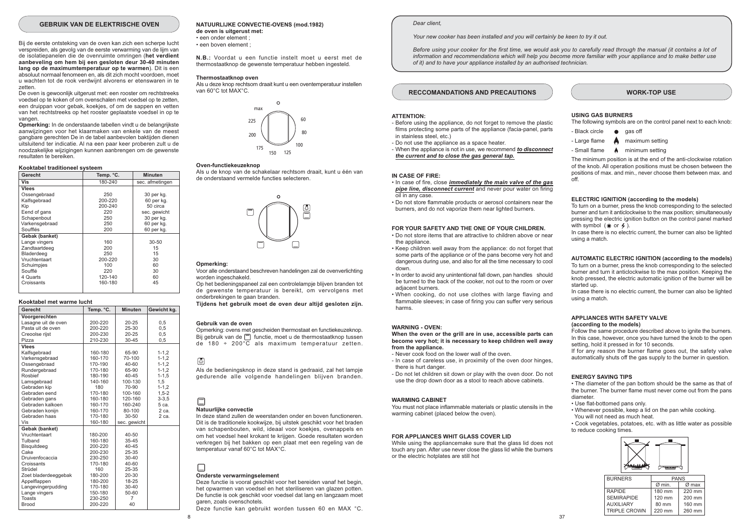## GEBRUIK VAN DE ELEKTRISCHE OVEN

Bij de eerste ontsteking van de oven kan zich een scherpe lucht verspreiden, als gevolg van de eerste verwarming van de lijm van de isolatiepanelen die de ovenruimte omringen (**het verdient aanbeveling om hem bij een gesloten deur 30-40 minuten lang op de maximumtemperatuur op te warmen**). Dit is een absoluut normaal fenomeen en, als dit zich mocht voordoen, moet u wachten tot de rook verdwijnt alvorens er etenswaren in te zetten.

De oven is gewoonlijk uitgerust met: een rooster om rechtstreeks voedsel op te koken of om ovenschalen met voedsel op te zetten, een druippan voor gebak, koekjes, of om de sappen en vetten van het rechtstreeks op het rooster geplaatste voedsel in op te vangen.

**Opmerking:** In de onderstaande tabellen vindt u de belangrijkste aanwijzingen voor het klaarmaken van enkele van de meest gangbare gerechten De in de tabel aanbevolen baktijden dienen uitsluitend ter indicatie. Al na een paar keer proberen zult u de noodzakelijke wijzigingen kunnen aanbrengen om de gewenste resultaten te bereiken.

**Kooktabel traditioneel systeem**

| Gerecht | Temp. °C. | Minuten |
|---|---|---|
| **Vis** | 180-240 | sec. afmetingen |
| **Vlees** | | |
| Ossengebraad | 250 | 30 per kg. |
| Kalfsgebraad | 200-220 | 60 per kg. |
| Kip | 200-240 | 50 circa |
| Eend of gans | 220 | sec. gewicht |
| Schapenbout | 250 | 30 per kg. |
| Varkensgebraad | 250 | 60 per kg. |
| Soufflés | 200 | 60 per kg. |
| **Gebak (banket)** | | |
| Lange vingers | 160 | 30-50 |
| Zandtaartdeeg | 200 | 15 |
| Bladerdeeg | 250 | 15 |
| Vruchtentaart | 200-220 | 30 |
| Schuimpjes | 100 | 60 |
| Soufflé | 220 | 30 |
| 4 Quarts | 120-140 | 60 |
| Croissants | 160-180 | 45 |

**Kooktabel met warme lucht**

| Gerecht | Temp. °C. | Minuten | Gewicht kg. |
|---|---|---|---|
| **Voorgerechten** | | | |
| Lasagne uit de oven | 200-220 | 20-25 | 0,5 |
| Pasta uit de oven | 200-220 | 25-30 | 0,5 |
| Creoolse rijst | 200-230 | 20-25 | 0,5 |
| Pizza | 210-230 | 30-45 | 0,5 |
| **Vlees** | | | |
| Kalfsgebraad | 160-180 | 65-90 | 1-1,2 |
| Varkensgebraad | 160-170 | 70-100 | 1-1,2 |
| Ossengebraad | 170-190 | 40-60 | 1-1,2 |
| Rundergebraad | 170-180 | 65-90 | 1-1,2 |
| Rosbief | 180-190 | 40-45 | 1-1,5 |
| Lamsgebraad | 140-160 | 100-130 | 1,5 |
| Gebraden kip | 180 | 70-90 | 1-1,2 |
| Gebraden eend | 170-180 | 100-160 | 1,5-2 |
| Gebraden gans | 160-180 | 120-160 | 3-3,5 |
| Gebraden kalkoen | 160-170 | 160-240 | 5 ca. |
| Gebraden konijn | 160-170 | 80-100 | 2 ca. |
| Gebraden haas | 170-180 | 30-50 | 2 ca. |
| Vis | 160-180 | sec. gewicht | |
| **Gebak (banket)** | | | |
| Vruchtentaart | 180-200 | 40-50 | |
| Tulband | 160-180 | 35-45 | |
| Bisquitdeeg | 200-220 | 40-45 | |
| Cake | 200-230 | 25-35 | |
| Druivenfocaccia | 230-250 | 30-40 | |
| Croissants | 170-180 | 40-60 | |
| Strüdel | 160 | 25-35 | |
| Zoet bladerdeeggebak | 180-200 | 20-30 | |
| Appelflappen | 180-200 | 18-25 | |
| Langevingerpudding | 170-180 | 30-40 | |
| Lange vingers | 150-180 | 50-60 | |
| Toasts | 230-250 | 7 | |
| Brood | 200-220 | 40 | |

### NATUURLIJKE CONVECTIE-OVENS (mod.1982)

**de oven is uitgerust met:**
- een onder element ;
- een boven element ;

**N.B.:** Voordat u een functie instelt moet u eerst met de thermostaatknop de gewenste temperatuur hebben ingesteld.

**Thermostaatknop oven**

Als u deze knop rechtsom draait kunt u een oventemperatuur instellen van 60°C tot MAX°C.

max, 60, 80, 100, 125, 150, 175, 200, 225

**Oven-functiekeuzeknop**

Als u de knop van de schakelaar rechtsom draait, kunt u één van de onderstaand vermelde functies selecteren.

**Opmerking:**

Voor alle onderstaand beschreven handelingen zal de ovenverlichting worden ingeschakeld.

Op het bedieningspaneel zal een controlelampje blijven branden tot de gewenste temperatuur is bereikt, om vervolgens met onderbrekingen te gaan branden.

**Tijdens het gebruik moet de oven deur altijd gesloten zijn.**

**Gebruik van de oven**

Opmerking: ovens met gescheiden thermostaat en functiekeuzeknop. Bij gebruik van de functie, moet u de thermostaatknop tussen de 180 ÷ 200°C als maximum temperatuur zetten.

Als de bedieningsknop in deze stand is gedraaid, zal het lampje gedurende alle volgende handelingen blijven branden.

**Natuurlijke convectie**

In deze stand zullen de weerstanden onder en boven functioneren. Dit is de traditionele kookwijze, bij uitstek geschikt voor het braden van schapenbouten, wild, ideaal voor koekjes, ovenappels en om het voedsel heel krokant te krijgen. Goede resultaten worden verkregen bij het bakken op een plaat met een regeling van de temperatuur vanaf 60°C tot MAX°C.

**Onderste verwarmingselement**

Deze functie is vooral geschikt voor het bereiden vanaf het begin, het opwarmen van voedsel en het steriliseren van glazen potten. De functie is ook geschikt voor voedsel dat lang en langzaam moet garen, zoals ovenschotels.

Deze functie kan gebruikt worden tussen 60 en MAX °C.

*Dear client,*

*Your new cooker has been installed and you will certainly be keen to try it out.*

*Before using your cooker for the first time, we would ask you to carefully read through the manual (it contains a lot of information and recommendations which will help you become more familiar with your appliance and to make better use of it) and to have your appliance installed by an authorised technician.*

## RECCOMANDATIONS AND PRECAUTIONS

**ATTENTION:**
- Before using the appliance, do not forget to remove the plastic films protecting some parts of the appliance (facia-panel, parts in stainless steel, etc.)
- Do not use the appliance as a space heater.
- When the appliance is not in use, we recommend ***to disconnect the current and to close the gas general tap.***

**IN CASE OF FIRE:**
- In case of fire, close ***immediately the main valve of the gas pipe line, disconnect current*** and never pour water on firing oil in any case.
- Do not store flammable products or aerosol containers near the burners, and do not vaporize them near lighted burners.

**FOR YOUR SAFETY AND THE ONE OF YOUR CHILDREN.**
- Do not store items that are attractive to children above or near the appliance.
- Keep children well away from the appliance: do not forget that some parts of the appliance or of the pans become very hot and dangerous during use, and also for all the time necessary to cool down.
- In order to avoid any unintentional fall down, pan handles should be turned to the back of the cooker, not out to the room or over adjacent burners.
- When cooking, do not use clothes with large flaving and flammable sleeves; in case of firing you can suffer very serious harms.

**WARNING - OVEN:**

**When the oven or the grill are in use, accessible parts can become very hot; it is necessary to keep children well away from the appliance.**
- Never cook food on the lower wall of the oven.
- In case of careless use, in proximity of the oven door hinges, there is hurt danger.
- Do not let children sit down or play with the oven door. Do not use the drop down door as a stool to reach above cabinets.

**WARMING CABINET**

You must not place inflammable materials or plastic utensils in the warming cabinet (placed below the oven).

**FOR APPLIANCES WHIT GLASS COVER LID**

While using the appliancemake sure that the glass lid does not touch any pan. After use never close the glass lid while the burners or the electric hotplates are still hot

## WORK-TOP USE

**USING GAS BURNERS**

The following symbols are on the control panel next to each knob:

- Black circle — gas off
- Large flame — maximum setting
- Small flame — minimum setting

The minimum position is at the end of the anti-clockwise rotation of the knob. All operation positions must be chosen between the positions of max. and min., never choose them between max. and off.

**ELECTRIC IGNITION (according to the models)**

To turn on a burner, press the knob corresponding to the selected burner and turn it anticlockwise to the max position; simultaneously pressing the electric ignition button on the control panel marked with symbol ( ✱ or ⚡ ).

In case there is no electric current, the burner can also be lighted using a match.

**AUTOMATIC ELECTRIC IGNITION (according to the models)**

To turn on a burner, press the knob corresponding to the selected burner and turn it anticlockwise to the max position. Keeping the knob pressed, the electric automatic ignition of the burner will be started up.

In case there is no electric current, the burner can also be lighted using a match.

**APPLIANCES WITH SAFETY VALVE (according to the models)**

Follow the same procedure described above to ignite the burners. In this case, however, once you have turned the knob to the open setting, hold it pressed in for 10 seconds.

If for any reason the burner flame goes out, the safety valve automatically shuts off the gas supply to the burner in question.

**ENERGY SAVING TIPS**
- The diameter of the pan bottom should be the same as that of the burner. The burner flame must never come out from the pans diameter.
- Use flat-bottomed pans only.
- Whenever possible, keep a lid on the pan while cooking. You will not need as much heat.
- Cook vegetables, potatoes, etc. with as little water as possible to reduce cooking times.

| BURNERS | PANS | |
|---|---|---|
| | Ø min. | Ø max |
| RAPIDE | 180 mm | 220 mm |
| SEMIRAPIDE | 120 mm | 200 mm |
| AUXILIARY | 80 mm | 160 mm |
| TRIPLE CROWN | 220 mm | 260 mm |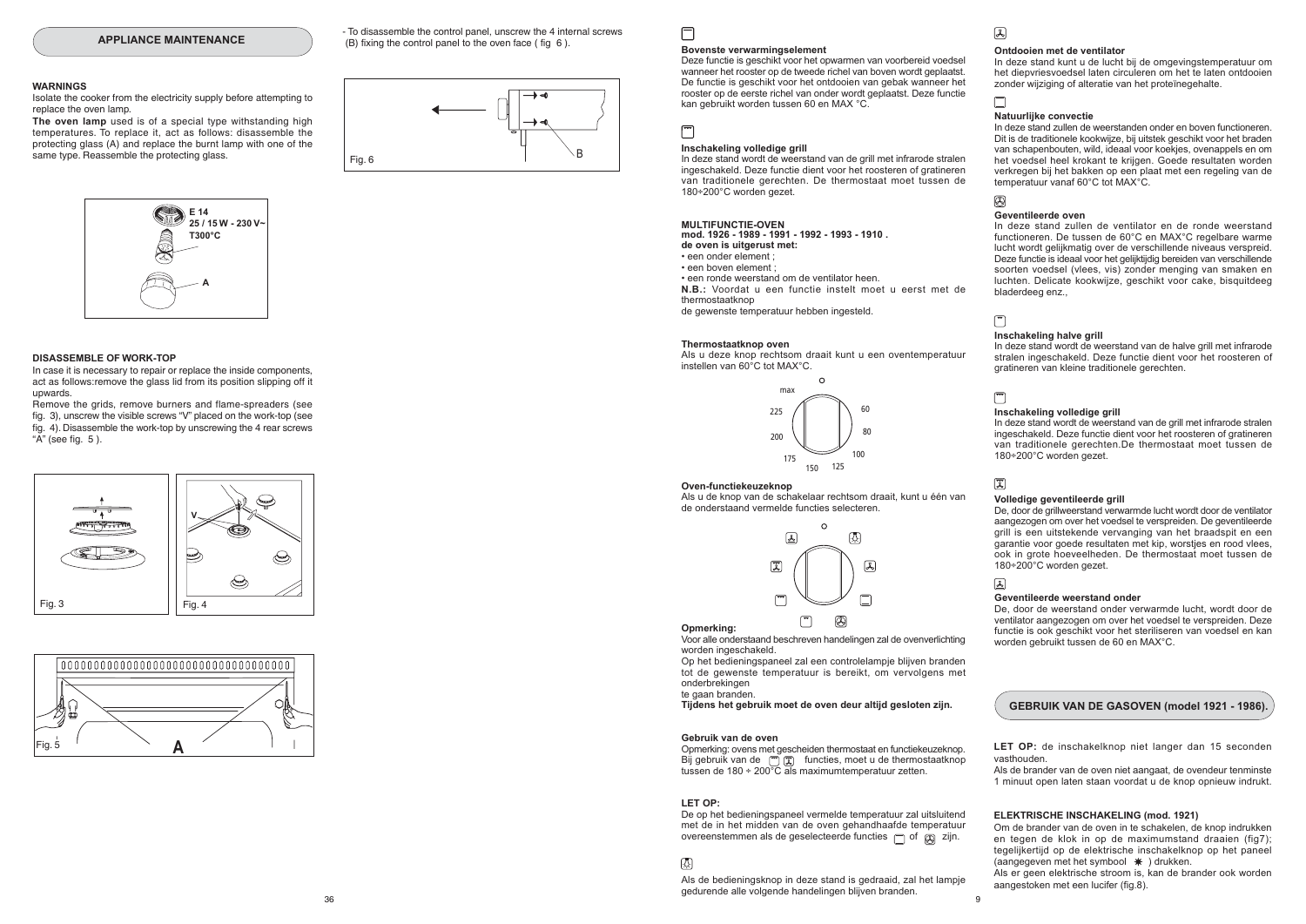## APPLIANCE MAINTENANCE

**WARNINGS**

Isolate the cooker from the electricity supply before attempting to replace the oven lamp.

**The oven lamp** used is of a special type withstanding high temperatures. To replace it, act as follows: disassemble the protecting glass (A) and replace the burnt lamp with one of the same type. Reassemble the protecting glass.

E 14
25 / 15 W - 230 V~
T300°C
A

**DISASSEMBLE OF WORK-TOP**

In case it is necessary to repair or replace the inside components, act as follows:remove the glass lid from its position slipping off it upwards.

Remove the grids, remove burners and flame-spreaders (see fig. 3), unscrew the visible screws "V" placed on the work-top (see fig. 4). Disassemble the work-top by unscrewing the 4 rear screws "A" (see fig. 5 ).

Fig. 3

Fig. 4

Fig. 5

- To disassemble the control panel, unscrew the 4 internal screws (B) fixing the control panel to the oven face ( fig 6 ).

Fig. 6

**Bovenste verwarmingselement**

Deze functie is geschikt voor het opwarmen van voorbereid voedsel wanneer het rooster op de tweede richel van boven wordt geplaatst. De functie is geschikt voor het ontdooien van gebak wanneer het rooster op de eerste richel van onder wordt geplaatst. Deze functie kan gebruikt worden tussen 60 en MAX °C.

**Inschakeling volledige grill**

In deze stand wordt de weerstand van de grill met infrarode stralen ingeschakeld. Deze functie dient voor het roosteren of gratineren van traditionele gerechten. De thermostaat moet tussen de 180÷200°C worden gezet.

**MULTIFUNCTIE-OVEN**
**mod. 1926 - 1989 - 1991 - 1992 - 1993 - 1910 .**
**de oven is uitgerust met:**

- een onder element ;
- een boven element ;
- een ronde weerstand om de ventilator heen.

**N.B.:** Voordat u een functie instelt moet u eerst met de thermostaatknop
de gewenste temperatuur hebben ingesteld.

**Thermostaatknop oven**

Als u deze knop rechtsom draait kunt u een oventemperatuur instellen van 60°C tot MAX°C.

**Oven-functiekeuzeknop**

Als u de knop van de schakelaar rechtsom draait, kunt u één van de onderstaand vermelde functies selecteren.

**Opmerking:**

Voor alle onderstaand beschreven handelingen zal de ovenverlichting worden ingeschakeld.

Op het bedieningspaneel zal een controlelampje blijven branden tot de gewenste temperatuur is bereikt, om vervolgens met onderbrekingen
te gaan branden.

**Tijdens het gebruik moet de oven deur altijd gesloten zijn.**

**Gebruik van de oven**

Opmerking: ovens met gescheiden thermostaat en functiekeuzeknop. Bij gebruik van de functies, moet u de thermostaatknop tussen de 180 ÷ 200°C als maximumtemperatuur zetten.

**LET OP:**

De op het bedieningspaneel vermelde temperatuur zal uitsluitend met de in het midden van de oven gehandhaafde temperatuur overeenstemmen als de geselecteerde functies of zijn.

Als de bedieningsknop in deze stand is gedraaid, zal het lampje gedurende alle volgende handelingen blijven branden.

**Ontdooien met de ventilator**

In deze stand kunt u de lucht bij de omgevingstemperatuur om het diepvriesvoedsel laten circuleren om het te laten ontdooien zonder wijziging of alteratie van het proteïnegehalte.

**Natuurlijke convectie**

In deze stand zullen de weerstanden onder en boven functioneren. Dit is de traditionele kookwijze, bij uitstek geschikt voor het braden van schapenbouten, wild, ideaal voor koekjes, ovenappels en om het voedsel heel krokant te krijgen. Goede resultaten worden verkregen bij het bakken op een plaat met een regeling van de temperatuur vanaf 60°C tot MAX°C.

**Geventileerde oven**

In deze stand zullen de ventilator en de ronde weerstand functioneren. De tussen de 60°C en MAX°C regelbare warme lucht wordt gelijkmatig over de verschillende niveaus verspreid. Deze functie is ideaal voor het gelijktijdig bereiden van verschillende soorten voedsel (vlees, vis) zonder menging van smaken en luchten. Delicate kookwijze, geschikt voor cake, bisquitdeeg bladerdeeg enz.,

**Inschakeling halve grill**

In deze stand wordt de weerstand van de halve grill met infrarode stralen ingeschakeld. Deze functie dient voor het roosteren of gratineren van kleine traditionele gerechten.

**Inschakeling volledige grill**

In deze stand wordt de weerstand van de grill met infrarode stralen ingeschakeld. Deze functie dient voor het roosteren of gratineren van traditionele gerechten.De thermostaat moet tussen de 180÷200°C worden gezet.

**Volledige geventileerde grill**

De, door de grillweerstand verwarmde lucht wordt door de ventilator aangezogen om over het voedsel te verspreiden. De geventileerde grill is een uitstekende vervanging van het braadspit en een garantie voor goede resultaten met kip, worstjes en rood vlees, ook in grote hoeveelheden. De thermostaat moet tussen de 180÷200°C worden gezet.

**Geventileerde weerstand onder**

De, door de weerstand onder verwarmde lucht, wordt door de ventilator aangezogen om over het voedsel te verspreiden. Deze functie is ook geschikt voor het steriliseren van voedsel en kan worden gebruikt tussen de 60 en MAX°C.

## GEBRUIK VAN DE GASOVEN (model 1921 - 1986).

**LET OP:** de inschakelknop niet langer dan 15 seconden vasthouden.

Als de brander van de oven niet aangaat, de ovendeur tenminste 1 minuut open laten staan voordat u de knop opnieuw indrukt.

**ELEKTRISCHE INSCHAKELING (mod. 1921)**

Om de brander van de oven in te schakelen, de knop indrukken en tegen de klok in op de maximumstand draaien (fig7); tegelijkertijd op de elektrische inschakelknop op het paneel (aangegeven met het symbool ✱ ) drukken.

Als er geen elektrische stroom is, kan de brander ook worden aangestoken met een lucifer (fig.8).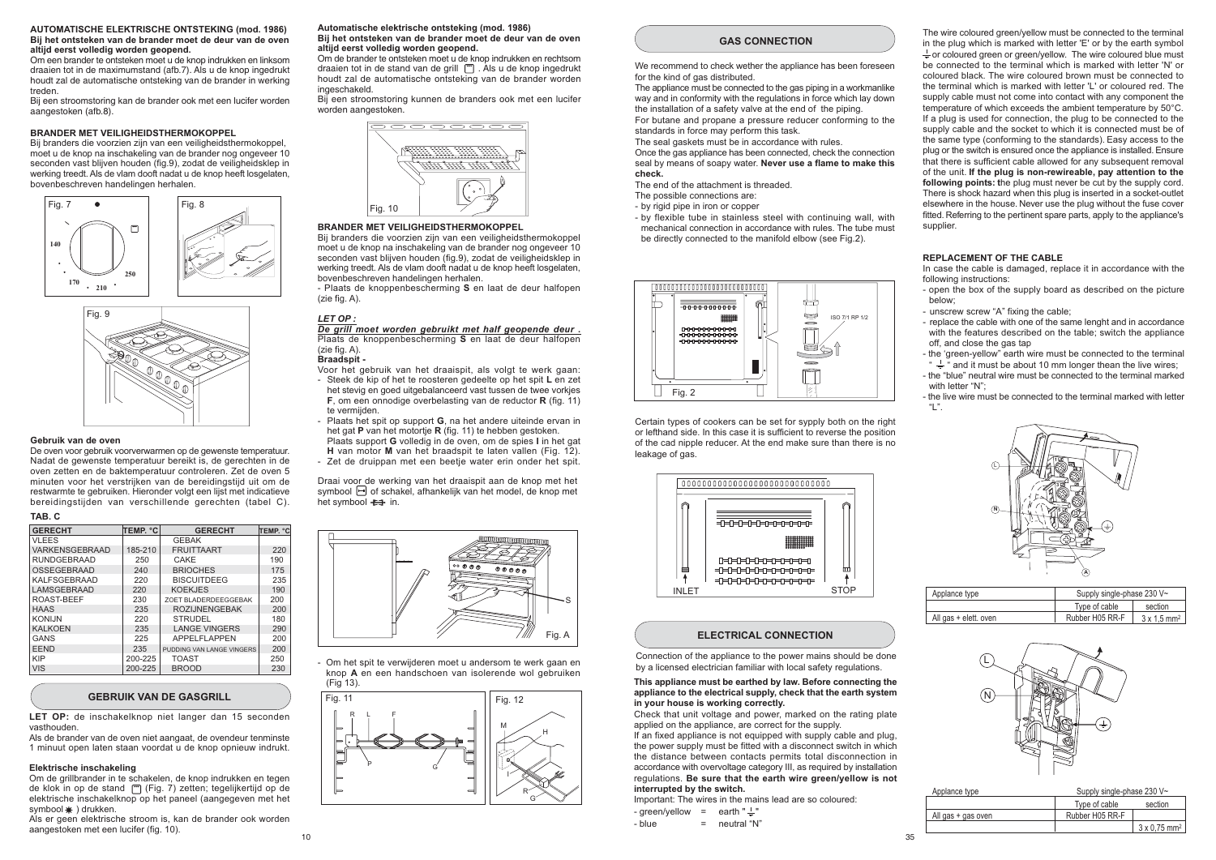**AUTOMATISCHE ELEKTRISCHE ONTSTEKING (mod. 1986)**
**Bij het ontsteken van de brander moet de deur van de oven altijd eerst volledig worden geopend.**

Om een brander te ontsteken moet u de knop indrukken en linksom draaien tot in de maximumstand (afb.7). Als u de knop ingedrukt houdt zal de automatische ontsteking van de brander in werking treden.

Bij een stroomstoring kan de brander ook met een lucifer worden aangestoken (afb.8).

**BRANDER MET VEILIGHEIDSTHERMOKOPPEL**

Bij branders die voorzien zijn van een veiligheidsthermokoppel, moet u de knop na inschakeling van de brander nog ongeveer 10 seconden vast blijven houden (fig.9), zodat de veiligheidsklep in werking treedt. Als de vlam dooft nadat u de knop heeft losgelaten, bovenbeschreven handelingen herhalen.

Fig. 7

Fig. 8

Fig. 9

**Gebruik van de oven**

De oven voor gebruik voorverwarmen op de gewenste temperatuur. Nadat de gewenste temperatuur bereikt is, de gerechten in de oven zetten en de baktemperatuur controleren. Zet de oven 5 minuten voor het verstrijken van de bereidingstijd uit om de restwarmte te gebruiken. Hieronder volgt een lijst met indicatieve bereidingstijden van verschillende gerechten (tabel C).

**TAB. C**

| GERECHT | TEMP. °C | GERECHT | TEMP. °C |
|---|---|---|---|
| VLEES | | GEBAK | |
| VARKENSGEBRAAD | 185-210 | FRUITTAART | 220 |
| RUNDGEBRAAD | 250 | CAKE | 190 |
| OSSEGEBRAAD | 240 | BRIOCHES | 175 |
| KALFSGEBRAAD | 220 | BISCUITDEEG | 235 |
| LAMSGEBRAAD | 220 | KOEKJES | 190 |
| ROAST-BEEF | 230 | ZOET BLADERDEEGGEBAK | 200 |
| HAAS | 235 | ROZIJNENGEBAK | 200 |
| KONIJN | 220 | STRUDEL | 180 |
| KALKOEN | 235 | LANGE VINGERS | 290 |
| GANS | 225 | APPELFLAPPEN | 200 |
| EEND | 235 | PUDDING VAN LANGE VINGERS | 200 |
| KIP | 200-225 | TOAST | 250 |
| VIS | 200-225 | BROOD | 230 |

## GEBRUIK VAN DE GASGRILL

**LET OP:** de inschakelknop niet langer dan 15 seconden vasthouden.

Als de brander van de oven niet aangaat, de ovendeur tenminste 1 minuut open laten staan voordat u de knop opnieuw indrukt.

**Elektrische inschakeling**

Om de grillbrander in te schakelen, de knop indrukken en tegen de klok in op de stand (Fig. 7) zetten; tegelijkertijd op de elektrische inschakelknop op het paneel (aangegeven met het symbool ✱ ) drukken.

Als er geen elektrische stroom is, kan de brander ook worden aangestoken met een lucifer (fig. 10).

**Automatische elektrische ontsteking (mod. 1986)**
**Bij het ontsteken van de brander moet de deur van de oven altijd eerst volledig worden geopend.**

Om de brander te ontsteken moet u de knop indrukken en rechtsom draaien tot in de stand van de grill . Als u de knop ingedrukt houdt zal de automatische ontsteking van de brander worden ingeschakeld.

Bij een stroomstoring kunnen de branders ook met een lucifer worden aangestoken.

Fig. 10

**BRANDER MET VEILIGHEIDSTHERMOKOPPEL**

Bij branders die voorzien zijn van een veiligheidsthermokoppel moet u de knop na inschakeling van de brander nog ongeveer 10 seconden vast blijven houden (fig.9), zodat de veiligheidsklep in werking treedt. Als de vlam dooft nadat u de knop heeft losgelaten, bovenbeschreven handelingen herhalen.

- Plaats de knoppenbescherming **S** en laat de deur halfopen (zie fig. A).

***LET OP :***

***De grill moet worden gebruikt met half geopende deur .*** Plaats de knoppenbescherming **S** en laat de deur halfopen (zie fig. A).

**Braadspit -**

Voor het gebruik van het draaispit, als volgt te werk gaan:

- Steek de kip of het te roosteren gedeelte op het spit **L** en zet het stevig en goed uitgebalanceerd vast tussen de twee vorkjes **F**, om een onnodige overbelasting van de reductor **R** (fig. 11) te vermijden.
- Plaats het spit op support **G**, na het andere uiteinde ervan in het gat **P** van het motortje **R** (fig. 11) te hebben gestoken. Plaats support **G** volledig in de oven, om de spies **I** in het gat **H** van motor **M** van het braadspit te laten vallen (Fig. 12).
- Zet de druippan met een beetje water erin onder het spit.

Draai voor de werking van het draaispit aan de knop met het symbool of schakel, afhankelijk van het model, de knop met het symbool in.

Fig. A

- Om het spit te verwijderen moet u andersom te werk gaan en knop **A** en een handschoen van isolerende wol gebruiken (Fig 13).

Fig. 11

Fig. 12

## GAS CONNECTION

We recommend to check wether the appliance has been foreseen for the kind of gas distributed.

The appliance must be connected to the gas piping in a workmanlike way and in conformity with the regulations in force which lay down the installation of a safety valve at the end of the piping.

For butane and propane a pressure reducer conforming to the standards in force may perform this task.

The seal gaskets must be in accordance with rules.

Once the gas appliance has been connected, check the connection seal by means of soapy water. **Never use a flame to make this check.**

The end of the attachment is threaded.

The possible connections are:

- by rigid pipe in iron or copper
- by flexible tube in stainless steel with continuing wall, with mechanical connection in accordance with rules. The tube must be directly connected to the manifold elbow (see Fig.2).

Fig. 2

Certain types of cookers can be set for sypply both on the right or lefthand side. In this case it is sufficient to reverse the position of the cad nipple reducer. At the end make sure than there is no leakage of gas.

## ELECTRICAL CONNECTION

Connection of the appliance to the power mains should be done by a licensed electrician familiar with local safety regulations.

**This appliance must be earthed by law. Before connecting the appliance to the electrical supply, check that the earth system in your house is working correctly.**

Check that unit voltage and power, marked on the rating plate applied on the appliance, are correct for the supply.

If an fixed appliance is not equipped with supply cable and plug, the power supply must be fitted with a disconnect switch in which the distance between contacts permits total disconnection in accordance with overvoltage category III, as required by installation regulations. **Be sure that the earth wire green/yellow is not interrupted by the switch.**

Important: The wires in the mains lead are so coloured:

- green/yellow = earth " ⏚ "
- blue = neutral "N"

The wire coloured green/yellow must be connected to the terminal in the plug which is marked with letter 'E' or by the earth symbol ⏚ or coloured green or green/yellow. The wire coloured blue must be connected to the terminal which is marked with letter 'N' or coloured black. The wire coloured brown must be connected to the terminal which is marked with letter 'L' or coloured red. The supply cable must not come into contact with any component the temperature of which exceeds the ambient temperature by 50°C. If a plug is used for connection, the plug to be connected to the supply cable and the socket to which it is connected must be of the same type (conforming to the standards). Easy access to the plug or the switch is ensured once the appliance is installed. Ensure that there is sufficient cable allowed for subsequent removal of the unit. **If the plug is non-rewireable, pay attention to the following points: t**he plug must never be cut by the supply cord. There is shock hazard when this plug is inserted in a socket-outlet elsewhere in the house. Never use the plug without the fuse cover fitted. Referring to the pertinent spare parts, apply to the appliance's supplier.

**REPLACEMENT OF THE CABLE**

In case the cable is damaged, replace it in accordance with the following instructions:

- open the box of the supply board as described on the picture below;
- unscrew screw "A" fixing the cable;
- replace the cable with one of the same lenght and in accordance with the features described on the table; switch the appliance off, and close the gas tap
- the 'green-yellow" earth wire must be connected to the terminal " ⏚ " and it must be about 10 mm longer thean the live wires;
- the "blue" neutral wire must be connected to the terminal marked with letter "N";
- the live wire must be connected to the terminal marked with letter "L".

| Applance type | Supply single-phase 230 V~ | |
|---|---|---|
| | Type of cable | section |
| All gas + elett. oven | Rubber H05 RR-F | 3 x 1,5 mm² |

| Applance type | Supply single-phase 230 V~ | |
|---|---|---|
| | Type of cable | section |
| All gas + gas oven | Rubber H05 RR-F | |
| | | 3 x 0,75 mm² |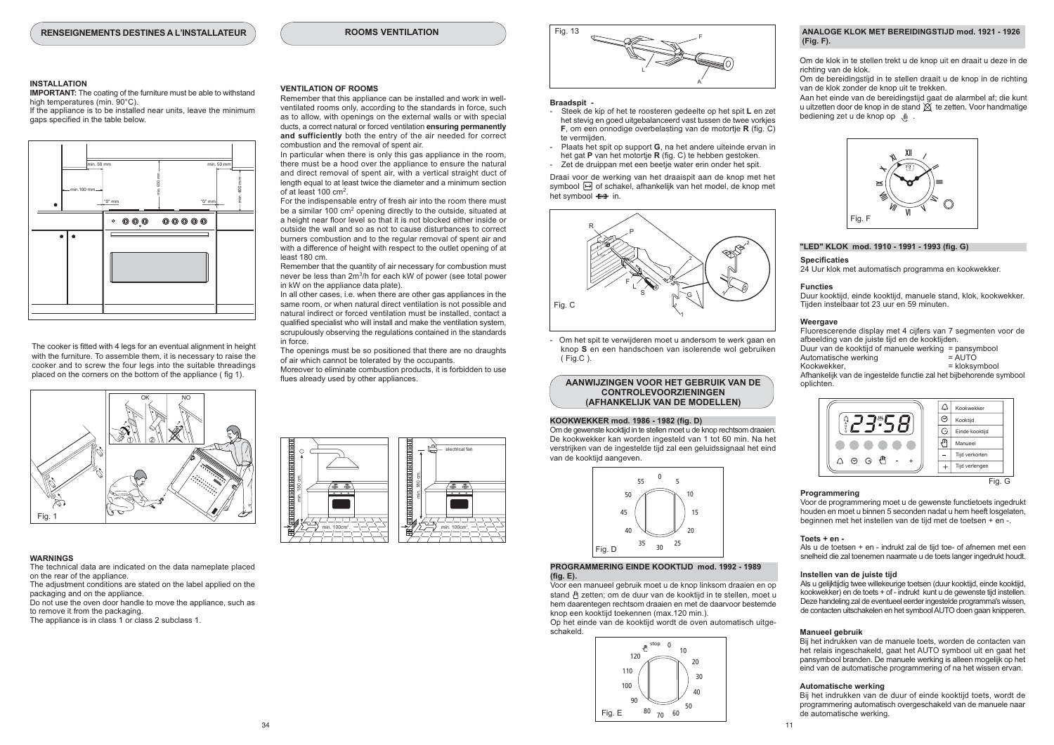## RENSEIGNEMENTS DESTINES A L'INSTALLATEUR

### INSTALLATION

**IMPORTANT:** The coating of the furniture must be able to withstand high temperatures (min. 90°C).

If the appliance is to be installed near units, leave the minimum gaps specified in the table below.

min. 50 mm — min. 50 mm — min.100 mm — min. 650 mm — min. 400 mm — "0" mm — "0" mm

The cooker is fitted with 4 legs for an eventual alignment in height with the furniture. To assemble them, it is necessary to raise the cooker and to screw the four legs into the suitable threadings placed on the corners on the bottom of the appliance ( fig 1).

Fig. 1

### WARNINGS

The technical data are indicated on the data nameplate placed on the rear of the appliance.

The adjustment conditions are stated on the label applied on the packaging and on the appliance.

Do not use the oven door handle to move the appliance, such as to remove it from the packaging.

The appliance is in class 1 or class 2 subclass 1.

## ROOMS VENTILATION

### VENTILATION OF ROOMS

Remember that this appliance can be installed and work in well-ventilated rooms only, according to the standards in force, such as to allow, with openings on the external walls or with special ducts, a correct natural or forced ventilation **ensuring permanently and sufficiently** both the entry of the air needed for correct combustion and the removal of spent air.

In particular when there is only this gas appliance in the room, there must be a hood over the appliance to ensure the natural and direct removal of spent air, with a vertical straight duct of length equal to at least twice the diameter and a minimum section of at least 100 cm$^2$.

For the indispensable entry of fresh air into the room there must be a similar 100 cm$^2$ opening directly to the outside, situated at a height near floor level so that it is not blocked either inside or outside the wall and so as not to cause disturbances to correct burners combustion and to the regular removal of spent air and with a difference of height with respect to the outlet opening of at least 180 cm.

Remember that the quantity of air necessary for combustion must never be less than 2m$^3$/h for each kW of power (see total power in kW on the appliance data plate).

In all other cases, i.e. when there are other gas appliances in the same room, or when natural direct ventilation is not possible and natural indirect or forced ventilation must be installed, contact a qualified specialist who will install and make the ventilation system, scrupulously observing the regulations contained in the standards in force.

The openings must be so positioned that there are no draughts of air which cannot be tolerated by the occupants.

Moreover to eliminate combustion products, it is forbidden to use flues already used by other appliances.

min. 180 cm. — min. 100cm². — electrical fan — min. 180 cm. — min. 100cm².

Fig. 13

### Braadspit -

- Steek de kip of het te roosteren gedeelte op het spit **L** en zet het stevig en goed uitgebalanceerd vast tussen de twee vorkjes **F**, om een onnodige overbelasting van de motortje **R** (fig. C) te vermijden.
- Plaats het spit op support **G**, na het andere uiteinde ervan in het gat **P** van het motortje **R** (fig. C) te hebben gestoken.
- Zet de druippan met een beetje water erin onder het spit.

Draai voor de werking van het draaispit aan de knop met het symbool of schakel, afhankelijk van het model, de knop met het symbool in.

Fig. C

- Om het spit te verwijderen moet u andersom te werk gaan en knop **S** en een handschoen van isolerende wol gebruiken ( Fig.C ).

## AANWIJZINGEN VOOR HET GEBRUIK VAN DE CONTROLEVOORZIENINGEN (AFHANKELIJK VAN DE MODELLEN)

### KOOKWEKKER mod. 1986 - 1982 (fig. D)

Om de gewenste kooktijd in te stellen moet u de knop rechtsom draaien. De kookwekker kan worden ingesteld van 1 tot 60 min. Na het verstrijken van de ingestelde tijd zal een geluidssignaal het eind van de kooktijd aangeven.

Fig. D

### PROGRAMMERING EINDE KOOKTIJD mod. 1992 - 1989 (fig. E).

Voor een manueel gebruik moet u de knop linksom draaien en op stand zetten; om de duur van de kooktijd in te stellen, moet u hem daarentegen rechtsom draaien en met de daarvoor bestemde knop een kooktijd toekennen (max.120 min.).

Op het einde van de kooktijd wordt de oven automatisch uitgeschakeld.

Fig. E

### ANALOGE KLOK MET BEREIDINGSTIJD mod. 1921 - 1926 (Fig. F).

Om de klok in te stellen trekt u de knop uit en draait u deze in de richting van de klok.

Om de bereidingstijd in te stellen draait u de knop in de richting van de klok zonder de knop uit te trekken.

Aan het einde van de bereidingstijd gaat de alarmbel af; die kunt u uitzetten door de knop in de stand te zetten. Voor handmatige bediening zet u de knop op .

Fig. F

### "LED" KLOK mod. 1910 - 1991 - 1993 (fig. G)

**Specificaties**

24 Uur klok met automatisch programma en kookwekker.

**Functies**

Duur kooktijd, einde kooktijd, manuele stand, klok, kookwekker. Tijden instelbaar tot 23 uur en 59 minuten.

**Weergave**

Fluorescerende display met 4 cijfers van 7 segmenten voor de afbeelding van de juiste tijd en de kooktijden.

Duur van de kooktijd of manuele werking = pansymbool
Automatische werking = AUTO
Kookwekker, = kloksymbool

Afhankelijk van de ingestelde functie zal het bijbehorende symbool oplichten.

Kookwekker — Kooktijd — Einde kooktijd — Manueel — Tijd verkorten — Tijd verlengen

Fig. G

**Programmering**

Voor de programmering moet u de gewenste functietoets ingedrukt houden en moet u binnen 5 seconden nadat u hem heeft losgelaten, beginnen met het instellen van de tijd met de toetsen + en -.

**Toets + en -**

Als u de toetsen + en - indrukt zal de tijd toe- of afnemen met een snelheid die zal toenemen naarmate u de toets langer ingedrukt houdt.

**Instellen van de juiste tijd**

Als u gelijktijdig twee willekeurige toetsen (duur kooktijd, einde kooktijd, kookwekker) en de toets + of - indrukt kunt u de gewenste tijd instellen. Deze handeling zal de eventueel eerder ingestelde programma's wissen, de contacten uitschakelen en het symbool AUTO doen gaan knipperen.

**Manueel gebruik**

Bij het indrukken van de manuele toets, worden de contacten van het relais ingeschakeld, gaat het AUTO symbool uit en gaat het pansymbool branden. De manuele werking is alleen mogelijk op het eind van de automatische programmering of na het wissen ervan.

**Automatische werking**

Bij het indrukken van de duur of einde kooktijd toets, wordt de programmering automatisch overgeschakeld van de manuele naar de automatische werking.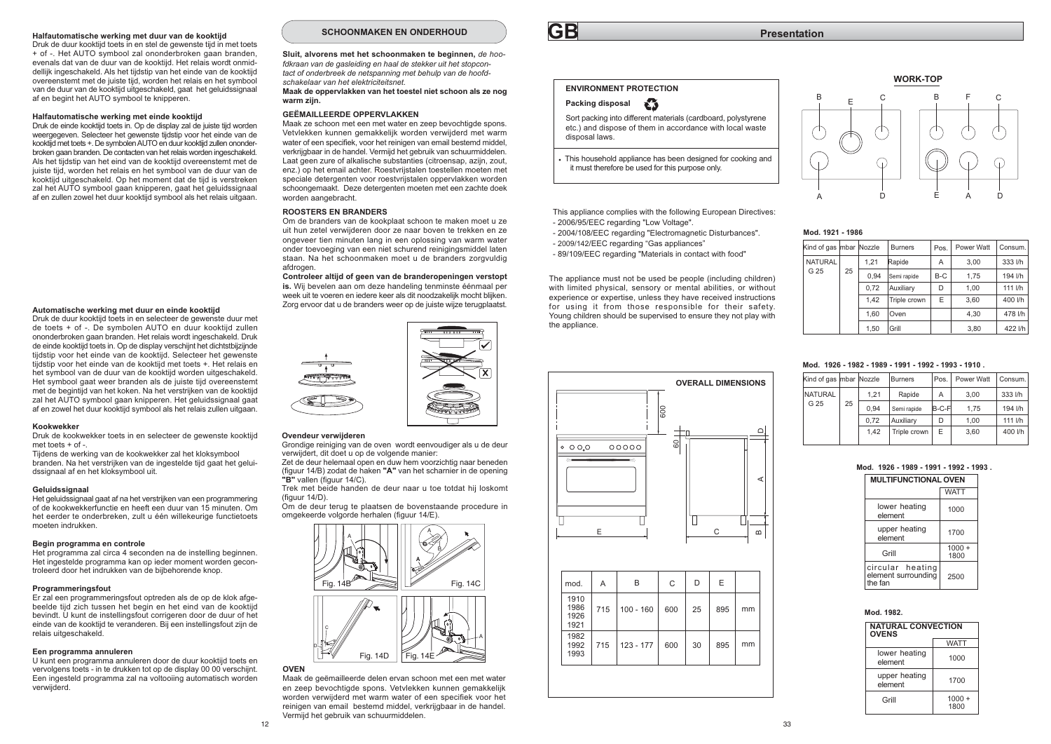### Halfautomatische werking met duur van de kooktijd

Druk de duur kooktijd toets in en stel de gewenste tijd in met toets + of -. Het AUTO symbool zal ononderbroken gaan branden, evenals dat van de duur van de kooktijd. Het relais wordt onmiddellijk ingeschakeld. Als het tijdstip van het einde van de kooktijd overeenstemt met de juiste tijd, worden het relais en het symbool van de duur van de kooktijd uitgeschakeld, gaat het geluidssignaal af en begint het AUTO symbool te knipperen.

### Halfautomatische werking met einde kooktijd

Druk de einde kooktijd toets in. Op de display zal de juiste tijd worden weergegeven. Selecteer het gewenste tijdstip voor het einde van de kooktijd met toets +. De symbolen AUTO en duur kooktijd zullen ononderbroken gaan branden. De contacten van het relais worden ingeschakeld. Als het tijdstip van het eind van de kooktijd overeenstemt met de juiste tijd, worden het relais en het symbool van de duur van de kooktijd uitgeschakeld. Op het moment dat de tijd is verstreken zal het AUTO symbool gaan knipperen, gaat het geluidssignaal af en zullen zowel het duur kooktijd symbool als het relais uitgaan.

### Automatische werking met duur en einde kooktijd

Druk de duur kooktijd toets in en selecteer de gewenste duur met de toets + of -. De symbolen AUTO en duur kooktijd zullen ononderbroken gaan branden. Het relais wordt ingeschakeld. Druk de einde kooktijd toets in. Op de display verschijnt het dichtstbijzijnde tijdstip voor het einde van de kooktijd. Selecteer het gewenste tijdstip voor het einde van de kooktijd met toets +. Het relais en het symbool van de duur van de kooktijd worden uitgeschakeld. Het symbool gaat weer branden als de juiste tijd overeenstemt met de begintijd van het koken. Na het verstrijken van de kooktijd zal het AUTO symbool gaan knipperen. Het geluidssignaal gaat af en zowel het duur kooktijd symbool als het relais zullen uitgaan.

### Kookwekker

Druk de kookwekker toets in en selecteer de gewenste kooktijd met toets + of -.
Tijdens de werking van de kookwekker zal het kloksymbool branden. Na het verstrijken van de ingestelde tijd gaat het geluidssignaal af en het kloksymbool uit.

### Geluidssignaal

Het geluidssignaal gaat af na het verstrijken van een programmering of de kookwekkerfunctie en heeft een duur van 15 minuten. Om het eerder te onderbreken, zult u één willekeurige functietoets moeten indrukken.

### Begin programma en controle

Het programma zal circa 4 seconden na de instelling beginnen. Het ingestelde programma kan op ieder moment worden gecontroleerd door het indrukken van de bijbehorende knop.

### Programmeringsfout

Er zal een programmeringsfout optreden als de op de klok afgebeelde tijd zich tussen het begin en het eind van de kooktijd bevindt. U kunt de instellingsfout corrigeren door de duur of het einde van de kooktijd te veranderen. Bij een instellingsfout zijn de relais uitgeschakeld.

### Een programma annuleren

U kunt een programma annuleren door de duur kooktijd toets en vervolgens toets - in te drukken tot op de display 00 00 verschijnt. Een ingesteld programma zal na voltooiing automatisch worden verwijderd.

## SCHOONMAKEN EN ONDERHOUD

**Sluit, alvorens met het schoonmaken te beginnen,** *de hoofdkraan van de gasleiding en haal de stekker uit het stopcontact of onderbreek de netspanning met behulp van de hoofdschakelaar van het elektriciteitsnet.*
**Maak de oppervlakken van het toestel niet schoon als ze nog warm zijn.**

### GEËMAILLEERDE OPPERVLAKKEN

Maak ze schoon met een met water en zeep bevochtigde spons. Vetvlekken kunnen gemakkelijk worden verwijderd met warm water of een specifiek, voor het reinigen van email bestemd middel, verkrijgbaar in de handel. Vermijd het gebruik van schuurmiddelen. Laat geen zure of alkalische substanties (citroensap, azijn, zout, enz.) op het email achter. Roestvrijstalen toestellen moeten met speciale detergenten voor roestvrijstalen oppervlakken worden schoongemaakt. Deze detergenten moeten met een zachte doek worden aangebracht.

### ROOSTERS EN BRANDERS

Om de branders van de kookplaat schoon te maken moet u ze uit hun zetel verwijderen door ze naar boven te trekken en ze ongeveer tien minuten lang in een oplossing van warm water onder toevoeging van een niet schurend reinigingsmiddel laten staan. Na het schoonmaken moet u de branders zorgvuldig afdrogen.
**Controleer altijd of geen van de branderopeningen verstopt is.** Wij bevelen aan om deze handeling tenminste éénmaal per week uit te voeren en iedere keer als dit noodzakelijk mocht blijken. Zorg ervoor dat u de branders weer op de juiste wijze terugplaatst.

### Ovendeur verwijderen

Grondige reiniging van de oven wordt eenvoudiger als u de deur verwijdert, dit doet u op de volgende manier:
Zet de deur helemaal open en duw hem voorzichtig naar beneden (figuur 14/B) zodat de haken **"A"** van het scharnier in de opening **"B"** vallen (figuur 14/C).
Trek met beide handen de deur naar u toe totdat hij loskomt (figuur 14/D).
Om de deur terug te plaatsen de bovenstaande procedure in omgekeerde volgorde herhalen (figuur 14/E).

Fig. 14B Fig. 14C Fig. 14D Fig. 14E

### OVEN

Maak de geëmailleerde delen ervan schoon met een met water en zeep bevochtigde spons. Vetvlekken kunnen gemakkelijk worden verwijderd met warm water of een specifiek voor het reinigen van email bestemd middel, verkrijgbaar in de handel. Vermijd het gebruik van schuurmiddelen.

# GB Presentation

### ENVIRONMENT PROTECTION

**Packing disposal**

Sort packing into different materials (cardboard, polystyrene etc.) and dispose of them in accordance with local waste disposal laws.

- This household appliance has been designed for cooking and it must therefore be used for this purpose only.

This appliance complies with the following European Directives:
- 2006/95/EEC regarding "Low Voltage".
- 2004/108/EEC regarding "Electromagnetic Disturbances".
- 2009/142/EEC regarding "Gas appliances"
- 89/109/EEC regarding "Materials in contact with food"

The appliance must not be used be people (including children) with limited physical, sensory or mental abilities, or without experience or expertise, unless they have received instructions for using it from those responsible for their safety. Young children should be supervised to ensure they not play with the appliance.

### OVERALL DIMENSIONS

| mod. | A | B | C | D | E | |
|---|---|---|---|---|---|---|
| 1910 1986 1926 1921 | 715 | 100 - 160 | 600 | 25 | 895 | mm |
| 1982 1992 1993 | 715 | 123 - 177 | 600 | 30 | 895 | mm |

### WORK-TOP

**Mod. 1921 - 1986**

| Kind of gas | mbar | Nozzle | Burners | Pos. | Power Watt | Consum. |
|---|---|---|---|---|---|---|
| NATURAL G 25 | 25 | 1,21 | Rapide | A | 3,00 | 333 l/h |
| | | 0,94 | Semi rapide | B-C | 1,75 | 194 l/h |
| | | 0,72 | Auxiliary | D | 1,00 | 111 l/h |
| | | 1,42 | Triple crown | E | 3,60 | 400 l/h |
| | | 1,60 | Oven | | 4,30 | 478 l/h |
| | | 1,50 | Grill | | 3,80 | 422 l/h |

**Mod. 1926 - 1982 - 1989 - 1991 - 1992 - 1993 - 1910 .**

| Kind of gas | mbar | Nozzle | Burners | Pos. | Power Watt | Consum. |
|---|---|---|---|---|---|---|
| NATURAL G 25 | 25 | 1,21 | Rapide | A | 3,00 | 333 l/h |
| | | 0,94 | Semi rapide | B-C-F | 1,75 | 194 l/h |
| | | 0,72 | Auxiliary | D | 1,00 | 111 l/h |
| | | 1,42 | Triple crown | E | 3,60 | 400 l/h |

**Mod. 1926 - 1989 - 1991 - 1992 - 1993 .**

| MULTIFUNCTIONAL OVEN | WATT |
|---|---|
| lower heating element | 1000 |
| upper heating element | 1700 |
| Grill | 1000 + 1800 |
| circular heating element surrounding the fan | 2500 |

**Mod. 1982.**

| NATURAL CONVECTION OVENS | WATT |
|---|---|
| lower heating element | 1000 |
| upper heating element | 1700 |
| Grill | 1000 + 1800 |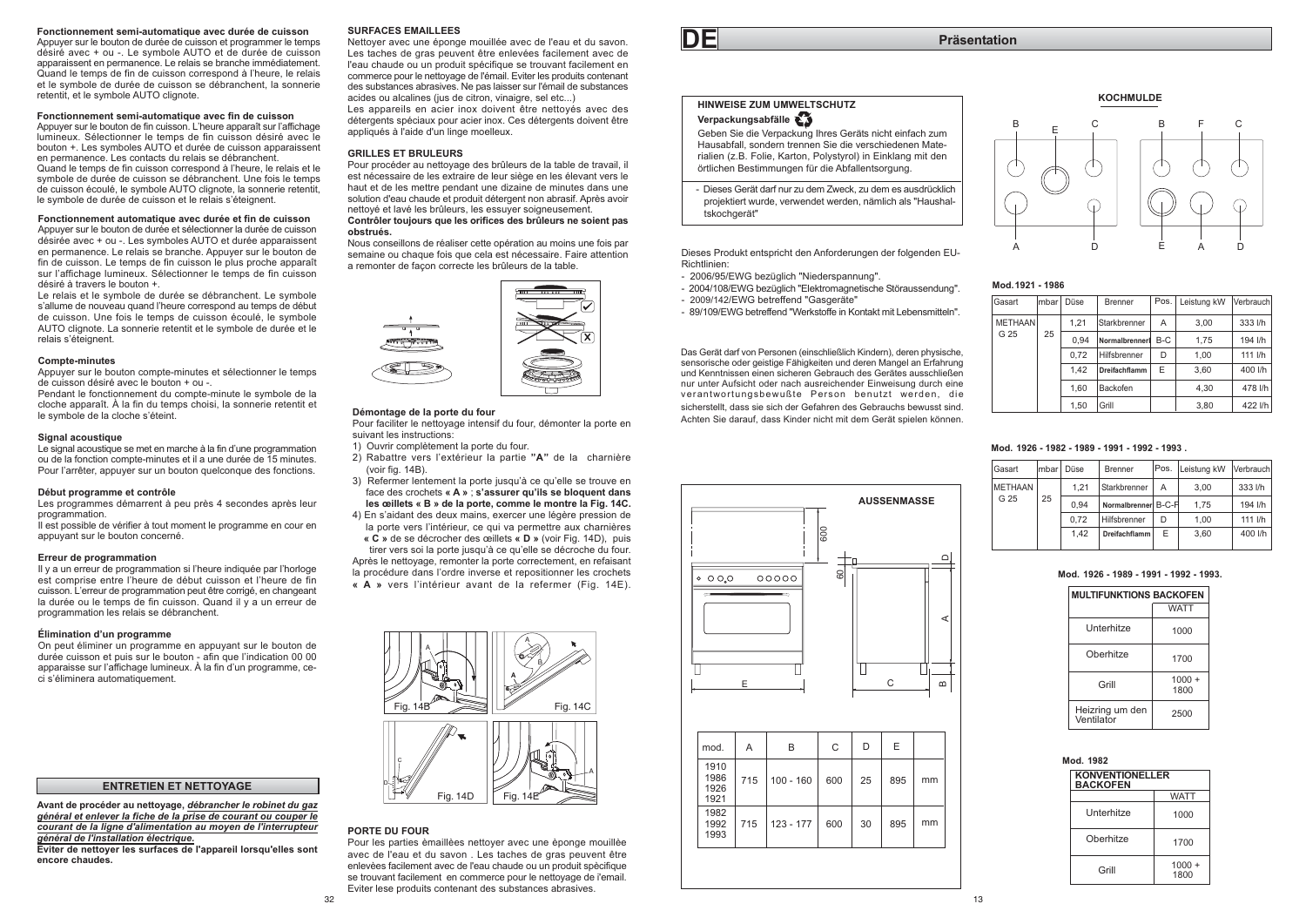## Fonctionnement semi-automatique avec durée de cuisson

Appuyer sur le bouton de durée de cuisson et programmer le temps désiré avec + ou -. Le symbole AUTO et de durée de cuisson apparaissent en permanence. Le relais se branche immédiatement. Quand le temps de fin de cuisson correspond à l'heure, le relais et le symbole de durée de cuisson se débranchent, la sonnerie retentit, et le symbole AUTO clignote.

## Fonctionnement semi-automatique avec fin de cuisson

Appuyer sur le bouton de fin cuisson. L'heure apparaît sur l'affichage lumineux. Sélectionner le temps de fin cuisson désiré avec le bouton +. Les symboles AUTO et durée de cuisson apparaissent en permanence. Les contacts du relais se débranchent.
Quand le temps de fin cuisson correspond à l'heure, le relais et le symbole de durée de cuisson se débranchent. Une fois le temps de cuisson écoulé, le symbole AUTO clignote, la sonnerie retentit, le symbole de durée de cuisson et le relais s'éteignent.

## Fonctionnement automatique avec durée et fin de cuisson

Appuyer sur le bouton de durée et sélectionner la durée de cuisson désirée avec + ou -. Les symboles AUTO et durée apparaissent en permanence. Le relais se branche. Appuyer sur le bouton de fin de cuisson. Le temps de fin cuisson le plus proche apparaît sur l'affichage lumineux. Sélectionner le temps de fin cuisson désiré à travers le bouton +.
Le relais et le symbole de durée se débranchent. Le symbole s'allume de nouveau quand l'heure correspond au temps de début de cuisson. Une fois le temps de cuisson écoulé, le symbole AUTO clignote. La sonnerie retentit et le symbole de durée et le relais s'éteignent.

## Compte-minutes

Appuyer sur le bouton compte-minutes et sélectionner le temps de cuisson désiré avec le bouton + ou -.
Pendant le fonctionnement du compte-minute le symbole de la cloche apparaît. À la fin du temps choisi, la sonnerie retentit et le symbole de la cloche s'éteint.

## Signal acoustique

Le signal acoustique se met en marche à la fin d'une programmation ou de la fonction compte-minutes et il a une durée de 15 minutes. Pour l'arrêter, appuyer sur un bouton quelconque des fonctions.

## Début programme et contrôle

Les programmes démarrent à peu près 4 secondes après leur programmation.
Il est possible de vérifier à tout moment le programme en cour en appuyant sur le bouton concerné.

## Erreur de programmation

Il y a un erreur de programmation si l'heure indiquée par l'horloge est comprise entre l'heure de début cuisson et l'heure de fin cuisson. L'erreur de programmation peut être corrigé, en changeant la durée ou le temps de fin cuisson. Quand il y a un erreur de programmation les relais se débranchent.

## Élimination d'un programme

On peut éliminer un programme en appuyant sur le bouton de durée cuisson et puis sur le bouton - afin que l'indication 00 00 apparaisse sur l'affichage lumineux. À la fin d'un programme, ce-ci s'éliminera automatiquement.

## ENTRETIEN ET NETTOYAGE

**Avant de procéder au nettoyage, *débrancher le robinet du gaz général et enlever la fiche de la prise de courant ou couper le courant de la ligne d'alimentation au moyen de l'interrupteur général de l'installation électrique.***
**Éviter de nettoyer les surfaces de l'appareil lorsqu'elles sont encore chaudes.**

## SURFACES EMAILLEES

Nettoyer avec une éponge mouillée avec de l'eau et du savon. Les taches de gras peuvent être enlevées facilement avec de l'eau chaude ou un produit spécifique se trouvant facilement en commerce pour le nettoyage de l'émail. Eviter les produits contenant des substances abrasives. Ne pas laisser sur l'émail de substances acides ou alcalines (jus de citron, vinaigre, sel etc...)
Les appareils en acier inox doivent être nettoyés avec des détergents spéciaux pour acier inox. Ces détergents doivent être appliqués à l'aide d'un linge moelleux.

## GRILLES ET BRULEURS

Pour procéder au nettoyage des brûleurs de la table de travail, il est nécessaire de les extraire de leur siège en les élevant vers le haut et de les mettre pendant une dizaine de minutes dans une solution d'eau chaude et produit détergent non abrasif. Après avoir nettoyé et lavé les brûleurs, les essuyer soigneusement.
**Contrôler toujours que les orifices des brûleurs ne soient pas obstrués.**
Nous conseillons de réaliser cette opération au moins une fois par semaine ou chaque fois que cela est nécessaire. Faire attention a remonter de façon correcte les brûleurs de la table.

## Démontage de la porte du four

Pour faciliter le nettoyage intensif du four, démonter la porte en suivant les instructions:

1) Ouvrir complètement la porte du four.
2) Rabattre vers l'extérieur la partie **"A"** de la charnière (voir fig. 14B).
3) Refermer lentement la porte jusqu'à ce qu'elle se trouve en face des crochets **« A »** ; **s'assurer qu'ils se bloquent dans les œillets « B » de la porte, comme le montre la Fig. 14C.**
4) En s'aidant des deux mains, exercer une légère pression de la porte vers l'intérieur, ce qui va permettre aux charnières **« C »** de se décrocher des œillets **« D »** (voir Fig. 14D), puis tirer vers soi la porte jusqu'à ce qu'elle se décroche du four.

Après le nettoyage, remonter la porte correctement, en refaisant la procédure dans l'ordre inverse et repositionner les crochets **« A »** vers l'intérieur avant de la refermer (Fig. 14E).

Fig. 14B Fig. 14C Fig. 14D Fig. 14E

## PORTE DU FOUR

Pour les parties èmaillèes nettoyer avec une èponge mouillèe avec de l'eau et du savon . Les taches de gras peuvent être enlevèes facilement avec de l'eau chaude ou un produit spècifique se trouvant facilement en commerce pour le nettoyage de l'èmail. Eviter lese produits contenant des substances abrasives.

# DE Präsentation

**HINWEISE ZUM UMWELTSCHUTZ**

**Verpackungsabfälle**

Geben Sie die Verpackung Ihres Geräts nicht einfach zum Hausabfall, sondern trennen Sie die verschiedenen Materialien (z.B. Folie, Karton, Polystyrol) in Einklang mit den örtlichen Bestimmungen für die Abfallentsorgung.

- Dieses Gerät darf nur zu dem Zweck, zu dem es ausdrücklich projektiert wurde, verwendet werden, nämlich als "Haushaltskochgerät"

Dieses Produkt entspricht den Anforderungen der folgenden EU-Richtlinien:

- 2006/95/EWG bezüglich "Niederspannung".
- 2004/108/EWG bezüglich "Elektromagnetische Störaussendung".
- 2009/142/EWG betreffend "Gasgeräte"
- 89/109/EWG betreffend "Werkstoffe in Kontakt mit Lebensmitteln".

Das Gerät darf von Personen (einschließlich Kindern), deren physische, sensorische oder geistige Fähigkeiten und deren Mangel an Erfahrung und Kenntnissen einen sicheren Gebrauch des Gerätes ausschließen nur unter Aufsicht oder nach ausreichender Einweisung durch eine verantwortungsbewußte Person benutzt werden, die sicherstellt, dass sie sich der Gefahren des Gebrauchs bewusst sind. Achten Sie darauf, dass Kinder nicht mit dem Gerät spielen können.

**AUSSENMASSE**

| mod. | A | B | C | D | E | |
|---|---|---|---|---|---|---|
| 1910 1986 1926 1921 | 715 | 100 - 160 | 600 | 25 | 895 | mm |
| 1982 1992 1993 | 715 | 123 - 177 | 600 | 30 | 895 | mm |

**KOCHMULDE**

**Mod.1921 - 1986**

| Gasart | mbar | Düse | Brenner | Pos. | Leistung kW | Verbrauch |
|---|---|---|---|---|---|---|
| METHAAN G 25 | 25 | 1,21 | Starkbrenner | A | 3,00 | 333 l/h |
| | | 0,94 | Normalbrenner | B-C | 1,75 | 194 l/h |
| | | 0,72 | Hilfsbrenner | D | 1,00 | 111 l/h |
| | | 1,42 | Dreifachflamm | E | 3,60 | 400 l/h |
| | | 1,60 | Backofen | | 4,30 | 478 l/h |
| | | 1,50 | Grill | | 3,80 | 422 l/h |

**Mod. 1926 - 1982 - 1989 - 1991 - 1992 - 1993 .**

| Gasart | mbar | Düse | Brenner | Pos. | Leistung kW | Verbrauch |
|---|---|---|---|---|---|---|
| METHAAN G 25 | 25 | 1,21 | Starkbrenner | A | 3,00 | 333 l/h |
| | | 0,94 | Normalbrenner | B-C-F | 1,75 | 194 l/h |
| | | 0,72 | Hilfsbrenner | D | 1,00 | 111 l/h |
| | | 1,42 | Dreifachflamm | E | 3,60 | 400 l/h |

**Mod. 1926 - 1989 - 1991 - 1992 - 1993.**

| MULTIFUNKTIONS BACKOFEN | WATT |
|---|---|
| Unterhitze | 1000 |
| Oberhitze | 1700 |
| Grill | 1000 + 1800 |
| Heizring um den Ventilator | 2500 |

**Mod. 1982**

| KONVENTIONELLER BACKOFEN | WATT |
|---|---|
| Unterhitze | 1000 |
| Oberhitze | 1700 |
| Grill | 1000 + 1800 |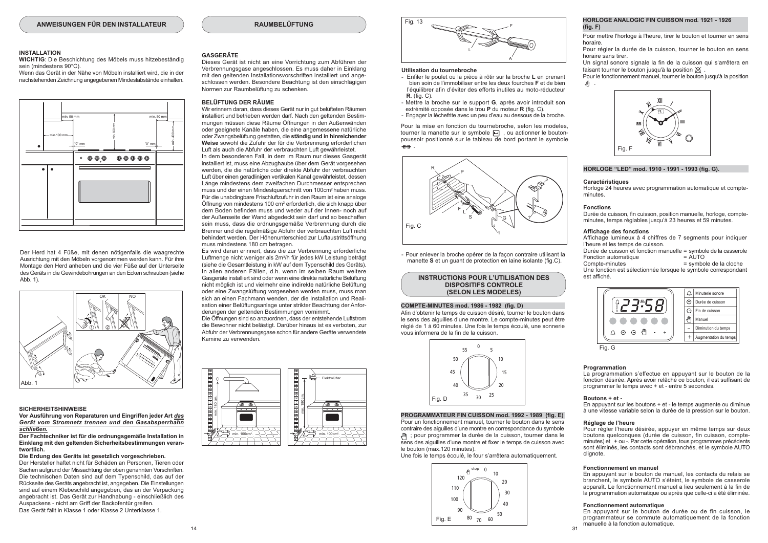## ANWEISUNGEN FÜR DEN INSTALLATEUR

### INSTALLATION

**WICHTIG**: Die Beschichtung des Möbels muss hitzebeständig sein (mindestens 90°C).

Wenn das Gerät in der Nähe von Möbeln installiert wird, die in der nachstehenden Zeichnung angegebenen Mindestabstände einhalten.

Der Herd hat 4 Füße, mit denen nötigenfalls die waagrechte Ausrichtung mit den Möbeln vorgenommen werden kann. Für ihre Montage den Herd anheben und die vier Füße auf der Unterseite des Geräts in die Gewindebohrungen an den Ecken schrauben (siehe Abb. 1).

Abb. 1

### SICHERHEITSHINWEISE

**Vor Ausführung von Reparaturen und Eingriffen jeder Art *das Gerät vom Stromnetz trennen und den Gasabsperrhahn schließen.***

**Der Fachtechniker ist für die ordnungsgemäße Installation in Einklang mit den geltenden Sicherheitsbestimmungen verantwortlich.**

**Die Erdung des Geräts ist gesetzlich vorgeschrieben.**

Der Hersteller haftet nicht für Schäden an Personen, Tieren oder Sachen aufgrund der Missachtung der oben genannten Vorschriften. Die technischen Daten sind auf dem Typenschild, das auf der Rückseite des Geräts angebracht ist, angegeben. Die Einstellungen sind auf einem Klebeschild angegeben, das an der Verpackung angebracht ist. Das Gerät zur Handhabung - einschließlich des Auspackens - nicht am Griff der Backofentür greifen.

Das Gerät fällt in Klasse 1 oder Klasse 2 Unterklasse 1.

## RAUMBELÜFTUNG

### GASGERÄTE

Dieses Gerät ist nicht an eine Vorrichtung zum Abführen der Verbrennungsgase angeschlossen. Es muss daher in Einklang mit den geltenden Installationsvorschriften installiert und angeschlossen werden. Besondere Beachtung ist den einschlägigen Normen zur Raumbelüftung zu schenken.

### BELÜFTUNG DER RÄUME

Wir erinnern daran, dass dieses Gerät nur in gut belüfteten Räumen installiert und betrieben werden darf. Nach den geltenden Bestimmungen müssen diese Räume Öffnungen in den Außenwänden oder geeignete Kanäle haben, die eine angemessene natürliche oder Zwangsbelüftung gestatten, die **ständig und in hinreichender Weise** sowohl die Zufuhr der für die Verbrennung erforderlichen Luft als auch die Abfuhr der verbrauchten Luft gewährleistet.

In dem besonderen Fall, in dem im Raum nur dieses Gasgerät installiert ist, muss eine Abzughaube über dem Gerät vorgesehen werden, die die natürliche oder direkte Abfuhr der verbrauchten Luft über einen geradlinigen vertikalen Kanal gewährleistet, dessen Länge mindestens dem zweifachen Durchmesser entsprechen muss und der einen Mindestquerschnitt von 100cm² haben muss. Für die unabdingbare Frischluftzufuhr in den Raum ist eine analoge Öffnung von mindestens 100 cm² erforderlich, die sich knapp über dem Boden befinden muss und weder auf der Innen- noch auf der Außenseite der Wand abgedeckt sein darf und so beschaffen sein muss, dass die ordnungsgemäße Verbrennung durch die Brenner und die regelmäßige Abfuhr der verbrauchten Luft nicht behindert werden. Der Höhenunterschied zur Luftaustrittsöffnung muss mindestens 180 cm betragen.

Es wird daran erinnert, dass die zur Verbrennung erforderliche Luftmenge nicht weniger als 2m³/h für jedes kW Leistung beträgt (siehe die Gesamtleistung in kW auf dem Typenschild des Geräts). In allen anderen Fällen, d.h. wenn im selben Raum weitere Gasgeräte installiert sind oder wenn eine direkte natürliche Belüftung nicht möglich ist und vielmehr eine indirekte natürliche Belüftung oder eine Zwangslüftung vorgesehen werden muss, muss man sich an einen Fachmann wenden, der die Installation und Realisation einer Belüftungsanlage unter strikter Beachtung der Anforderungen der geltenden Bestimmungen vornimmt.

Die Öffnungen sind so anzuordnen, dass der entstehende Luftstrom die Bewohner nicht belästigt. Darüber hinaus ist es verboten, zur Abfuhr der Verbrennungsgase schon für andere Geräte verwendete Kamine zu verwenden.

Fig. 13

### Utilisation du tournebroche

- Enfiler le poulet ou la pièce à rôtir sur la broche **L** en prenant bien soin de l'immobiliser entre les deux fourches **F** et de bien l'équilibrer afin d'éviter des efforts inutiles au moto-réducteur **R**. (fig. C).
- Mettre la broche sur le support **G**, après avoir introduit son extrémité opposée dans le trou **P** du moteur **R** (fig. C).
- Engager la lèchefrite avec un peu d'eau au dessous de la broche.

Pour la mise en fonction du tournebroche, selon les modeles, tourner la manette sur le symbole , ou actionner le bouton-poussoir positionnè sur le tableau de bord portant le symbole .

Fig. C

- Pour enlever la broche opérer de la façon contraire utilisant la manette **S** et un guant de protection en laine isolante (fig.C).

## INSTRUCTIONS POUR L'UTILISATION DES DISPOSITIFS CONTROLE (SELON LES MODELES)

### COMPTE-MINUTES mod. 1986 - 1982 (fig. D)

Afin d'obtenir le temps de cuisson désiré, tourner le bouton dans le sens des aiguilles d'une montre. Le compte-minutes peut être réglé de 1 à 60 minutes. Une fois le temps écoulé, une sonnerie vous informera de la fin de la cuisson.

Fig. D

### PROGRAMMATEUR FIN CUISSON mod. 1992 - 1989 (fig. E)

Pour un fonctionnement manuel, tourner le bouton dans le sens contraire des aiguilles d'une montre en correspondance du symbole ; pour programmer la durée de la cuisson, tourner dans le sens des aiguilles d'une montre et fixer le temps de cuisson avec le bouton (max.120 minutes).

Une fois le temps écoulé, le four s'arrêtera automatiquement.

Fig. E

### HORLOGE ANALOGIC FIN CUISSON mod. 1921 - 1926 (fig. F)

Pour mettre l'horloge à l'heure, tirer le bouton et tourner en sens horaire.

Pour régler la durée de la cuisson, tourner le bouton en sens horaire sans tirer.

Un signal sonore signale la fin de la cuisson qui s'arrêtera en faisant tourner le bouton jusqu'à la position .

Pour le fonctionnement manuel, tourner le bouton jusqu'à la position .

Fig. F

### HORLOGE "LED" mod. 1910 - 1991 - 1993 (fig. G).

#### Caractéristiques

Horloge 24 heures avec programmation automatique et compte-minutes.

#### Fonctions

Durée de cuisson, fin cuisson, position manuelle, horloge, compte-minutes, temps réglables jusqu'à 23 heures et 59 minutes.

#### Affichage des fonctions

Affichage lumineux à 4 chiffres de 7 segments pour indiquer l'heure et les temps de cuisson.

Durée de cuisson et fonction manuelle = symbole de la casserole
Fonction automatique = AUTO
Compte-minutes = symbole de la cloche

Une fonction est sélectionnée lorsque le symbole correspondant est affiché.

Fig. G

#### Programmation

La programmation s'effectue en appuyant sur le bouton de la fonction désirée. Après avoir relâché ce bouton, il est suffisant de programmer le temps avec + et - entre 5 secondes.

#### Boutons + et -

En appuyant sur les boutons + et - le temps augmente ou diminue à une vitesse variable selon la durée de la pression sur le bouton.

#### Réglage de l'heure

Pour régler l'heure désirée, appuyer en même temps sur deux boutons quelconques (durée de cuisson, fin cuisson, compte-minutes) et + ou -. Par cette opération, tous programmes précédents sont éliminés, les contacts sont débranchés, et le symbole AUTO clignote.

#### Fonctionnement en manuel

En appuyant sur le bouton de manuel, les contacts du relais se branchent, le symbole AUTO s'éteint, le symbole de casserole apparaît. Le fonctionnement manuel a lieu seulement à la fin de la programmation automatique ou après que celle-ci a été éliminée.

#### Fonctionnement automatique

En appuyant sur le bouton de durée ou de fin cuisson, le programmateur se commute automatiquement de la fonction manuelle à la fonction automatique.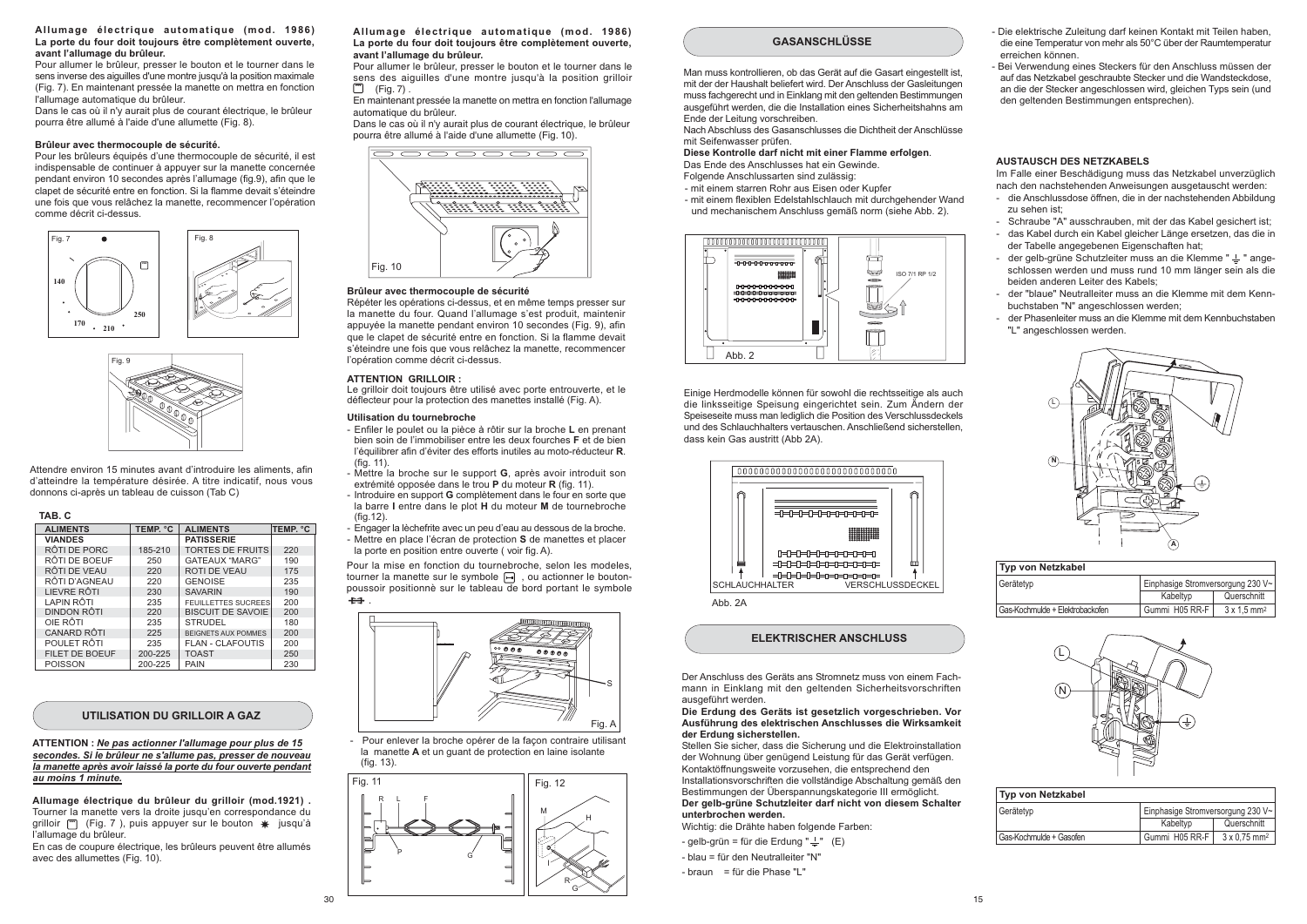**Allumage électrique automatique (mod. 1986)**
**La porte du four doit toujours être complètement ouverte, avant l'allumage du brûleur.**
Pour allumer le brûleur, presser le bouton et le tourner dans le sens inverse des aiguilles d'une montre jusqu'à la position maximale (Fig. 7). En maintenant pressée la manette on mettra en fonction l'allumage automatique du brûleur.
Dans le cas où il n'y aurait plus de courant électrique, le brûleur pourra être allumé à l'aide d'une allumette (Fig. 8).

**Brûleur avec thermocouple de sécurité.**
Pour les brûleurs équipés d'une thermocouple de sécurité, il est indispensable de continuer à appuyer sur la manette concernée pendant environ 10 secondes après l'allumage (fig.9), afin que le clapet de sécurité entre en fonction. Si la flamme devait s'éteindre une fois que vous relâchez la manette, recommencer l'opération comme décrit ci-dessus.

Fig. 7

Fig. 8

Fig. 9

Attendre environ 15 minutes avant d'introduire les aliments, afin d'atteindre la température désirée. A titre indicatif, nous vous donnons ci-après un tableau de cuisson (Tab C)

**TAB. C**

| ALIMENTS | TEMP. °C | ALIMENTS | TEMP. °C |
|---|---|---|---|
| VIANDES | | PATISSERIE | |
| RÔTI DE PORC | 185-210 | TORTES DE FRUITS | 220 |
| RÔTI DE BOEUF | 250 | GATEAUX "MARG" | 190 |
| RÔTI DE VEAU | 220 | ROTI DE VEAU | 175 |
| RÔTI D'AGNEAU | 220 | GENOISE | 235 |
| LIEVRE RÔTI | 230 | SAVARIN | 190 |
| LAPIN RÔTI | 235 | FEUILLETTES SUCREES | 200 |
| DINDON RÔTI | 220 | BISCUIT DE SAVOIE | 200 |
| OIE RÔTI | 235 | STRUDEL | 180 |
| CANARD RÔTI | 225 | BEIGNETS AUX POMMES | 200 |
| POULET RÔTI | 235 | FLAN - CLAFOUTIS | 200 |
| FILET DE BOEUF | 200-225 | TOAST | 250 |
| POISSON | 200-225 | PAIN | 230 |

## UTILISATION DU GRILLOIR A GAZ

**ATTENTION :** ***Ne pas actionner l'allumage pour plus de 15 secondes. Si le brûleur ne s'allume pas, presser de nouveau la manette après avoir laissé la porte du four ouverte pendant au moins 1 minute.***

**Allumage électrique du brûleur du grilloir (mod.1921) .**
Tourner la manette vers la droite jusqu'en correspondance du grilloir (Fig. 7 ), puis appuyer sur le bouton jusqu'à l'allumage du brûleur.
En cas de coupure électrique, les brûleurs peuvent être allumés avec des allumettes (Fig. 10).

**Allumage électrique automatique (mod. 1986)**
**La porte du four doit toujours être complètement ouverte, avant l'allumage du brûleur.**
Pour allumer le brûleur, presser le bouton et le tourner dans le sens des aiguilles d'une montre jusqu'à la position grilloir (Fig. 7) .
En maintenant pressée la manette on mettra en fonction l'allumage automatique du brûleur.
Dans le cas où il n'y aurait plus de courant électrique, le brûleur pourra être allumé à l'aide d'une allumette (Fig. 10).

Fig. 10

**Brûleur avec thermocouple de sécurité**
Répéter les opérations ci-dessus, et en même temps presser sur la manette du four. Quand l'allumage s'est produit, maintenir appuyée la manette pendant environ 10 secondes (Fig. 9), afin que le clapet de sécurité entre en fonction. Si la flamme devait s'éteindre une fois que vous relâchez la manette, recommencer l'opération comme décrit ci-dessus.

**ATTENTION GRILLOIR :**
Le grilloir doit toujours être utilisé avec porte entrouverte, et le déflecteur pour la protection des manettes installé (Fig. A).

**Utilisation du tournebroche**
- Enfiler le poulet ou la pièce à rôtir sur la broche **L** en prenant bien soin de l'immobiliser entre les deux fourches **F** et de bien l'équilibrer afin d'éviter des efforts inutiles au moto-réducteur **R**. (fig. 11).
- Mettre la broche sur le support **G**, après avoir introduit son extrémité opposée dans le trou **P** du moteur **R** (fig. 11).
- Introduire en support **G** complètement dans le four en sorte que la barre **I** entre dans le plot **H** du moteur **M** de tournebroche (fig.12).
- Engager la lèchefrite avec un peu d'eau au dessous de la broche.
- Mettre en place l'écran de protection **S** de manettes et placer la porte en position entre ouverte ( voir fig. A).

Pour la mise en fonction du tournebroche, selon les modeles, tourner la manette sur le symbole , ou actionner le bouton-poussoir positionné sur le tableau de bord portant le symbole .

Fig. A

- Pour enlever la broche opérer de la façon contraire utilisant la manette **A** et un guant de protection en laine isolante (fig. 13).

Fig. 11

Fig. 12

## GASANSCHLÜSSE

Man muss kontrollieren, ob das Gerät auf die Gasart eingestellt ist, mit der der Haushalt beliefert wird. Der Anschluss der Gasleitungen muss fachgerecht und in Einklang mit den geltenden Bestimmungen ausgeführt werden, die die Installation eines Sicherheitshahns am Ende der Leitung vorschreiben.
Nach Abschluss des Gasanschlusses die Dichtheit der Anschlüsse mit Seifenwasser prüfen.
**Diese Kontrolle darf nicht mit einer Flamme erfolgen**.
Das Ende des Anschlusses hat ein Gewinde.
Folgende Anschlussarten sind zulässig:
- mit einem starren Rohr aus Eisen oder Kupfer
- mit einem flexiblen Edelstahlschlauch mit durchgehender Wand und mechanischem Anschluss gemäß norm (siehe Abb. 2).

ISO 7/1 RP 1/2

Abb. 2

Einige Herdmodelle können für sowohl die rechtsseitige als auch die linksseitige Speisung eingerichtet sein. Zum Ändern der Speiseseite muss man lediglich die Position des Verschlussdeckels und des Schlauchhalters vertauschen. Anschließend sicherstellen, dass kein Gas austritt (Abb 2A).

SCHLAUCHHALTER VERSCHLUSSDECKEL

Abb. 2A

## ELEKTRISCHER ANSCHLUSS

Der Anschluss des Geräts ans Stromnetz muss von einem Fachmann in Einklang mit den geltenden Sicherheitsvorschriften ausgeführt werden.
**Die Erdung des Geräts ist gesetzlich vorgeschrieben. Vor Ausführung des elektrischen Anschlusses die Wirksamkeit der Erdung sicherstellen.**
Stellen Sie sicher, dass die Sicherung und die Elektroinstallation der Wohnung über genügend Leistung für das Gerät verfügen.
Kontaktöffnungsweite vorzusehen, die entsprechend den Installationsvorschriften die vollständige Abschaltung gemäß den Bestimmungen der Überspannungskategorie III ermöglicht.
**Der gelb-grüne Schutzleiter darf nicht von diesem Schalter unterbrochen werden.**
Wichtig: die Drähte haben folgende Farben:

- gelb-grün = für die Erdung "⏚" (E)
- blau = für den Neutralleiter "N"
- braun = für die Phase "L"

- Die elektrische Zuleitung darf keinen Kontakt mit Teilen haben, die eine Temperatur von mehr als 50°C über der Raumtemperatur erreichen können.
- Bei Verwendung eines Steckers für den Anschluss müssen der auf das Netzkabel geschraubte Stecker und die Wandsteckdose, an die der Stecker angeschlossen wird, gleichen Typs sein (und den geltenden Bestimmungen entsprechen).

**AUSTAUSCH DES NETZKABELS**
Im Falle einer Beschädigung muss das Netzkabel unverzüglich nach den nachstehenden Anweisungen ausgetauscht werden:
- die Anschlussdose öffnen, die in der nachstehenden Abbildung zu sehen ist;
- Schraube "A" ausschrauben, mit der das Kabel gesichert ist;
- das Kabel durch ein Kabel gleicher Länge ersetzen, das die in der Tabelle angegebenen Eigenschaften hat;
- der gelb-grüne Schutzleiter muss an die Klemme "⏚" angeschlossen werden und muss rund 10 mm länger sein als die beiden anderen Leiter des Kabels;
- der "blaue" Neutralleiter muss an die Klemme mit dem Kennbuchstaben "N" angeschlossen werden;
- der Phasenleiter muss an die Klemme mit den Kennbuchstaben "L" angeschlossen werden.

| Typ von Netzkabel | | |
|---|---|---|
| Gerätetyp | Einphasige Stromversorgung 230 V~ | |
| | Kabeltyp | Querschnitt |
| Gas-Kochmulde + Elektrobackofen | Gummi H05 RR-F | 3 x 1,5 mm² |

| Typ von Netzkabel | | |
|---|---|---|
| Gerätetyp | Einphasige Stromversorgung 230 V~ | |
| | Kabeltyp | Querschnitt |
| Gas-Kochmulde + Gasofen | Gummi H05 RR-F | 3 x 0,75 mm² |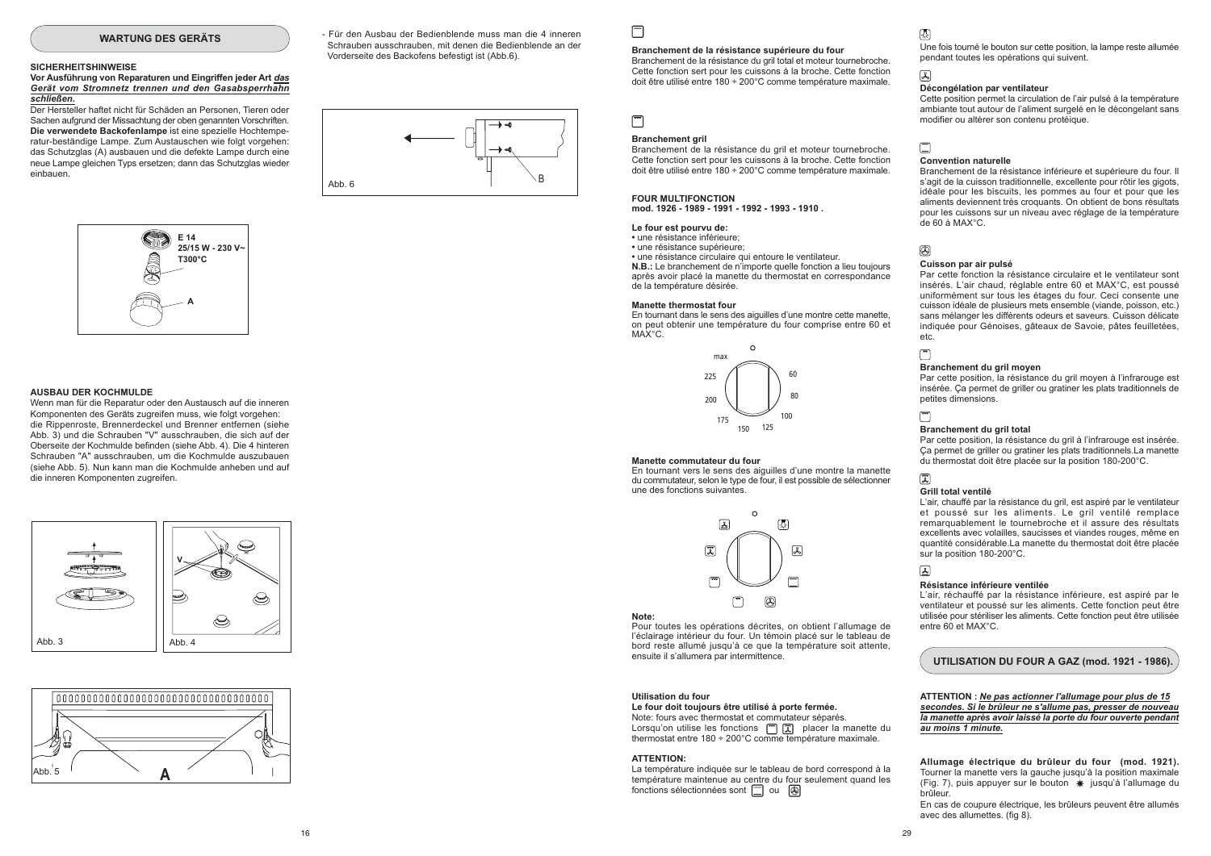## WARTUNG DES GERÄTS

**SICHERHEITSHINWEISE**

**Vor Ausführung von Reparaturen und Eingriffen jeder Art *das Gerät vom Stromnetz trennen und den Gasabsperrhahn schließen.***

Der Hersteller haftet nicht für Schäden an Personen, Tieren oder Sachen aufgrund der Missachtung der oben genannten Vorschriften. **Die verwendete Backofenlampe** ist eine spezielle Hochtemperatur-beständige Lampe. Zum Austauschen wie folgt vorgehen: das Schutzglas (A) ausbauen und die defekte Lampe durch eine neue Lampe gleichen Typs ersetzen; dann das Schutzglas wieder einbauen.

E 14
25/15 W - 230 V~
T300°C

A

**AUSBAU DER KOCHMULDE**

Wenn man für die Reparatur oder den Austausch auf die inneren Komponenten des Geräts zugreifen muss, wie folgt vorgehen: die Rippenroste, Brennerdeckel und Brenner entfernen (siehe Abb. 3) und die Schrauben "V" ausschrauben, die sich auf der Oberseite der Kochmulde befinden (siehe Abb. 4). Die 4 hinteren Schrauben "A" ausschrauben, um die Kochmulde auszubauen (siehe Abb. 5). Nun kann man die Kochmulde anheben und auf die inneren Komponenten zugreifen.

Abb. 3

Abb. 4

Abb. 5

- Für den Ausbau der Bedienblende muss man die 4 inneren Schrauben ausschrauben, mit denen die Bedienblende an der Vorderseite des Backofens befestigt ist (Abb.6).

Abb. 6

**Branchement de la résistance supérieure du four**
Branchement de la résistance du gril total et moteur tournebroche. Cette fonction sert pour les cuissons à la broche. Cette fonction doit être utilisé entre 180 ÷ 200°C comme température maximale.

**Branchement gril**
Branchement de la résistance du gril et moteur tournebroche. Cette fonction sert pour les cuissons à la broche. Cette fonction doit être utilisé entre 180 ÷ 200°C comme température maximale.

**FOUR MULTIFONCTION**
**mod. 1926 - 1989 - 1991 - 1992 - 1993 - 1910 .**

**Le four est pourvu de:**
- une résistance inférieure;
- une résistance supérieure;
- une résistance circulaire qui entoure le ventilateur.

**N.B.:** Le branchement de n'importe quelle fonction a lieu toujours après avoir placé la manette du thermostat en correspondance de la température désirée.

**Manette thermostat four**
En tournant dans le sens des aiguilles d'une montre cette manette, on peut obtenir une température du four comprise entre 60 et MAX°C.

max, 60, 80, 100, 125, 150, 175, 200, 225

**Manette commutateur du four**
En tournant vers le sens des aiguilles d'une montre la manette du commutateur, selon le type de four, il est possible de sélectionner une des fonctions suivantes.

**Note:**
Pour toutes les opérations décrites, on obtient l'allumage de l'éclairage intérieur du four. Un témoin placé sur le tableau de bord reste allumé jusqu'à ce que la température soit attente, ensuite il s'allumera par intermittence.

**Utilisation du four**
**Le four doit toujours être utilisé à porte fermée.**
Note: fours avec thermostat et commutateur séparés.
Lorsqu'on utilise les fonctions placer la manette du thermostat entre 180 ÷ 200°C comme température maximale.

**ATTENTION:**
La température indiquée sur le tableau de bord correspond à la température maintenue au centre du four seulement quand les fonctions sélectionnées sont ou

Une fois tourné le bouton sur cette position, la lampe reste allumée pendant toutes les opérations qui suivent.

**Décongélation par ventilateur**
Cette position permet la circulation de l'air pulsé à la température ambiante tout autour de l'aliment surgelé en le décongelant sans modifier ou altérer son contenu protéique.

**Convention naturelle**
Branchement de la résistance inférieure et supérieure du four. Il s'agit de la cuisson traditionnelle, excellente pour rôtir les gigots, idéale pour les biscuits, les pommes au four et pour que les aliments deviennent très croquants. On obtient de bons résultats pour les cuissons sur un niveau avec réglage de la température de 60 à MAX°C.

**Cuisson par air pulsé**
Par cette fonction la résistance circulaire et le ventilateur sont insérés. L'air chaud, réglable entre 60 et MAX°C, est poussé uniformément sur tous les étages du four. Ceci consente une cuisson idéale de plusieurs mets ensemble (viande, poisson, etc.) sans mélanger les différents odeurs et saveurs. Cuisson délicate indiquée pour Génoises, gâteaux de Savoie, pâtes feuilletées, etc.

**Branchement du gril moyen**
Par cette position, la résistance du gril moyen à l'infrarouge est insérée. Ça permet de griller ou gratiner les plats traditionnels de petites dimensions.

**Branchement du gril total**
Par cette position, la résistance du gril à l'infrarouge est insérée. Ça permet de griller ou gratiner les plats traditionnels.La manette du thermostat doit être placée sur la position 180-200°C.

**Grill total ventilé**
L'air, chauffé par la résistance du gril, est aspiré par le ventilateur et poussé sur les aliments. Le gril ventilé remplace remarquablement le tournebroche et il assure des résultats excellents avec volailles, saucisses et viandes rouges, même en quantité considérable.La manette du thermostat doit être placée sur la position 180-200°C.

**Résistance inférieure ventilée**
L'air, réchauffé par la résistance inférieure, est aspiré par le ventilateur et poussé sur les aliments. Cette fonction peut être utilisée pour stériliser les aliments. Cette fonction peut être utilisée entre 60 et MAX°C.

## UTILISATION DU FOUR A GAZ (mod. 1921 - 1986).

**ATTENTION : *Ne pas actionner l'allumage pour plus de 15 secondes. Si le brûleur ne s'allume pas, presser de nouveau la manette après avoir laissé la porte du four ouverte pendant au moins 1 minute.***

**Allumage électrique du brûleur du four (mod. 1921).**
Tourner la manette vers la gauche jusqu'à la position maximale (Fig. 7), puis appuyer sur le bouton * jusqu'à l'allumage du brûleur.
En cas de coupure électrique, les brûleurs peuvent être allumés avec des allumettes. (fig 8).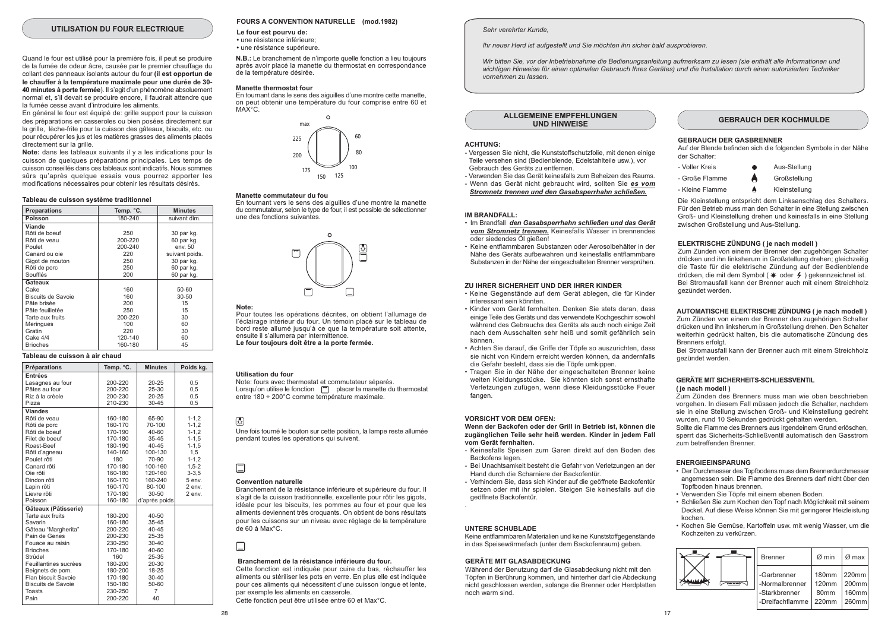## UTILISATION DU FOUR ELECTRIQUE

Quand le four est utilisé pour la première fois, il peut se produire de la fumée de odeur âcre, causée par le premier chauffage du collant des panneaux isolants autour du four **(il est opportun de le chauffer à la température maximale pour une durée de 30-40 minutes à porte fermée**). Il s'agit d'un phénomène absolument normal et, s'il devait se produire encore, il faudrait attendre que la fumée cesse avant d'introduire les aliments.

En général le four est équipé de: grille support pour la cuisson des préparations en casseroles ou bien posées directement sur la grille, lèche-frite pour la cuisson des gâteaux, biscuits, etc. ou pour récupérer les jus et les matières grasses des aliments placés directement sur la grille.

**Note:** dans les tableaux suivants il y a les indications pour la cuisson de quelques préparations principales. Les temps de cuisson conseillés dans ces tableaux sont indicatifs. Nous sommes sûrs qu'après quelque essais vous pourrez apporter les modifications nécessaires pour obtenir les résultats désirés.

**Tableau de cuisson système traditionnel**

| Preparations | Temp. °C. | Minutes |
|---|---|---|
| **Poisson** | 180-240 | suivant dim. |
| **Viande** | | |
| Rôti de boeuf | 250 | 30 par kg. |
| Rôti de veau | 200-220 | 60 par kg. |
| Poulet | 200-240 | env. 50 |
| Canard ou oie | 220 | suivant poids. |
| Gigot de mouton | 250 | 30 par kg. |
| Rôti de porc | 250 | 60 par kg. |
| Soufflés | 200 | 60 par kg. |
| **Gateaux** | | |
| Cake | 160 | 50-60 |
| Biscuits de Savoie | 160 | 30-50 |
| Pâte brisée | 200 | 15 |
| Pâte feuilletée | 250 | 15 |
| Tarte aux fruits | 200-220 | 30 |
| Meringues | 100 | 60 |
| Gratin | 220 | 30 |
| Cake 4/4 | 120-140 | 60 |
| Brioches | 160-180 | 45 |

**Tableau de cuisson à air chaud**

| Préparations | Temp. °C. | Minutes | Poids kg. |
|---|---|---|---|
| **Entrées** | | | |
| Lasagnes au four | 200-220 | 20-25 | 0,5 |
| Pâtes au four | 200-220 | 25-30 | 0,5 |
| Riz à la créole | 200-230 | 20-25 | 0,5 |
| Pizza | 210-230 | 30-45 | 0,5 |
| **Viandes** | | | |
| Rôti de veau | 160-180 | 65-90 | 1-1,2 |
| Rôti de porc | 160-170 | 70-100 | 1-1,2 |
| Rôti de boeuf | 170-190 | 40-60 | 1-1,2 |
| Filet de boeuf | 170-180 | 35-45 | 1-1,5 |
| Roast-Beef | 180-190 | 40-45 | 1-1,5 |
| Rôti d'agneau | 140-160 | 100-130 | 1,5 |
| Poulet rôti | 180 | 70-90 | 1-1,2 |
| Canard rôti | 170-180 | 100-160 | 1,5-2 |
| Oie rôti | 160-180 | 120-160 | 3-3,5 |
| Dindon rôti | 160-170 | 160-240 | 5 env. |
| Lapin rôti | 160-170 | 80-100 | 2 env. |
| Lievre rôti | 170-180 | 30-50 | 2 env. |
| Poisson | 160-180 | d'après poids | |
| **Gâteaux (Pâtisserie)** | | | |
| Tarte aux fruits | 180-200 | 40-50 | |
| Savarin | 160-180 | 35-45 | |
| Gâteau "Margherita" | 200-220 | 40-45 | |
| Pain de Genes | 200-230 | 25-35 | |
| Fouace au raisin | 230-250 | 30-40 | |
| Brioches | 170-180 | 40-60 | |
| Strüdel | 160 | 25-35 | |
| Feuillantines sucrées | 180-200 | 20-30 | |
| Beignets de pom. | 180-200 | 18-25 | |
| Flan biscuit Savoie | 170-180 | 30-40 | |
| Biscuits de Savoie | 150-180 | 50-60 | |
| Toasts | 230-250 | 7 | |
| Pain | 200-220 | 40 | |

## FOURS A CONVENTION NATURELLE (mod.1982)

**Le four est pourvu de:**
- une résistance inférieure;
- une résistance supérieure.

**N.B.:** Le branchement de n'importe quelle fonction a lieu toujours après avoir placé la manette du thermostat en correspondance de la température désirée.

**Manette thermostat four**

En tournant dans le sens des aiguilles d'une montre cette manette, on peut obtenir une température du four comprise entre 60 et MAX°C.

max – 225 – 200 – 175 – 150 – 125 – 100 – 80 – 60

**Manette commutateur du fou**

En tournant vers le sens des aiguilles d'une montre la manette du commutateur, selon le type de four, il est possible de sélectionner une des fonctions suivantes.

**Note:**

Pour toutes les opérations décrites, on obtient l'allumage de l'éclairage intérieur du four. Un témoin placé sur le tableau de bord reste allumé jusqu'à ce que la température soit attente, ensuite il s'allumera par intermittence.

**Le four toujours doit être a la porte fermée.**

**Utilisation du four**

Note: fours avec thermostat et commutateur séparés.

Lorsqu'on utilise le fonction placer la manette du thermostat entre 180 ÷ 200°C comme température maximale.

Une fois tourné le bouton sur cette position, la lampe reste allumée pendant toutes les opérations qui suivent.

**Convention naturelle**

Branchement de la résistance inférieure et supérieure du four. Il s'agit de la cuisson traditionnelle, excellente pour rôtir les gigots, idéale pour les biscuits, les pommes au four et pour que les aliments deviennent très croquants. On obtient de bons résultats pour les cuissons sur un niveau avec réglage de la température de 60 à Max°C.

**Branchement de la résistance inférieure du four.**

Cette fonction est indiquée pour cuire du bas, réchauffer les aliments ou stériliser les pots en verre. En plus elle est indiquée pour ces aliments qui nécessitent d'une cuisson longue et lente, par exemple les aliments en casserole.

Cette fonction peut être utilisée entre 60 et Max°C.

*Sehr verehrter Kunde,*

*Ihr neuer Herd ist aufgestellt und Sie möchten ihn sicher bald ausprobieren.*

*Wir bitten Sie, vor der Inbetriebnahme die Bedienungsanleitung aufmerksam zu lesen (sie enthält alle Informationen und wichtigen Hinweise für einen optimalen Gebrauch Ihres Gerätes) und die Installation durch einen autorisierten Techniker vornehmen zu lassen.*

## ALLGEMEINE EMPFEHLUNGEN UND HINWEISE

**ACHTUNG:**
- Vergessen Sie nicht, die Kunststoffschutzfolie, mit denen einige Teile versehen sind (Bedienblende, Edelstahlteile usw.), vor Gebrauch des Geräts zu entfernen.
- Verwenden Sie das Gerät keinesfalls zum Beheizen des Raums.
- Wenn das Gerät nicht gebraucht wird, sollten Sie ***es vom Stromnetz trennen und den Gasabsperrhahn schließen.***

**IM BRANDFALL:**
- Im Brandfall ***den Gasabsperrhahn schließen und das Gerät vom Stromnetz trennen.*** Keinesfalls Wasser in brennendes oder siedendes Öl gießen!
- Keine entflammbaren Substanzen oder Aerosolbehälter in der Nähe des Geräts aufbewahren und keinesfalls entflammbare Substanzen in der Nähe der eingeschalteten Brenner versprühen.

**ZU IHRER SICHERHEIT UND DER IHRER KINDER**
- Keine Gegenstände auf dem Gerät ablegen, die für Kinder interessant sein könnten.
- Kinder vom Gerät fernhalten. Denken Sie stets daran, dass einige Teile des Geräts und das verwendete Kochgeschirr sowohl während des Gebrauchs des Geräts als auch noch einige Zeit nach dem Ausschalten sehr heiß und somit gefährlich sein können.
- Achten Sie darauf, die Griffe der Töpfe so auszurichten, dass sie nicht von Kindern erreicht werden können, da andernfalls die Gefahr besteht, dass sie die Töpfe umkippen.
- Tragen Sie in der Nähe der eingeschalteten Brenner keine weiten Kleidungsstücke. Sie könnten sich sonst ernsthafte Verletzungen zufügen, wenn diese Kleidungsstücke Feuer fangen.

**VORSICHT VOR DEM OFEN:**

**Wenn der Backofen oder der Grill in Betrieb ist, können die zugänglichen Teile sehr heiß werden. Kinder in jedem Fall vom Gerät fernhalten.**
- Keinesfalls Speisen zum Garen direkt auf den Boden des Backofens legen.
- Bei Unachtsamkeit besteht die Gefahr von Verletzungen an der Hand durch die Scharniere der Backofentür.
- Verhindern Sie, dass sich Kinder auf die geöffnete Backofentür setzen oder mit ihr spielen. Steigen Sie keinesfalls auf die geöffnete Backofentür.

**UNTERE SCHUBLADE**

Keine entflammbaren Materialien und keine Kunststoffgegenstände in das Speisewärmefach (unter dem Backofenraum) geben.

**GERÄTE MIT GLASABDECKUNG**

Während der Benutzung darf die Glasabdeckung nicht mit den Töpfen in Berührung kommen, und hinterher darf die Abdeckung nicht geschlossen werden, solange die Brenner oder Herdplatten noch warm sind.

## GEBRAUCH DER KOCHMULDE

**GEBRAUCH DER GASBRENNER**

Auf der Blende befinden sich die folgenden Symbole in der Nähe der Schalter:

- Voller Kreis ● Aus-Stellung
- Große Flamme Großstellung
- Kleine Flamme Kleinstellung

Die Kleinstellung entspricht dem Linksanschlag des Schalters. Für den Betrieb muss man den Schalter in eine Stellung zwischen Groß- und Kleinstellung drehen und keinesfalls in eine Stellung zwischen Großstellung und Aus-Stellung.

**ELEKTRISCHE ZÜNDUNG ( je nach modell )**

Zum Zünden von einem der Brenner den zugehörigen Schalter drücken und ihn linksherum in Großstellung drehen; gleichzeitig die Taste für die elektrische Zündung auf der Bedienblende drücken, die mit dem Symbol ( ✷ oder ϟ ) gekennzeichnet ist. Bei Stromausfall kann der Brenner auch mit einem Streichholz gezündet werden.

**AUTOMATISCHE ELEKTRISCHE ZÜNDUNG ( je nach modell )**

Zum Zünden von einem der Brenner den zugehörigen Schalter drücken und ihn linksherum in Großstellung drehen. Den Schalter weiterhin gedrückt halten, bis die automatische Zündung des Brenners erfolgt.

Bei Stromausfall kann der Brenner auch mit einem Streichholz gezündet werden.

**GERÄTE MIT SICHERHEITS-SCHLIESSVENTIL ( je nach modell )**

Zum Zünden des Brenners muss man wie oben beschrieben vorgehen. In diesem Fall müssen jedoch die Schalter, nachdem sie in eine Stellung zwischen Groß- und Kleinstellung gedreht wurden, rund 10 Sekunden gedrückt gehalten werden.

Sollte die Flamme des Brenners aus irgendeinem Grund erlöschen, sperrt das Sicherheits-Schließventil automatisch den Gasstrom zum betreffenden Brenner.

**ENERGIEEINSPARUNG**
- Der Durchmesser des Topfbodens muss dem Brennerdurchmesser angemessen sein. Die Flamme des Brenners darf nicht über den Topfboden hinaus brennen.
- Verwenden Sie Töpfe mit einem ebenen Boden.
- Schließen Sie zum Kochen den Topf nach Möglichkeit mit seinem Deckel. Auf diese Weise können Sie mit geringerer Heizleistung kochen.
- Kochen Sie Gemüse, Kartoffeln usw. mit wenig Wasser, um die Kochzeiten zu verkürzen.

| Brenner | Ø min | Ø max |
|---|---|---|
| -Garbrenner | 180mm | 220mm |
| -Normalbrenner | 120mm | 200mm |
| -Starkbrenner | 80mm | 160mm |
| -Dreifachflamme | 220mm | 260mm |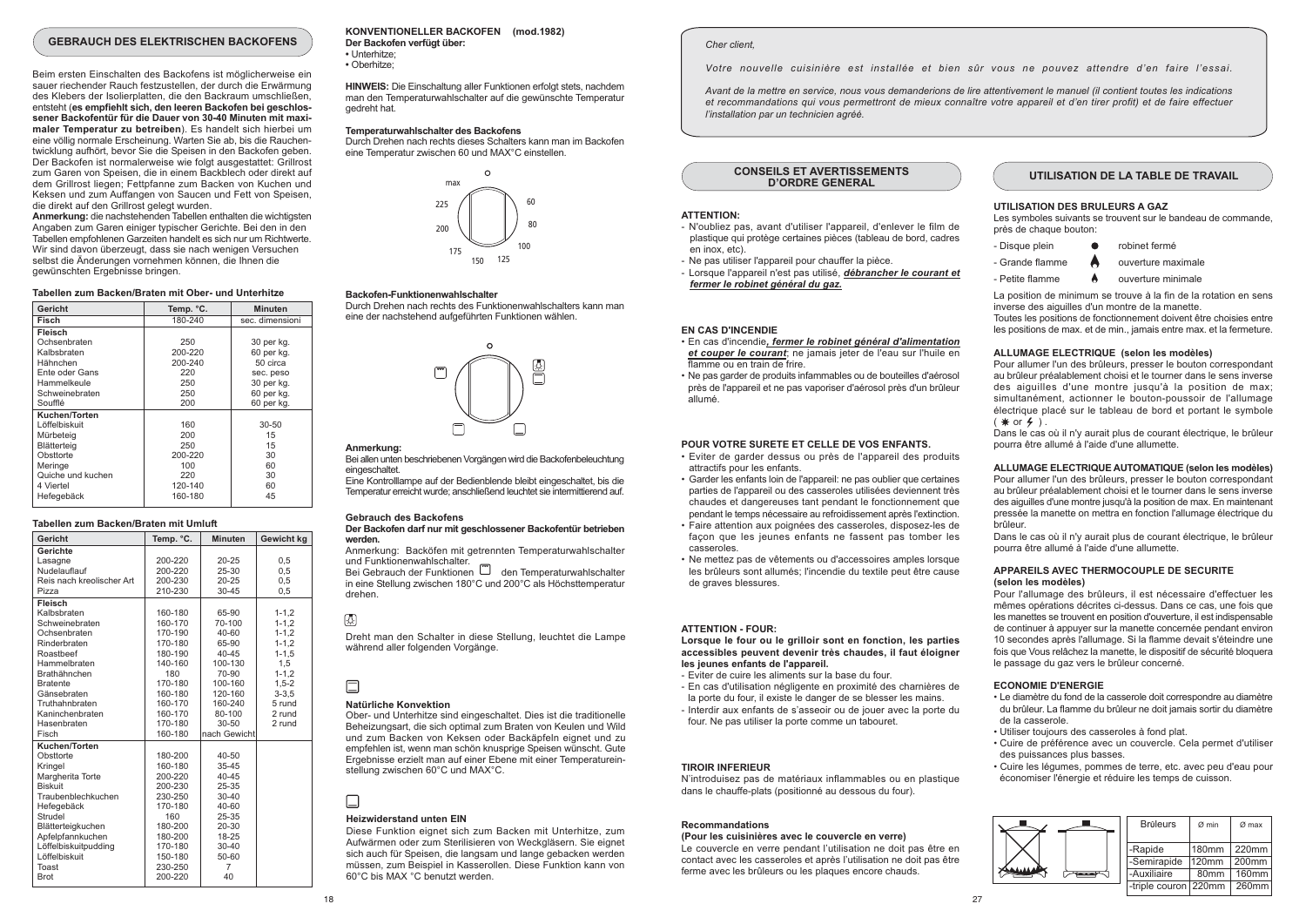## GEBRAUCH DES ELEKTRISCHEN BACKOFENS

Beim ersten Einschalten des Backofens ist möglicherweise ein sauer riechender Rauch festzustellen, der durch die Erwärmung des Klebers der Isolierplatten, die den Backraum umschließen, entsteht (**es empfiehlt sich, den leeren Backofen bei geschlossener Backofentür für die Dauer von 30-40 Minuten mit maximaler Temperatur zu betreiben**). Es handelt sich hierbei um eine völlig normale Erscheinung. Warten Sie ab, bis die Rauchentwicklung aufhört, bevor Sie die Speisen in den Backofen geben. Der Backofen ist normalerweise wie folgt ausgestattet: Grillrost zum Garen von Speisen, die in einem Backblech oder direkt auf dem Grillrost liegen; Fettpfanne zum Backen von Kuchen und Keksen und zum Auffangen von Saucen und Fett von Speisen, die direkt auf den Grillrost gelegt wurden.

**Anmerkung:** die nachstehenden Tabellen enthalten die wichtigsten Angaben zum Garen einiger typischer Gerichte. Bei den in den Tabellen empfohlenen Garzeiten handelt es sich nur um Richtwerte. Wir sind davon überzeugt, dass sie nach wenigen Versuchen selbst die Änderungen vornehmen können, die Ihnen die gewünschten Ergebnisse bringen.

**Tabellen zum Backen/Braten mit Ober- und Unterhitze**

| Gericht | Temp. °C. | Minuten |
|---|---|---|
| **Fisch** | 180-240 | sec. dimensioni |
| **Fleisch** | | |
| Ochsenbraten | 250 | 30 per kg. |
| Kalbsbraten | 200-220 | 60 per kg. |
| Hähnchen | 200-240 | 50 circa |
| Ente oder Gans | 220 | sec. peso |
| Hammelkeule | 250 | 30 per kg. |
| Schweinebraten | 250 | 60 per kg. |
| Soufflé | 200 | 60 per kg. |
| **Kuchen/Torten** | | |
| Löffelbiskuit | 160 | 30-50 |
| Mürbeteig | 200 | 15 |
| Blätterteig | 250 | 15 |
| Obsttorte | 200-220 | 30 |
| Meringe | 100 | 60 |
| Quiche und kuchen | 220 | 30 |
| 4 Viertel | 120-140 | 60 |
| Hefegebäck | 160-180 | 45 |

**Tabellen zum Backen/Braten mit Umluft**

| Gericht | Temp. °C. | Minuten | Gewicht kg |
|---|---|---|---|
| **Gerichte** | | | |
| Lasagne | 200-220 | 20-25 | 0,5 |
| Nudelauflauf | 200-220 | 25-30 | 0,5 |
| Reis nach kreolischer Art | 200-230 | 20-25 | 0,5 |
| Pizza | 210-230 | 30-45 | 0,5 |
| **Fleisch** | | | |
| Kalbsbraten | 160-180 | 65-90 | 1-1,2 |
| Schweinebraten | 160-170 | 70-100 | 1-1,2 |
| Ochsenbraten | 170-190 | 40-60 | 1-1,2 |
| Rinderbraten | 170-180 | 65-90 | 1-1,2 |
| Roastbeef | 180-190 | 40-45 | 1-1,5 |
| Hammelbraten | 140-160 | 100-130 | 1,5 |
| Brathähnchen | 180 | 70-90 | 1-1,2 |
| Bratente | 170-180 | 100-160 | 1,5-2 |
| Gänsebraten | 160-180 | 120-160 | 3-3,5 |
| Truthahnbraten | 160-170 | 160-240 | 5 rund |
| Kaninchenbraten | 160-170 | 80-100 | 2 rund |
| Hasenbraten | 170-180 | 30-50 | 2 rund |
| Fisch | 160-180 | nach Gewicht | |
| **Kuchen/Torten** | | | |
| Obsttorte | 180-200 | 40-50 | |
| Kringel | 160-180 | 35-45 | |
| Margherita Torte | 200-220 | 40-45 | |
| Biskuit | 200-230 | 25-35 | |
| Traubenblechkuchen | 230-250 | 30-40 | |
| Hefegebäck | 170-180 | 40-60 | |
| Strudel | 160 | 25-35 | |
| Blätterteigkuchen | 180-200 | 20-30 | |
| Apfelpfannkuchen | 180-200 | 18-25 | |
| Löffelbiskuitpudding | 170-180 | 30-40 | |
| Löffelbiskuit | 150-180 | 50-60 | |
| Toast | 230-250 | 7 | |
| Brot | 200-220 | 40 | |

## KONVENTIONELLER BACKOFEN (mod.1982)

**Der Backofen verfügt über:**
- Unterhitze;
- Oberhitze;

**HINWEIS:** Die Einschaltung aller Funktionen erfolgt stets, nachdem man den Temperaturwahlschalter auf die gewünschte Temperatur gedreht hat.

**Temperaturwahlschalter des Backofens**

Durch Drehen nach rechts dieses Schalters kann man im Backofen eine Temperatur zwischen 60 und MAX°C einstellen.

max, 60, 80, 100, 125, 150, 175, 200, 225

**Backofen-Funktionenwahlschalter**

Durch Drehen nach rechts des Funktionenwahlschalters kann man eine der nachstehend aufgeführten Funktionen wählen.

**Anmerkung:**

Bei allen unten beschriebenen Vorgängen wird die Backofenbeleuchtung eingeschaltet.

Eine Kontrolllampe auf der Bedienblende bleibt eingeschaltet, bis die Temperatur erreicht wurde; anschließend leuchtet sie intermittierend auf.

**Gebrauch des Backofens**

**Der Backofen darf nur mit geschlossener Backofentür betrieben werden.**

Anmerkung: Backöfen mit getrennten Temperaturwahlschalter und Funktionenwahlschalter.

Bei Gebrauch der Funktionen den Temperaturwahlschalter in eine Stellung zwischen 180°C und 200°C als Höchsttemperatur drehen.

Dreht man den Schalter in diese Stellung, leuchtet die Lampe während aller folgenden Vorgänge.

**Natürliche Konvektion**

Ober- und Unterhitze sind eingeschaltet. Dies ist die traditionelle Beheizungsart, die sich optimal zum Braten von Keulen und Wild und zum Backen von Keksen oder Backäpfeln eignet und zu empfehlen ist, wenn man schön knusprige Speisen wünscht. Gute Ergebnisse erzielt man auf einer Ebene mit einer Temperatureinstellung zwischen 60°C und MAX°C.

**Heizwiderstand unten EIN**

Diese Funktion eignet sich zum Backen mit Unterhitze, zum Aufwärmen oder zum Sterilisieren von Weckgläsern. Sie eignet sich auch für Speisen, die langsam und lange gebacken werden müssen, zum Beispiel in Kasserollen. Diese Funktion kann von 60°C bis MAX °C benutzt werden.

*Cher client,*

*Votre nouvelle cuisinière est installée et bien sûr vous ne pouvez attendre d'en faire l'essai.*

*Avant de la mettre en service, nous vous demanderions de lire attentivement le manuel (il contient toutes les indications et recommandations qui vous permettront de mieux connaître votre appareil et d'en tirer profit) et de faire effectuer l'installation par un technicien agréé.*

## CONSEILS ET AVERTISSEMENTS D'ORDRE GENERAL

**ATTENTION:**
- N'oubliez pas, avant d'utiliser l'appareil, d'enlever le film de plastique qui protège certaines pièces (tableau de bord, cadres en inox, etc).
- Ne pas utiliser l'appareil pour chauffer la pièce.
- Lorsque l'appareil n'est pas utilisé, ***débrancher le courant et fermer le robinet général du gaz.***

**EN CAS D'INCENDIE**
- En cas d'incendie***, fermer le robinet général d'alimentation et couper le courant***; ne jamais jeter de l'eau sur l'huile en flamme ou en train de frire.
- Ne pas garder de produits infamables ou de bouteilles d'aérosol près de l'appareil et ne pas vaporiser d'aérosol près d'un brûleur allumé.

**POUR VOTRE SURETE ET CELLE DE VOS ENFANTS.**
- Eviter de garder dessus ou près de l'appareil des produits attractifs pour les enfants.
- Garder les enfants loin de l'appareil: ne pas oublier que certaines parties de l'appareil ou des casseroles utilisées deviennent très chaudes et dangereuses tant pendant le fonctionnement que pendant le temps nécessaire au refroidissement après l'extinction.
- Faire attention aux poignées des casseroles, disposez-les de façon que les jeunes enfants ne fassent pas tomber les casseroles.
- Ne mettez pas de vêtements ou d'accessoires amples lorsque les brûleurs sont allumés; l'incendie du textile peut être cause de graves blessures.

**ATTENTION - FOUR:**

**Lorsque le four ou le grilloir sont en fonction, les parties accessibles peuvent devenir très chaudes, il faut éloigner les jeunes enfants de l'appareil.**
- Eviter de cuire les aliments sur la base du four.
- En cas d'utilisation négligente en proximité des charnières de la porte du four, il existe le danger de se blesser les mains.
- Interdir aux enfants de s'asseoir ou de jouer avec la porte du four. Ne pas utiliser la porte comme un tabouret.

**TIROIR INFERIEUR**

N'introduisez pas de matériaux inflammables ou en plastique dans le chauffe-plats (positionné au dessous du four).

**Recommandations**

**(Pour les cuisinières avec le couvercle en verre)**

Le couvercle en verre pendant l'utilisation ne doit pas être en contact avec les casseroles et après l'utilisation ne doit pas être ferme avec les brûleurs ou les plaques encore chauds.

## UTILISATION DE LA TABLE DE TRAVAIL

**UTILISATION DES BRULEURS A GAZ**

Les symboles suivants se trouvent sur le bandeau de commande, près de chaque bouton:

- Disque plein — robinet fermé
- Grande flamme — ouverture maximale
- Petite flamme — ouverture minimale

La position de minimum se trouve à la fin de la rotation en sens inverse des aiguilles d'un montre de la manette.

Toutes les positions de fonctionnement doivent être choisies entre les positions de max. et de min., jamais entre max. et la fermeture.

**ALLUMAGE ELECTRIQUE (selon les modèles)**

Pour allumer l'un des brûleurs, presser le bouton correspondant au brûleur préalablement choisi et le tourner dans le sens inverse des aiguilles d'une montre jusqu'à la position de max; simultanément, actionner le bouton-poussoir de l'allumage électrique placé sur le tableau de bord et portant le symbole ( ✱ or ⚡ ).

Dans le cas où il n'y aurait plus de courant électrique, le brûleur pourra être allumé à l'aide d'une allumette.

**ALLUMAGE ELECTRIQUE AUTOMATIQUE (selon les modèles)**

Pour allumer l'un des brûleurs, presser le bouton correspondant au brûleur préalablement choisi et le tourner dans le sens inverse des aiguilles d'une montre jusqu'à la position de max. En maintenant pressée la manette on mettra en fonction l'allumage électrique du brûleur.

Dans le cas où il n'y aurait plus de courant électrique, le brûleur pourra être allumé à l'aide d'une allumette.

**APPAREILS AVEC THERMOCOUPLE DE SECURITE (selon les modèles)**

Pour l'allumage des brûleurs, il est nécessaire d'effectuer les mêmes opérations décrites ci-dessus. Dans ce cas, une fois que les manettes se trouvent en position d'ouverture, il est indispensable de continuer à appuyer sur la manette concernée pendant environ 10 secondes après l'allumage. Si la flamme devait s'éteindre une fois que Vous relâchez la manette, le dispositif de sécurité bloquera le passage du gaz vers le brûleur concerné.

**ECONOMIE D'ENERGIE**
- Le diamètre du fond de la casserole doit correspondre au diamètre du brûleur. La flamme du brûleur ne doit jamais sortir du diamètre de la casserole.
- Utiliser toujours des casseroles à fond plat.
- Cuire de préférence avec un couvercle. Cela permet d'utiliser des puissances plus basses.
- Cuire les légumes, pommes de terre, etc. avec peu d'eau pour économiser l'énergie et réduire les temps de cuisson.

| Brûleurs | Ø min | Ø max |
|---|---|---|
| -Rapide | 180mm | 220mm |
| -Semirapide | 120mm | 200mm |
| -Auxiliaire | 80mm | 160mm |
| -triple couron | 220mm | 260mm |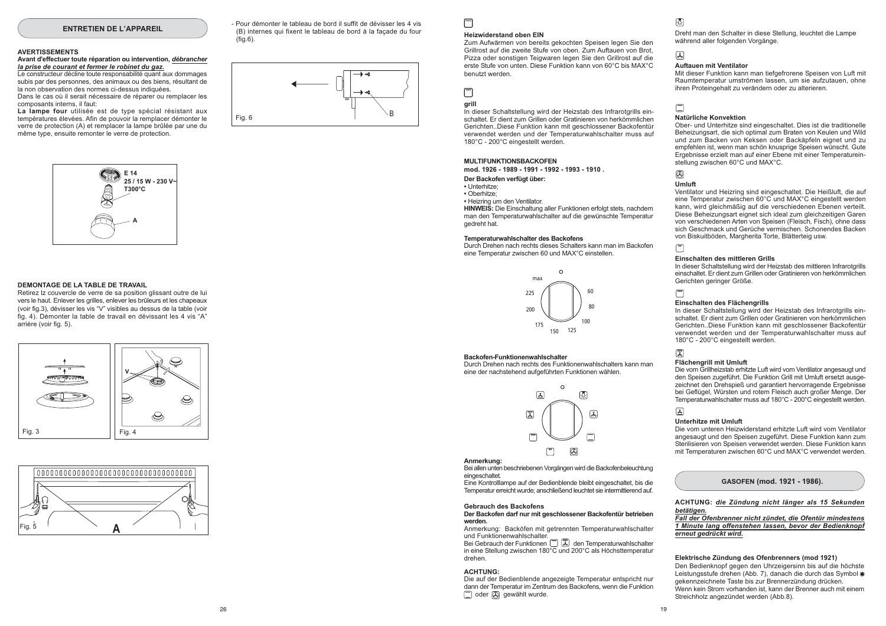## ENTRETIEN DE L'APPAREIL

### AVERTISSEMENTS

**Avant d'effectuer toute réparation ou intervention, *débrancher la prise de courant et fermer le robinet du gaz.***

Le constructeur décline toute responsabilité quant aux dommages subis par des personnes, des animaux ou des biens, résultant de la non observation des normes ci-dessus indiquées.

Dans le cas où il serait nécessaire de réparer ou remplacer les composants internes, il faut:

**La lampe four** utilisée est de type spécial résistant aux températures élevées. Afin de pouvoir la remplacer démonter le verre de protection (A) et remplacer la lampe brûlée par une du même type, ensuite remonter le verre de protection.

E 14
25 / 15 W - 230 V~
T300°C
A

### DEMONTAGE DE LA TABLE DE TRAVAIL

Retirez lz couvercle de verre de sa position glissant outre de lui vers le haut. Enlever les grilles, enlever les brûleurs et les chapeaux (voir fig.3), dévisser les vis "V" visibles au dessus de la table (voir fig. 4). Démonter la table de travail en dévissant les 4 vis "A" arrière (voir fig. 5).

Fig. 3

Fig. 4

Fig. 5

- Pour démonter le tableau de bord il suffit de dévisser les 4 vis (B) internes qui fixent le tableau de bord à la façade du four (fig.6).

Fig. 6

**Heizwiderstand oben EIN**

Zum Aufwärmen von bereits gekochten Speisen legen Sie den Grillrost auf die zweite Stufe von oben. Zum Auftauen von Brot, Pizza oder sonstigen Teigwaren legen Sie den Grillrost auf die erste Stufe von unten. Diese Funktion kann von 60°C bis MAX°C benutzt werden.

**grill**

In dieser Schaltstellung wird der Heizstab des Infrarotgrills eingeschaltet. Er dient zum Grillen oder Gratinieren von herkömmlichen Gerichten..Diese Funktion kann mit geschlossener Backofentür verwendet werden und der Temperaturwahlschalter muss auf 180°C - 200°C eingestellt werden.

### MULTIFUNKTIONSBACKOFEN

**mod. 1926 - 1989 - 1991 - 1992 - 1993 - 1910 .**

**Der Backofen verfügt über:**

- Unterhitze;
- Oberhitze;
- Heizring um den Ventilator.

**HINWEIS:** Die Einschaltung aller Funktionen erfolgt stets, nachdem man den Temperaturwahlschalter auf die gewünschte Temperatur gedreht hat.

**Temperaturwahlschalter des Backofens**

Durch Drehen nach rechts dieses Schalters kann man im Backofen eine Temperatur zwischen 60 und MAX°C einstellen.

max, 60, 80, 100, 125, 150, 175, 200, 225

**Backofen-Funktionenwahlschalter**

Durch Drehen nach rechts des Funktionenwahlschalters kann man eine der nachstehend aufgeführten Funktionen wählen.

**Anmerkung:**

Bei allen unten beschriebenen Vorgängen wird die Backofenbeleuchtung eingeschaltet.

Eine Kontrolllampe auf der Bedienblende bleibt eingeschaltet, bis die Temperatur erreicht wurde; anschließend leuchtet sie intermittierend auf.

**Gebrauch des Backofens**

**Der Backofen darf nur mit geschlossener Backofentür betrieben werden.**

Anmerkung: Backöfen mit getrennten Temperaturwahlschalter und Funktionenwahlschalter.

Bei Gebrauch der Funktionen den Temperaturwahlschalter in eine Stellung zwischen 180°C und 200°C als Höchsttemperatur drehen.

**ACHTUNG:**

Die auf der Bedienblende angezeigte Temperatur entspricht nur dann der Temperatur im Zentrum des Backofens, wenn die Funktion oder gewählt wurde.

Dreht man den Schalter in diese Stellung, leuchtet die Lampe während aller folgenden Vorgänge.

**Auftauen mit Ventilator**

Mit dieser Funktion kann man tiefgefrorene Speisen von Luft mit Raumtemperatur umströmen lassen, um sie aufzutauen, ohne ihren Proteingehalt zu verändern oder zu alterieren.

**Natürliche Konvektion**

Ober- und Unterhitze sind eingeschaltet. Dies ist die traditionelle Beheizungsart, die sich optimal zum Braten von Keulen und Wild und zum Backen von Keksen oder Backäpfeln eignet und zu empfehlen ist, wenn man schön knusprige Speisen wünscht. Gute Ergebnisse erzielt man auf einer Ebene mit einer Temperatureinstellung zwischen 60°C und MAX°C.

**Umluft**

Ventilator und Heizring sind eingeschaltet. Die Heißluft, die auf eine Temperatur zwischen 60°C und MAX°C eingestellt werden kann, wird gleichmäßig auf die verschiedenen Ebenen verteilt. Diese Beheizungsart eignet sich ideal zum gleichzeitigen Garen von verschiedenen Arten von Speisen (Fleisch, Fisch), ohne dass sich Geschmack und Gerüche vermischen. Schonendes Backen von Biskuitböden, Margherita Torte, Blätterteig usw.

**Einschalten des mittleren Grills**

In dieser Schaltstellung wird der Heizstab des mittleren Infrarotgrills eingeschaltet. Er dient zum Grillen oder Gratinieren von herkömmlichen Gerichten geringer Größe.

**Einschalten des Flächengrills**

In dieser Schaltstellung wird der Heizstab des Infrarotgrills eingeschaltet. Er dient zum Grillen oder Gratinieren von herkömmlichen Gerichten..Diese Funktion kann mit geschlossener Backofentür verwendet werden und der Temperaturwahlschalter muss auf 180°C - 200°C eingestellt werden.

**Flächengrill mit Umluft**

Die vom Grillheizstab erhitzte Luft wird vom Ventilator angesaugt und den Speisen zugeführt. Die Funktion Grill mit Umluft ersetzt ausgezeichnet den Drehspieß und garantiert hervorragende Ergebnisse bei Geflügel, Würsten und rotem Fleisch auch großer Menge. Der Temperaturwahlschalter muss auf 180°C - 200°C eingestellt werden.

**Unterhitze mit Umluft**

Die vom unteren Heizwiderstand erhitzte Luft wird vom Ventilator angesaugt und den Speisen zugeführt. Diese Funktion kann zum Sterilisieren von Speisen verwendet werden. Diese Funktion kann mit Temperaturen zwischen 60°C und MAX°C verwendet werden.

## GASOFEN (mod. 1921 - 1986).

**ACHTUNG: *die Zündung nicht länger als 15 Sekunden betätigen.***

***Fall der Ofenbrenner nicht zündet, die Ofentür mindestens 1 Minute lang offenstehen lassen, bevor der Bedienknopf erneut gedrückt wird.***

**Elektrische Zündung des Ofenbrenners (mod 1921)**

Den Bedienknopf gegen den Uhrzeigersinn bis auf die höchste Leistungsstufe drehen (Abb. 7), danach die durch das Symbol ✷ gekennzeichnete Taste bis zur Brennerzündung drücken.

Wenn kein Strom vorhanden ist, kann der Brenner auch mit einem Streichholz angezündet werden (Abb.8).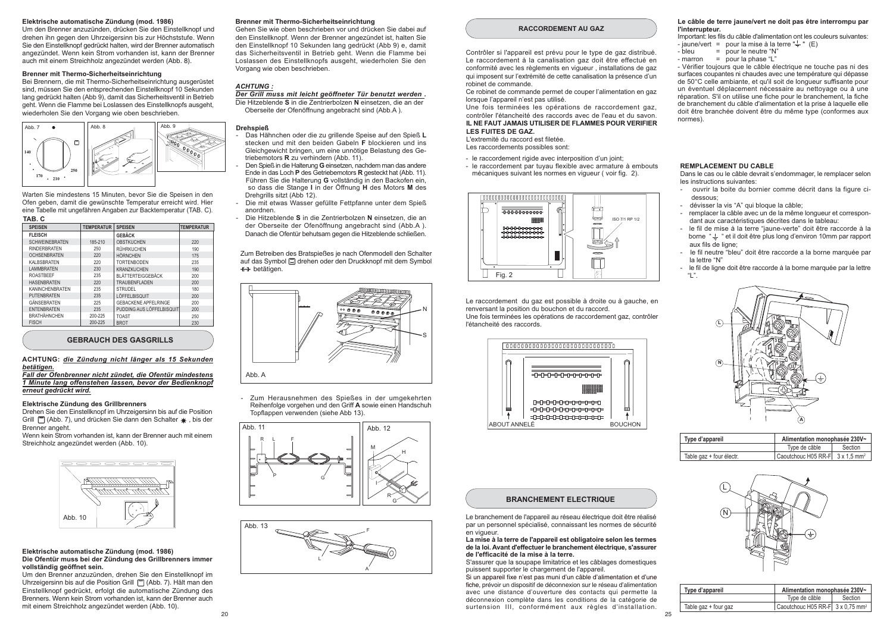**Elektrische automatische Zündung (mod. 1986)**

Um den Brenner anzuzünden, drücken Sie den Einstellknopf und drehen ihn gegen den Uhrzeigersinn bis zur Höchststufe. Wenn Sie den Einstellknopf gedrückt halten, wird der Brenner automatisch angezündet. Wenn kein Strom vorhanden ist, kann der Brenner auch mit einem Streichholz angezündet werden (Abb. 8).

**Brenner mit Thermo-Sicherheitseinrichtung**

Bei Brennern, die mit Thermo-Sicherheitseinrichtung ausgerüstet sind, müssen Sie den entsprechenden Einstellknopf 10 Sekunden lang gedrückt halten (Abb 9), damit das Sicherheitsventil in Betrieb geht. Wenn die Flamme bei Loslassen des Einstellknopfs ausgeht, wiederholen Sie den Vorgang wie oben beschrieben.

Abb. 7 Abb. 8 Abb. 9

Warten Sie mindestens 15 Minuten, bevor Sie die Speisen in den Ofen geben, damit die gewünschte Temperatur erreicht wird. Hier eine Tabelle mit ungefähren Angaben zur Backtemperatur (TAB. C).

**TAB. C**

| SPEISEN | TEMPERATUR | SPEISEN | TEMPERATUR |
|---|---|---|---|
| FLEISCH | | GEBÄCK | |
| SCHWEINEBRATEN | 185-210 | OBSTKUCHEN | 220 |
| RINDERBRATEN | 250 | RÜHRKUCHEN | 190 |
| OCHSENBRATEN | 220 | HÖRNCHEN | 175 |
| KALBSBRATEN | 220 | TORTENBODEN | 235 |
| LAMMBRATEN | 230 | KRANZKUCHEN | 190 |
| ROASTBEEF | 235 | BLÄTTERTEIGGEBÄCK | 200 |
| HASENBRATEN | 220 | TRAUBENFLADEN | 200 |
| KANINCHENBRATEN | 235 | STRUDEL | 180 |
| PUTENBRATEN | 235 | LÖFFELBISQUIT | 200 |
| GÄNSEBRATEN | 225 | GEBACKENE APFELRINGE | 200 |
| ENTENBRATEN | 235 | PUDDING AUS LÖFFELBISQUIT | 200 |
| BRATHÄHNCHEN | 200-225 | TOAST | 250 |
| FISCH | 200-225 | BROT | 230 |

## GEBRAUCH DES GASGRILLS

**ACHTUNG:** ***die Zündung nicht länger als 15 Sekunden betätigen.***
***Fall der Ofenbrenner nicht zündet, die Ofentür mindestens 1 Minute lang offenstehen lassen, bevor der Bedienknopf erneut gedrückt wird.***

**Elektrische Zündung des Grillbrenners**

Drehen Sie den Einstellknopf im Uhrzeigersinn bis auf die Position Grill (Abb. 7), und drücken Sie dann den Schalter ✱ , bis der Brenner angeht.

Wenn kein Strom vorhanden ist, kann der Brenner auch mit einem Streichholz angezündet werden (Abb. 10).

Abb. 10

**Elektrische automatische Zündung (mod. 1986)**
**Die Ofentür muss bei der Zündung des Grillbrenners immer vollständig geöffnet sein.**

Um den Brenner anzuzünden, drehen Sie den Einstellknopf im Uhrzeigersinn bis auf die Position Grill (Abb. 7). Hält man den Einstellknopf gedrückt, erfolgt die automatische Zündung des Brenners. Wenn kein Strom vorhanden ist, kann der Brenner auch mit einem Streichholz angezündet werden (Abb. 10).

**Brenner mit Thermo-Sicherheitseinrichtung**

Gehen Sie wie oben beschrieben vor und drücken Sie dabei auf den Einstellknopf. Wenn der Brenner angezündet ist, halten Sie den Einstellknopf 10 Sekunden lang gedrückt (Abb 9) e, damit das Sicherheitsventil in Betrieb geht. Wenn die Flamme bei Loslassen des Einstellknopfs ausgeht, wiederholen Sie den Vorgang wie oben beschrieben.

***ACHTUNG :***
***Der Grill muss mit leicht geöffneter Tür benutzt werden .***
Die Hitzeblende **S** in die Zentrierbolzen **N** einsetzen, die an der Oberseite der Ofenöffnung angebracht sind (Abb.A ).

**Drehspieß**

- Das Hähnchen oder die zu grillende Speise auf den Spieß **L** stecken und mit den beiden Gabeln **F** blockieren und ins Gleichgewicht bringen, um eine unnötige Belastung des Getriebemotors **R** zu verhindern (Abb. 11).
- Den Spieß in die Halterung **G** einsetzen, nachdem man das andere Ende in das Loch **P** des Getriebemotors **R** gesteckt hat (Abb. 11). Führen Sie die Halterung **G** vollständig in den Backofen ein, so dass die Stange **I** in der Öffnung **H** des Motors **M** des Drehgrills sitzt (Abb. 12).
- Die mit etwas Wasser gefüllte Fettpfanne unter dem Spieß anordnen.
- Die Hitzeblende **S** in die Zentrierbolzen **N** einsetzen, die an der Oberseite der Ofenöffnung angebracht sind (Abb.A ). Danach die Ofentür behutsam gegen die Hitzeblende schließen.

Zum Betreiben des Bratspießes je nach Ofenmodell den Schalter auf das Symbol drehen oder den Druckknopf mit dem Symbol betätigen.

Abb. A

- Zum Herausnehmen des Spießes in der umgekehrten Reihenfolge vorgehen und den Griff **A** sowie einen Handschuh Topflappen verwenden (siehe Abb 13).

Abb. 11 Abb. 12 Abb. 13

## RACCORDEMENT AU GAZ

Contrôler si l'appareil est prévu pour le type de gaz distribué. Le raccordement à la canalisation gaz doit être effectué en conformité avec les règlements en vigueur , installations de gaz qui imposent sur l'extrémité de cette canalisation la présence d'un robinet de commande.

Ce robinet de commande permet de couper l'alimentation en gaz lorsque l'appareil n'est pas utilisé.

Une fois terminées les opérations de raccordement gaz, contrôler l'étanchéité des raccords avec de l'eau et du savon. **IL NE FAUT JAMAIS UTILISER DE FLAMMES POUR VERIFIER LES FUITES DE GAZ.**

L'extrémité du raccord est filetée.

Les raccordements possibles sont:

- le raccordement rigide avec interposition d'un joint;
- le raccordement par tuyau flexible avec armature à embouts mécaniques suivant les normes en vigueur ( voir fig. 2).

ISO 7/1 RP 1/2

Fig. 2

Le raccordement du gaz est possible à droite ou à gauche, en renversant la position du bouchon et du raccord.

Une fois terminées les opérations de raccordement gaz, contrôler l'étanchéité des raccords.

ABOUT ANNELÉ BOUCHON

## BRANCHEMENT ELECTRIQUE

Le branchement de l'appareil au réseau électrique doit être réalisé par un personnel spécialisé, connaissant les normes de sécurité en vigueur.

**La mise à la terre de l'appareil est obligatoire selon les termes de la loi. Avant d'effectuer le branchement électrique, s'assurer de l'efficacité de la mise à la terre.**

S'assurer que la soupape limitatrice et les câblages domestiques puissent supporter le chargement de l'appareil.

Si un appareil fixe n'est pas muni d'un câble d'alimentation et d'une fiche, prévoir un dispositif de déconnexion sur le réseau d'alimentation avec une distance d'ouverture des contacts qui permette la déconnexion complète dans les conditions de la catégorie de surtension III, conformément aux règles d'installation.

**Le câble de terre jaune/vert ne doit pas être interrompu par l'interrupteur.**

Important: les fils du câble d'alimentation ont les couleurs suivantes:

- jaune/vert = pour la mise à la terre " ⏚ " (E)
- bleu = pour le neutre "N"
- marron = pour la phase "L"

- Vérifier toujours que le câble électrique ne touche pas ni des surfaces coupantes ni chaudes avec une température qui dépasse de 50°C celle ambiante, et qu'il soit de longueur suffisante pour un éventuel déplacement nécessaire au nettoyage ou à une réparation. S'il on utilise une fiche pour le branchement, la fiche de branchement du câble d'alimentation et la prise à laquelle elle doit être branchée doivent être du même type (conformes aux normes).

**REMPLACEMENT DU CABLE**

Dans le cas ou le câble devrait s'endommager, le remplacer selon les instructions suivantes:

- ouvrir la boite du bornier comme décrit dans la figure ci-dessous;
- dévisser la vis "A" qui bloque la câble;
- remplacer la câble avec un de la même longueur et correspondant aux caractéristiques décrites dans le tableau:
- le fil de mise à la terre "jaune-verte" doit être raccorde à la borne " ⏚ " et il doit être plus long d'environ 10mm par rapport aux fils de ligne;
- le fil neutre "bleu" doit être raccorde à la borne marquée par la lettre "N"
- le fil de ligne doit être raccorde à la borne marquée par la lettre "L".

| Type d'appareil | Alimentation monophasée 230V~ | |
|---|---|---|
| | Type de câble | Section |
| Table gaz + four électr. | Caoutchouc H05 RR-F | 3 x 1,5 mm² |

| Type d'appareil | Alimentation monophasée 230V~ | |
|---|---|---|
| | Type de câble | Section |
| Table gaz + four gaz | Caoutchouc H05 RR-F | 3 x 0,75 mm² |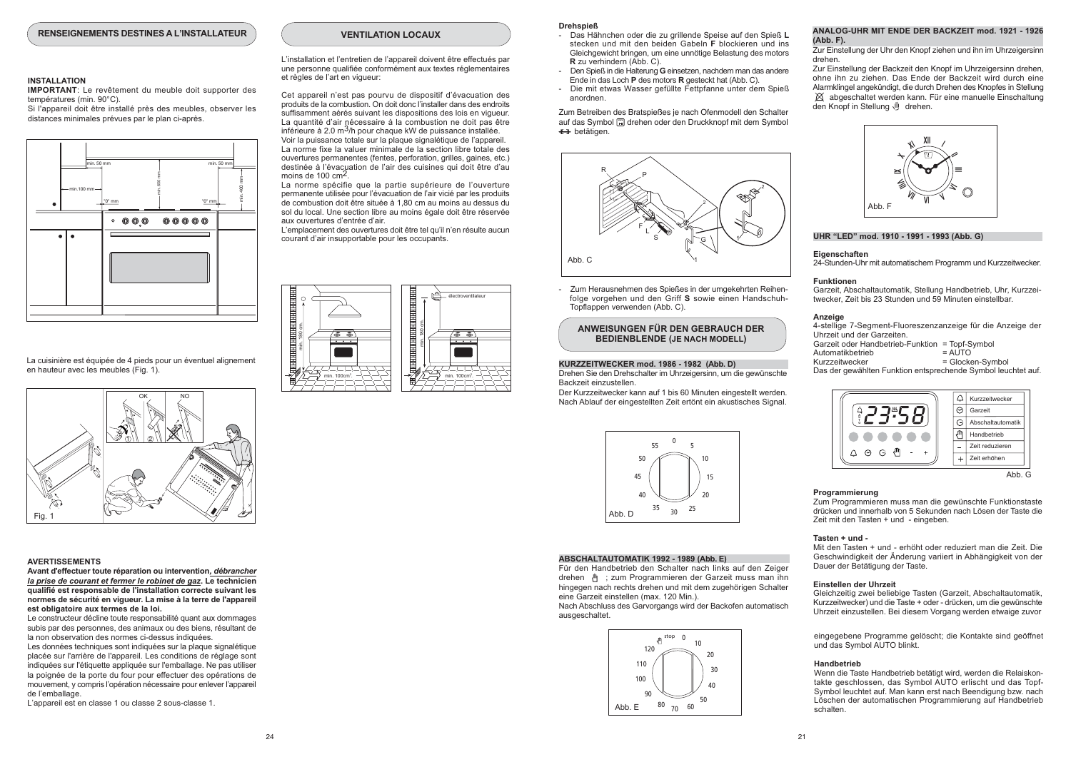## RENSEIGNEMENTS DESTINES A L'INSTALLATEUR

### INSTALLATION

**IMPORTANT**: Le revêtement du meuble doit supporter des températures (min. 90°C).

Si l'appareil doit être installé près des meubles, observer les distances minimales prévues par le plan ci-après.

min. 50 mm | min. 50 mm | min.100 mm | min. 650 mm | min. 400 mm | "0" mm | "0" mm

La cuisinière est équipée de 4 pieds pour un éventuel alignement en hauteur avec les meubles (Fig. 1).

OK | NO

Fig. 1

### AVERTISSEMENTS

**Avant d'effectuer toute réparation ou intervention, *débrancher la prise de courant et fermer le robinet de gaz*. Le technicien qualifié est responsable de l'installation correcte suivant les normes de sécurité en vigueur. La mise à la terre de l'appareil est obligatoire aux termes de la loi.**

Le constructeur décline toute responsabilité quant aux dommages subis par des personnes, des animaux ou des biens, résultant de la non observation des normes ci-dessus indiquées.

Les données techniques sont indiquées sur la plaque signalétique placée sur l'arrière de l'appareil. Les conditions de réglage sont indiquées sur l'étiquette appliquée sur l'emballage. Ne pas utiliser la poignée de la porte du four pour effectuer des opérations de mouvement, y compris l'opération nécessaire pour enlever l'appareil de l'emballage.

L'appareil est en classe 1 ou classe 2 sous-classe 1.

## VENTILATION LOCAUX

L'installation et l'entretien de l'appareil doivent être effectués par une personne qualifiée conformément aux textes réglementaires et règles de l'art en vigueur:

Cet appareil n'est pas pourvu de dispositif d'évacuation des produits de la combustion. On doit donc l'installer dans des endroits suffisamment aérés suivant les dispositions des lois en vigueur. La quantité d'air nécessaire à la combustion ne doit pas être inférieure à 2.0 $m^3$/h pour chaque kW de puissance installée.

Voir la puissance totale sur la plaque signalétique de l'appareil.

La norme fixe la valuer minimale de la section libre totale des ouvertures permanentes (fentes, perforation, grilles, gaines, etc.) destinée à l'évacuation de l'air des cuisines qui doit être d'au moins de 100 $cm^2$.

La norme spécifie que la partie supérieure de l'ouverture permanente utilisée pour l'évacuation de l'air vicié par les produits de combustion doit être située à 1,80 cm au moins au dessus du sol du local. Une section libre au moins égale doit être réservée aux ouvertures d'entrée d'air.

L'emplacement des ouvertures doit être tel qu'il n'en résulte aucun courant d'air insupportable pour les occupants.

min. 180 cm. | min. 100cm² | électroventilateur | min. 180 cm. | min. 100cm²

### Drehspieß

- Das Hähnchen oder die zu grillende Speise auf den Spieß **L** stecken und mit den beiden Gabeln **F** blockieren und ins Gleichgewicht bringen, um eine unnötige Belastung des motors **R** zu verhindern (Abb. C).
- Den Spieß in die Halterung **G** einsetzen, nachdem man das andere Ende in das Loch **P** des motors **R** gesteckt hat (Abb. C).
- Die mit etwas Wasser gefüllte Fettpfanne unter dem Spieß anordnen.

Zum Betreiben des Bratspießes je nach Ofenmodell den Schalter auf das Symbol drehen oder den Druckknopf mit dem Symbol betätigen.

Abb. C

- Zum Herausnehmen des Spießes in der umgekehrten Reihenfolge vorgehen und den Griff **S** sowie einen Handschuh-Topflappen verwenden (Abb. C).

## ANWEISUNGEN FÜR DEN GEBRAUCH DER BEDIENBLENDE (JE NACH MODELL)

### KURZZEITWECKER mod. 1986 - 1982 (Abb. D)

Drehen Sie den Drehschalter im Uhrzeigersinn, um die gewünschte Backzeit einzustellen.

Der Kurzzeitwecker kann auf 1 bis 60 Minuten eingestellt werden. Nach Ablauf der eingestellten Zeit ertönt ein akustisches Signal.

Abb. D

### ABSCHALTAUTOMATIK 1992 - 1989 (Abb. E)

Für den Handbetrieb den Schalter nach links auf den Zeiger drehen ; zum Programmieren der Garzeit muss man ihn hingegen nach rechts drehen und mit dem zugehörigen Schalter eine Garzeit einstellen (max. 120 Min.).

Nach Abschluss des Garvorgangs wird der Backofen automatisch ausgeschaltet.

Abb. E

### ANALOG-UHR MIT ENDE DER BACKZEIT mod. 1921 - 1926 (Abb. F).

Zur Einstellung der Uhr den Knopf ziehen und ihn im Uhrzeigersinn drehen.

Zur Einstellung der Backzeit den Knopf im Uhrzeigersinn drehen, ohne ihn zu ziehen. Das Ende der Backzeit wird durch eine Alarmklingel angekündigt, die durch Drehen des Knopfes in Stellung abgeschaltet werden kann. Für eine manuelle Einschaltung den Knopf in Stellung drehen.

Abb. F

### UHR "LED" mod. 1910 - 1991 - 1993 (Abb. G)

**Eigenschaften**

24-Stunden-Uhr mit automatischem Programm und Kurzzeitwecker.

**Funktionen**

Garzeit, Abschaltautomatik, Stellung Handbetrieb, Uhr, Kurzzeitwecker, Zeit bis 23 Stunden und 59 Minuten einstellbar.

**Anzeige**

4-stellige 7-Segment-Fluoreszenzanzeige für die Anzeige der Uhrzeit und der Garzeiten.

Garzeit oder Handbetrieb-Funktion = Topf-Symbol
Automatikbetrieb = AUTO
Kurzzeitwecker = Glocken-Symbol

Das der gewählten Funktion entsprechende Symbol leuchtet auf.

Kurzzeitwecker | Garzeit | Abschaltautomatik | Handbetrieb | Zeit reduzieren | Zeit erhöhen

Abb. G

**Programmierung**

Zum Programmieren muss man die gewünschte Funktionstaste drücken und innerhalb von 5 Sekunden nach Lösen der Taste die Zeit mit den Tasten + und - eingeben.

**Tasten + und -**

Mit den Tasten + und - erhöht oder reduziert man die Zeit. Die Geschwindigkeit der Änderung variiert in Abhängigkeit von der Dauer der Betätigung der Taste.

**Einstellen der Uhrzeit**

Gleichzeitig zwei beliebige Tasten (Garzeit, Abschaltautomatik, Kurzzeitwecker) und die Taste + oder - drücken, um die gewünschte Uhrzeit einzustellen. Bei diesem Vorgang werden etwaige zuvor eingegebene Programme gelöscht; die Kontakte sind geöffnet und das Symbol AUTO blinkt.

**Handbetrieb**

Wenn die Taste Handbetrieb betätigt wird, werden die Relaiskontakte geschlossen, das Symbol AUTO erlischt und das Topf-Symbol leuchtet auf. Man kann erst nach Beendigung bzw. nach Löschen der automatischen Programmierung auf Handbetrieb schalten.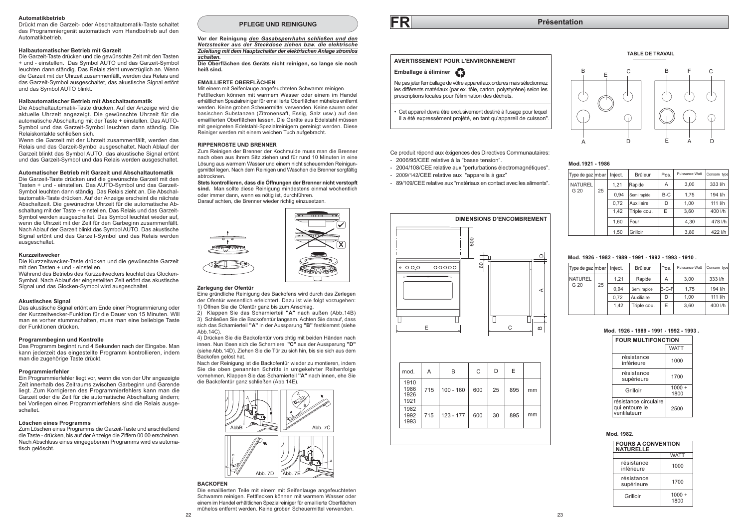**Automatikbetrieb**

Drückt man die Garzeit- oder Abschaltautomatik-Taste schaltet das Programmiergerät automatisch vom Handbetrieb auf den Automatikbetrieb.

**Halbautomatischer Betrieb mit Garzeit**

Die Garzeit-Taste drücken und die gewünschte Zeit mit den Tasten + und - einstellen. Das Symbol AUTO und das Garzeit-Symbol leuchten dann ständig. Das Relais zieht unverzüglich an. Wenn die Garzeit mit der Uhrzeit zusammenfällt, werden das Relais und das Garzeit-Symbol ausgeschaltet, das akustische Signal ertönt und das Symbol AUTO blinkt.

**Halbautomatischer Betrieb mit Abschaltautomatik**

Die Abschaltautomatik-Taste drücken. Auf der Anzeige wird die aktuelle Uhrzeit angezeigt. Die gewünschte Uhrzeit für die automatische Abschaltung mit der Taste + einstellen. Das AUTO-Symbol und das Garzeit-Symbol leuchten dann ständig. Die Relaiskontakte schließen sich.

Wenn die Garzeit mit der Uhrzeit zusammenfällt, werden das Relais und das Garzeit-Symbol ausgeschaltet. Nach Ablauf der Garzeit blinkt das Symbol AUTO, das akustische Signal ertönt und das Garzeit-Symbol und das Relais werden ausgeschaltet.

**Automatischer Betrieb mit Garzeit und Abschaltautomatik**

Die Garzeit-Taste drücken und die gewünschte Zeit mit den Tasten + und - einstellen. Das AUTO-Symbol und das Garzeit-Symbol leuchten dann ständig. Das Relais zieht an. Die Abschaltautomatik-Taste drücken. Auf der Anzeige erscheint die nächste Abschaltzeit. Die gewünschte Uhrzeit für die automatische Abschaltung mit der Taste + einstellen. Das Relais und das Garzeit-Symbol werden ausgeschaltet. Das Symbol leuchtet wieder auf, wenn die Uhrzeit mit der Zeit für den Garbeginn zusammenfällt. Nach Ablauf der Garzeit blinkt das Symbol AUTO. Das akustische Signal ertönt und das Garzeit-Symbol und das Relais werden ausgeschaltet.

**Kurzzeitwecker**

Die Kurzzeitwecker-Taste drücken und die gewünschte Garzeit mit den Tasten + und - einstellen.

Während des Betriebs des Kurzzeitweckers leuchtet das Glocken-Symbol. Nach Ablauf der eingestellten Zeit ertönt das akustische Signal und das Glocken-Symbol wird ausgeschaltet.

**Akustisches Signal**

Das akustische Signal ertönt am Ende einer Programmierung oder der Kurzzeitwecker-Funktion für die Dauer von 15 Minuten. Will man es vorher stummschalten, muss man eine beliebige Taste der Funktionen drücken.

**Programmbeginn und Kontrolle**

Das Programm beginnt rund 4 Sekunden nach der Eingabe. Man kann jederzeit das eingestellte Programm kontrollieren, indem man die zugehörige Taste drückt.

**Programmierfehler**

Ein Programmierfehler liegt vor, wenn die von der Uhr angezeigte Zeit innerhalb des Zeitraums zwischen Garbeginn und Garende liegt. Zum Korrigieren des Programmierfehlers kann man die Garzeit oder die Zeit für die automatische Abschaltung ändern; bei Vorliegen eines Programmierfehlers sind die Relais ausgeschaltet.

**Löschen eines Programms**

Zum Löschen eines Programms die Garzeit-Taste und anschließend die Taste - drücken, bis auf der Anzeige die Ziffern 00 00 erscheinen. Nach Abschluss eines eingegebenen Programms wird es automatisch gelöscht.

## PFLEGE UND REINIGUNG

**Vor der Reinigung** ***den Gasabsperrhahn schließen und den Netzstecker aus der Steckdose ziehen bzw. die elektrische Zuleitung mit dem Hauptschalter der elektrischen Anlage stromlos schalten.***

**Die Oberflächen des Geräts nicht reinigen, so lange sie noch heiß sind.**

**EMAILLIERTE OBERFLÄCHEN**

Mit einem mit Seifenlauge angefeuchteten Schwamm reinigen. Fettflecken können mit warmem Wasser oder einem im Handel erhältlichen Spezialreiniger für emaillierte Oberflächen mühelos entfernt werden. Keine groben Scheuermittel verwenden. Keine sauren oder basischen Substanzen (Zitronensaft, Essig, Salz usw.) auf den emaillierten Oberflächen lassen. Die Geräte aus Edelstahl müssen mit geeigneten Edelstahl-Spezialreinigern gereinigt werden. Diese Reiniger werden mit einem weichen Tuch aufgebracht.

**RIPPENROSTE UND BRENNER**

Zum Reinigen der Brenner der Kochmulde muss man die Brenner nach oben aus ihrem Sitz ziehen und für rund 10 Minuten in eine Lösung aus warmem Wasser und einem nicht scheuernden Reinigungsmittel legen. Nach dem Reinigen und Waschen die Brenner sorgfältig abtrocknen.

**Stets kontrollieren, dass die Öffnungen der Brenner nicht verstopft sind.** Man sollte diese Reinigung mindestens einmal wöchentlich oder immer dann, wenn es nötig ist, durchführen.

Darauf achten, die Brenner wieder richtig einzusetzen.

**Zerlegung der Ofentür**

Eine gründliche Reinigung des Backofens wird durch das Zerlegen der Ofentür wesentlich erleichtert. Dazu ist wie folgt vorzugehen:

1) Öffnen Sie die Ofentür ganz bis zum Anschlag.

2) Klappen Sie das Scharnierteil **"A"** nach außen (Abb.14B)

3) Schließen Sie die Backofentür langsam. Achten Sie darauf, dass sich das Scharnierteil **"A"** in der Aussparung **"B"** festklemmt (siehe Abb.14C).

4) Drücken Sie die Backofentür vorsichtig mit beiden Händen nach innen. Nun lösen sich die Scharniere **"C"** aus der Aussparung **"D"** (siehe Abb.14D). Ziehen Sie die Tür zu sich hin, bis sie sich aus dem Backofen gelöst hat.

Nach der Reinigung ist die Backofentür wieder zu montieren, indem Sie die oben genannten Schritte in umgekehrter Reihenfolge vornehmen. Klappen Sie das Scharnierteil **"A"** nach innen, ehe Sie die Backofentür ganz schließen (Abb.14E).

AbbB    Abb. 7C    Abb. 7D    Abb. 7E

**BACKOFEN**

Die emaillierten Teile mit einem mit Seifenlauge angefeuchteten Schwamm reinigen. Fettflecken können mit warmem Wasser oder einem im Handel erhältlichen Spezialreiniger für emaillierte Oberflächen mühelos entfernt werden. Keine groben Scheuermittel verwenden.

# FR Présentation

**AVERTISSEMENT POUR L'ENVIRONNEMENT**

**Emballage à éliminer**

Ne pas jeter l'emballage de vôtre appareil aux ordures mais sélectionnez les différents matériaux (par ex. tôle, carton, polystyrène) selon les prescriptions locales pour l'élimination des déchets.

- Cet appareil devra être exclusivement destiné à l'usage pour lequel il a été expressément projeté, en tant qu'appareil de cuisson".

Ce produit répond aux éxigences des Directives Communautaires:

- 2006/95/CEE relative à la "basse tension".
- 2004/108/CEE relative aux "perturbations électromagnétiques".
- 2009/142/CEE relative aux "appareils à gaz"
- 89/109/CEE relative aux "matériaux en contact avec les aliments".

**DIMENSIONS D'ENCOMBREMENT**

600    60    D    A    B    E    C

| mod. | A | B | C | D | E | |
|---|---|---|---|---|---|---|
| 1910 1986 1926 1921 | 715 | 100 - 160 | 600 | 25 | 895 | mm |
| 1982 1992 1993 | 715 | 123 - 177 | 600 | 30 | 895 | mm |

**TABLE DE TRAVAIL**

B E C A D    B F C E A D

**Mod.1921 - 1986**

| Type de gaz | mbar | Inject. | Brûleur | Pos. | Puissance Watt | Consom type |
|---|---|---|---|---|---|---|
| NATUREL G 20 | 25 | 1,21 | Rapide | A | 3,00 | 333 l/h |
| | | 0,94 | Semi rapide | B-C | 1,75 | 194 l/h |
| | | 0,72 | Auxiliaire | D | 1,00 | 111 l/h |
| | | 1,42 | Triple cou. | E | 3,60 | 400 l/h |
| | | 1,60 | Four | | 4,30 | 478 l/h |
| | | 1,50 | Grilloir | | 3,80 | 422 l/h |

**Mod. 1926 - 1982 - 1989 - 1991 - 1992 - 1993 - 1910 .**

| Type de gaz | mbar | Inject. | Brûleur | Pos. | Puissance Watt | Consom type |
|---|---|---|---|---|---|---|
| NATUREL G 20 | 25 | 1,21 | Rapide | A | 3,00 | 333 l/h |
| | | 0,94 | Semi rapide | B-C-F | 1,75 | 194 l/h |
| | | 0,72 | Auxiliaire | D | 1,00 | 111 l/h |
| | | 1,42 | Triple cou. | E | 3,60 | 400 l/h |

**Mod. 1926 - 1989 - 1991 - 1992 - 1993 .**

| FOUR MULTIFONCTION | |
|---|---|
| | WATT |
| résistance inférieure | 1000 |
| résistance supérieure | 1700 |
| Grilloir | 1000 + 1800 |
| résistance circulaire qui entoure le ventilateurr | 2500 |

**Mod. 1982.**

| FOURS A CONVENTION NATURELLE | |
|---|---|
| | WATT |
| résistance inférieure | 1000 |
| résistance supérieure | 1700 |
| Grilloir | 1000 + 1800 |